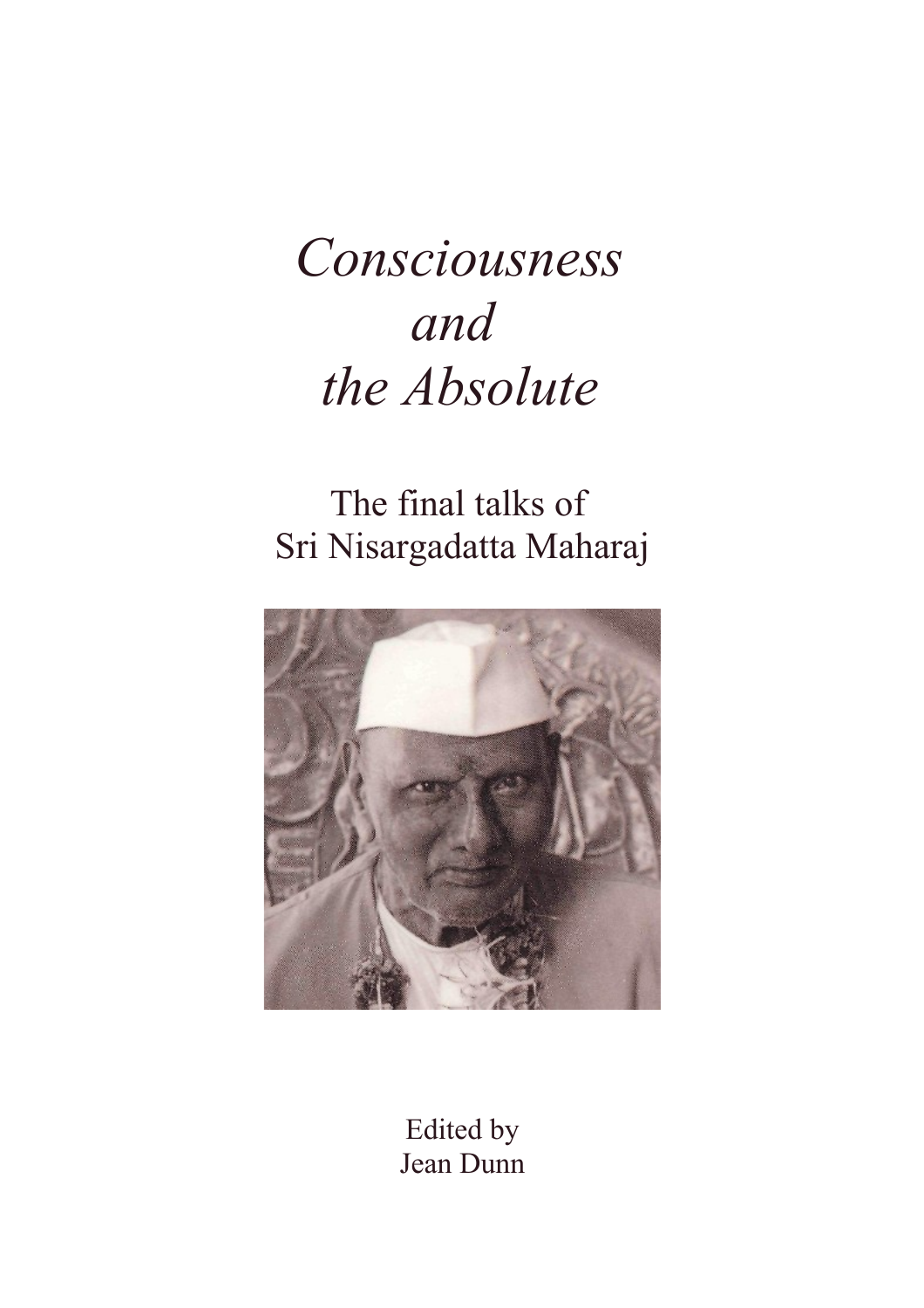# *Consciousness and the Absolute*

## The final talks of Sri Nisargadatta Maharaj

Edited by
Jean Dunn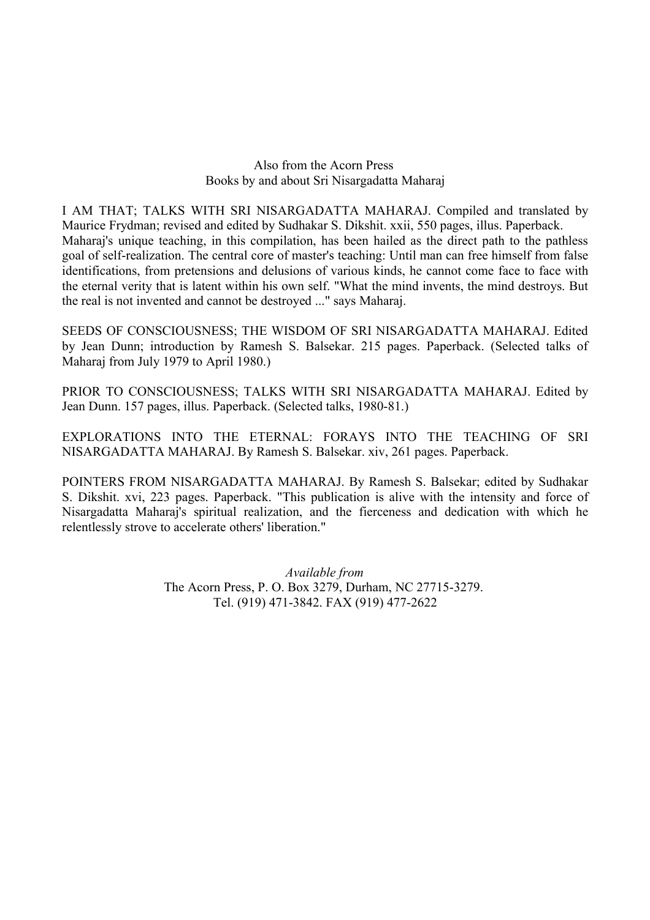Also from the Acorn Press
Books by and about Sri Nisargadatta Maharaj

I AM THAT; TALKS WITH SRI NISARGADATTA MAHARAJ. Compiled and translated by Maurice Frydman; revised and edited by Sudhakar S. Dikshit. xxii, 550 pages, illus. Paperback. Maharaj's unique teaching, in this compilation, has been hailed as the direct path to the pathless goal of self-realization. The central core of master's teaching: Until man can free himself from false identifications, from pretensions and delusions of various kinds, he cannot come face to face with the eternal verity that is latent within his own self. "What the mind invents, the mind destroys. But the real is not invented and cannot be destroyed ..." says Maharaj.

SEEDS OF CONSCIOUSNESS; THE WISDOM OF SRI NISARGADATTA MAHARAJ. Edited by Jean Dunn; introduction by Ramesh S. Balsekar. 215 pages. Paperback. (Selected talks of Maharaj from July 1979 to April 1980.)

PRIOR TO CONSCIOUSNESS; TALKS WITH SRI NISARGADATTA MAHARAJ. Edited by Jean Dunn. 157 pages, illus. Paperback. (Selected talks, 1980-81.)

EXPLORATIONS INTO THE ETERNAL: FORAYS INTO THE TEACHING OF SRI NISARGADATTA MAHARAJ. By Ramesh S. Balsekar. xiv, 261 pages. Paperback.

POINTERS FROM NISARGADATTA MAHARAJ. By Ramesh S. Balsekar; edited by Sudhakar S. Dikshit. xvi, 223 pages. Paperback. "This publication is alive with the intensity and force of Nisargadatta Maharaj's spiritual realization, and the fierceness and dedication with which he relentlessly strove to accelerate others' liberation."

*Available from*
The Acorn Press, P. O. Box 3279, Durham, NC 27715-3279.
Tel. (919) 471-3842. FAX (919) 477-2622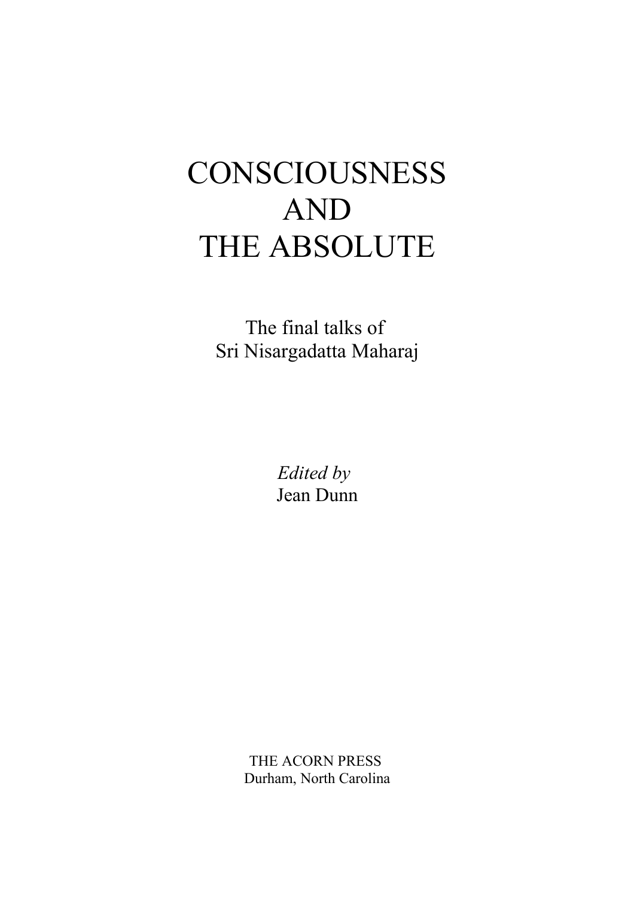# CONSCIOUSNESS AND THE ABSOLUTE

The final talks of
Sri Nisargadatta Maharaj

*Edited by*
Jean Dunn

THE ACORN PRESS
Durham, North Carolina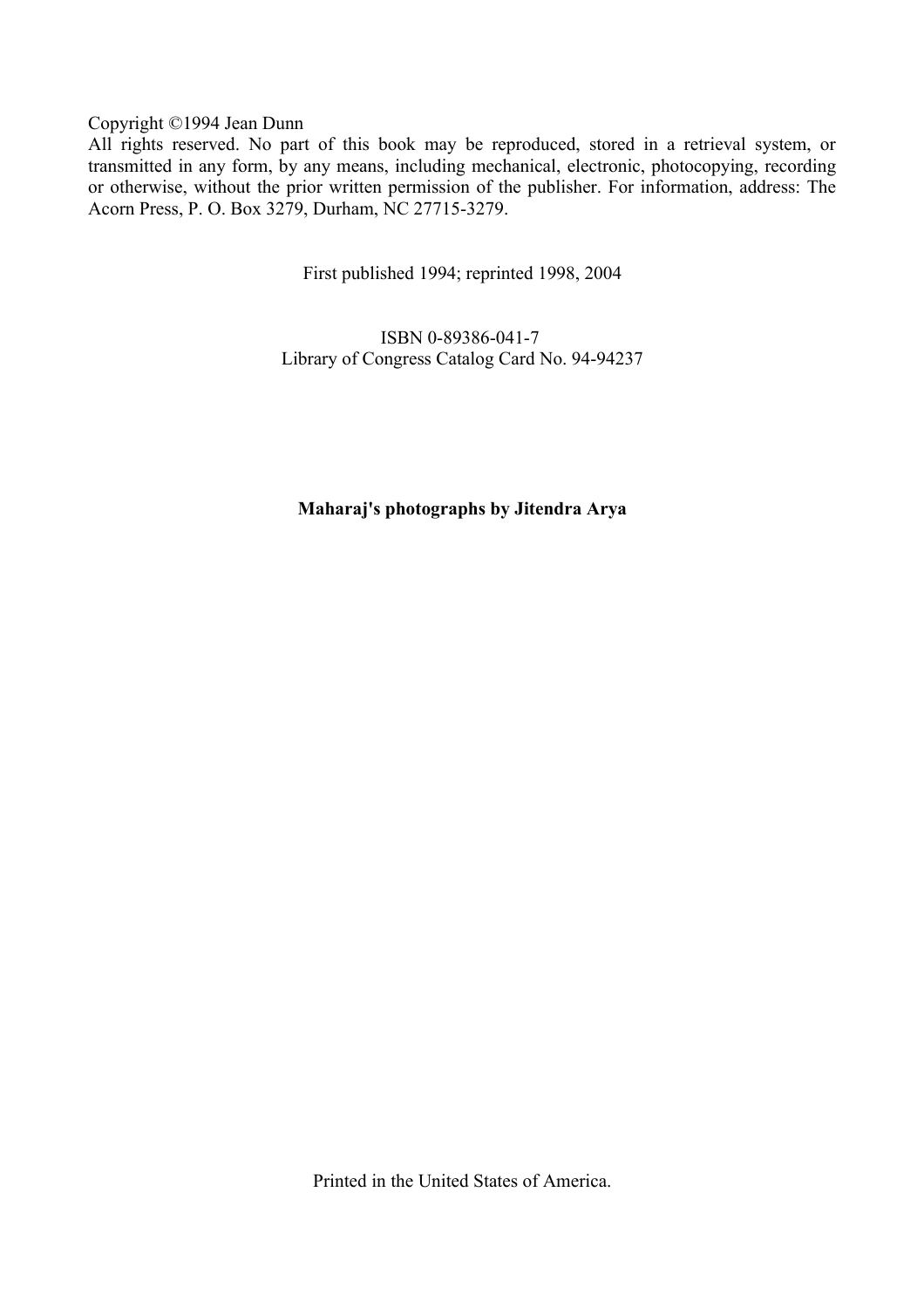Copyright ©1994 Jean Dunn

All rights reserved. No part of this book may be reproduced, stored in a retrieval system, or transmitted in any form, by any means, including mechanical, electronic, photocopying, recording or otherwise, without the prior written permission of the publisher. For information, address: The Acorn Press, P. O. Box 3279, Durham, NC 27715-3279.

First published 1994; reprinted 1998, 2004

ISBN 0-89386-041-7
Library of Congress Catalog Card No. 94-94237

**Maharaj's photographs by Jitendra Arya**

Printed in the United States of America.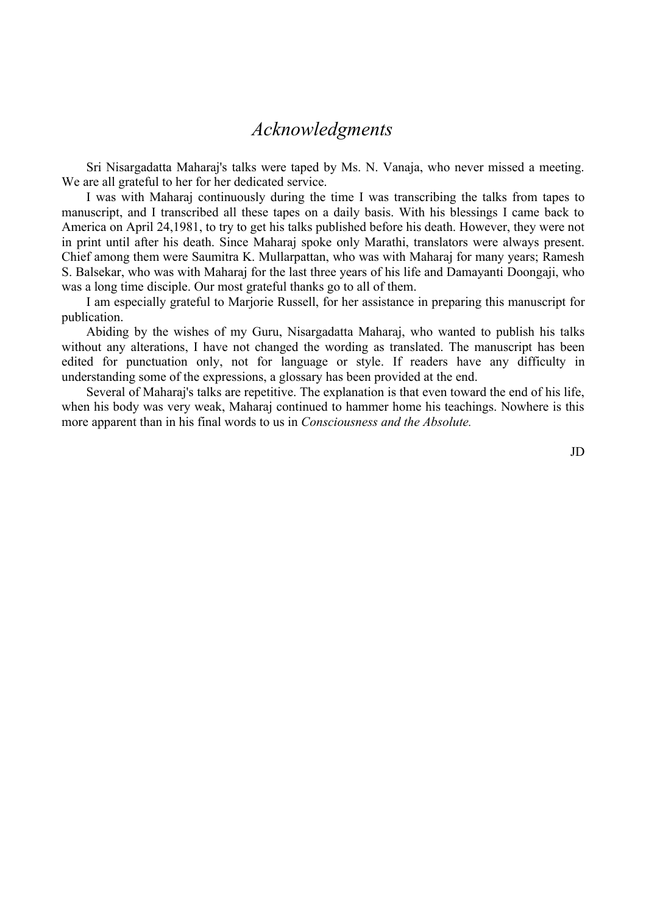# *Acknowledgments*

Sri Nisargadatta Maharaj's talks were taped by Ms. N. Vanaja, who never missed a meeting. We are all grateful to her for her dedicated service.

I was with Maharaj continuously during the time I was transcribing the talks from tapes to manuscript, and I transcribed all these tapes on a daily basis. With his blessings I came back to America on April 24,1981, to try to get his talks published before his death. However, they were not in print until after his death. Since Maharaj spoke only Marathi, translators were always present. Chief among them were Saumitra K. Mullarpattan, who was with Maharaj for many years; Ramesh S. Balsekar, who was with Maharaj for the last three years of his life and Damayanti Doongaji, who was a long time disciple. Our most grateful thanks go to all of them.

I am especially grateful to Marjorie Russell, for her assistance in preparing this manuscript for publication.

Abiding by the wishes of my Guru, Nisargadatta Maharaj, who wanted to publish his talks without any alterations, I have not changed the wording as translated. The manuscript has been edited for punctuation only, not for language or style. If readers have any difficulty in understanding some of the expressions, a glossary has been provided at the end.

Several of Maharaj's talks are repetitive. The explanation is that even toward the end of his life, when his body was very weak, Maharaj continued to hammer home his teachings. Nowhere is this more apparent than in his final words to us in *Consciousness and the Absolute.*

JD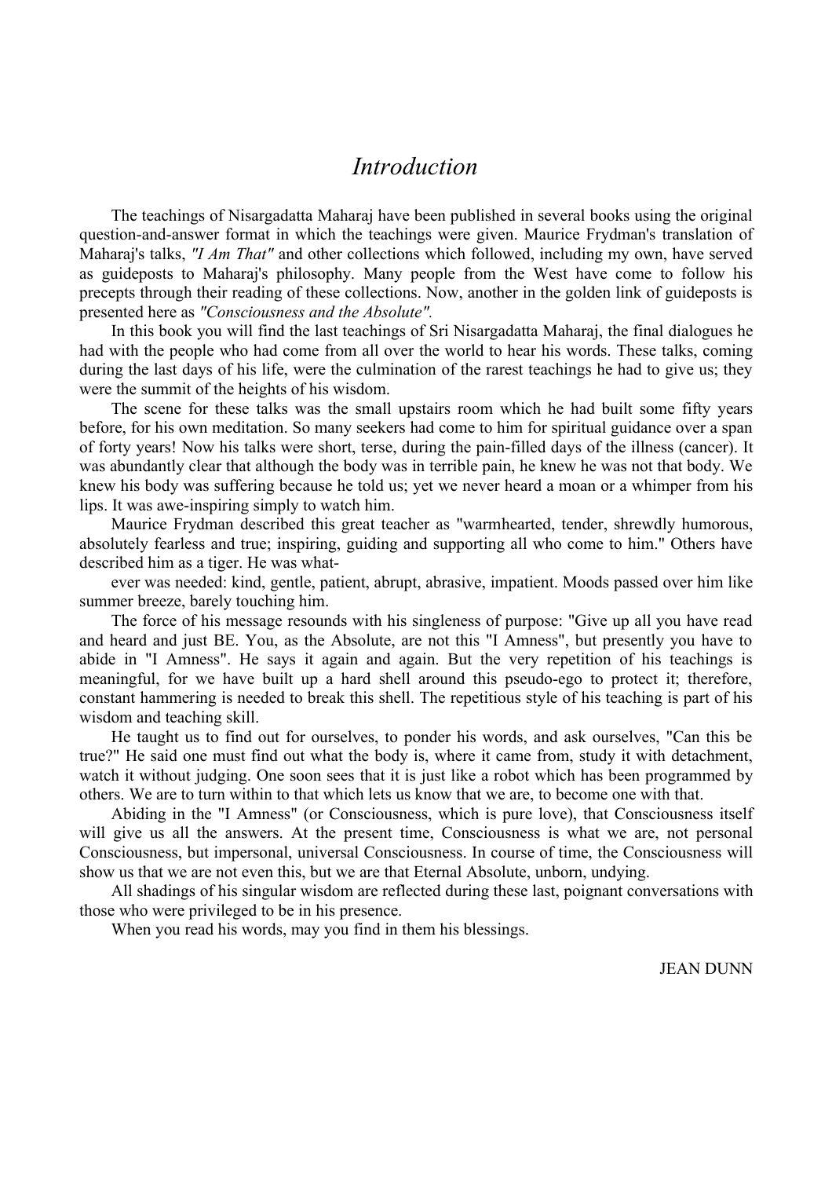# *Introduction*

The teachings of Nisargadatta Maharaj have been published in several books using the original question-and-answer format in which the teachings were given. Maurice Frydman's translation of Maharaj's talks, *"I Am That"* and other collections which followed, including my own, have served as guideposts to Maharaj's philosophy. Many people from the West have come to follow his precepts through their reading of these collections. Now, another in the golden link of guideposts is presented here as *"Consciousness and the Absolute".*

In this book you will find the last teachings of Sri Nisargadatta Maharaj, the final dialogues he had with the people who had come from all over the world to hear his words. These talks, coming during the last days of his life, were the culmination of the rarest teachings he had to give us; they were the summit of the heights of his wisdom.

The scene for these talks was the small upstairs room which he had built some fifty years before, for his own meditation. So many seekers had come to him for spiritual guidance over a span of forty years! Now his talks were short, terse, during the pain-filled days of the illness (cancer). It was abundantly clear that although the body was in terrible pain, he knew he was not that body. We knew his body was suffering because he told us; yet we never heard a moan or a whimper from his lips. It was awe-inspiring simply to watch him.

Maurice Frydman described this great teacher as "warmhearted, tender, shrewdly humorous, absolutely fearless and true; inspiring, guiding and supporting all who come to him." Others have described him as a tiger. He was what-

ever was needed: kind, gentle, patient, abrupt, abrasive, impatient. Moods passed over him like summer breeze, barely touching him.

The force of his message resounds with his singleness of purpose: "Give up all you have read and heard and just BE. You, as the Absolute, are not this "I Amness", but presently you have to abide in "I Amness". He says it again and again. But the very repetition of his teachings is meaningful, for we have built up a hard shell around this pseudo-ego to protect it; therefore, constant hammering is needed to break this shell. The repetitious style of his teaching is part of his wisdom and teaching skill.

He taught us to find out for ourselves, to ponder his words, and ask ourselves, "Can this be true?" He said one must find out what the body is, where it came from, study it with detachment, watch it without judging. One soon sees that it is just like a robot which has been programmed by others. We are to turn within to that which lets us know that we are, to become one with that.

Abiding in the "I Amness" (or Consciousness, which is pure love), that Consciousness itself will give us all the answers. At the present time, Consciousness is what we are, not personal Consciousness, but impersonal, universal Consciousness. In course of time, the Consciousness will show us that we are not even this, but we are that Eternal Absolute, unborn, undying.

All shadings of his singular wisdom are reflected during these last, poignant conversations with those who were privileged to be in his presence.

When you read his words, may you find in them his blessings.

JEAN DUNN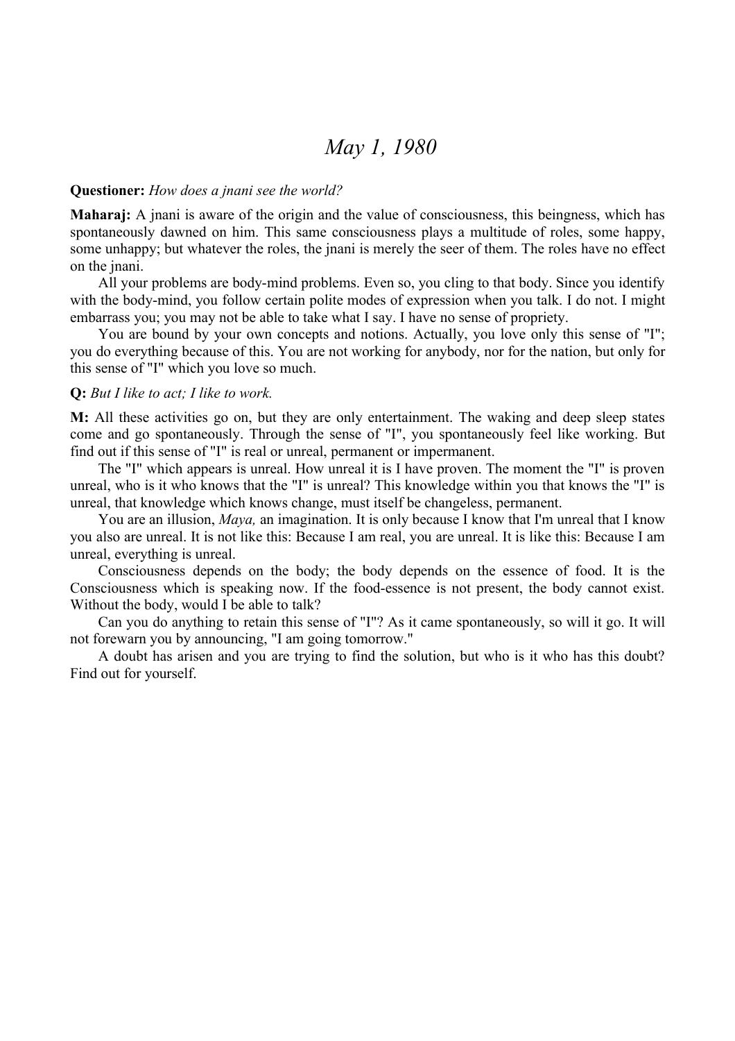# *May 1, 1980*

**Questioner:** *How does a jnani see the world?*

**Maharaj:** A jnani is aware of the origin and the value of consciousness, this beingness, which has spontaneously dawned on him. This same consciousness plays a multitude of roles, some happy, some unhappy; but whatever the roles, the jnani is merely the seer of them. The roles have no effect on the jnani.

All your problems are body-mind problems. Even so, you cling to that body. Since you identify with the body-mind, you follow certain polite modes of expression when you talk. I do not. I might embarrass you; you may not be able to take what I say. I have no sense of propriety.

You are bound by your own concepts and notions. Actually, you love only this sense of "I"; you do everything because of this. You are not working for anybody, nor for the nation, but only for this sense of "I" which you love so much.

**Q:** *But I like to act; I like to work.*

**M:** All these activities go on, but they are only entertainment. The waking and deep sleep states come and go spontaneously. Through the sense of "I", you spontaneously feel like working. But find out if this sense of "I" is real or unreal, permanent or impermanent.

The "I" which appears is unreal. How unreal it is I have proven. The moment the "I" is proven unreal, who is it who knows that the "I" is unreal? This knowledge within you that knows the "I" is unreal, that knowledge which knows change, must itself be changeless, permanent.

You are an illusion, *Maya,* an imagination. It is only because I know that I'm unreal that I know you also are unreal. It is not like this: Because I am real, you are unreal. It is like this: Because I am unreal, everything is unreal.

Consciousness depends on the body; the body depends on the essence of food. It is the Consciousness which is speaking now. If the food-essence is not present, the body cannot exist. Without the body, would I be able to talk?

Can you do anything to retain this sense of "I"? As it came spontaneously, so will it go. It will not forewarn you by announcing, "I am going tomorrow."

A doubt has arisen and you are trying to find the solution, but who is it who has this doubt? Find out for yourself.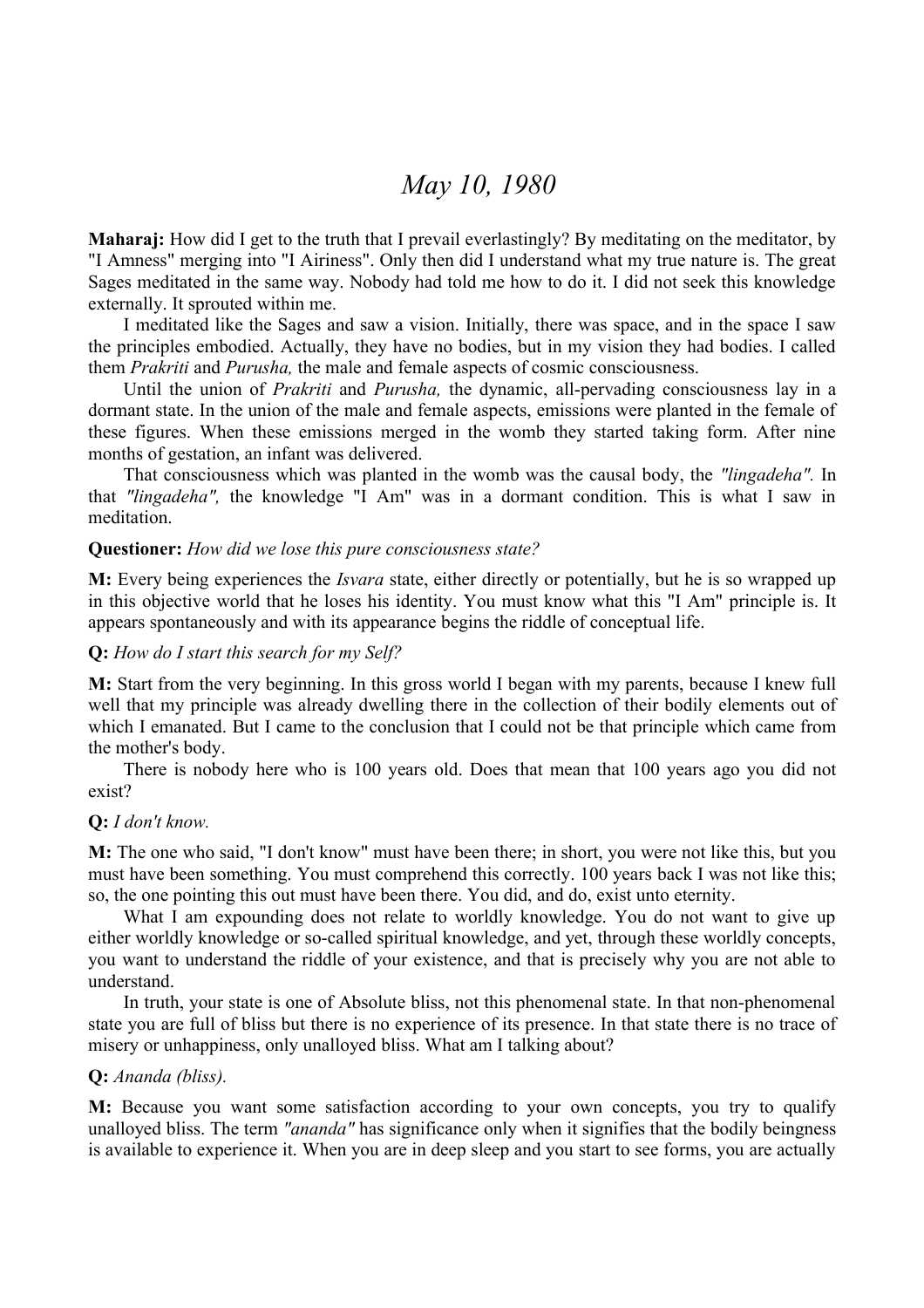# *May 10, 1980*

**Maharaj:** How did I get to the truth that I prevail everlastingly? By meditating on the meditator, by "I Amness" merging into "I Airiness". Only then did I understand what my true nature is. The great Sages meditated in the same way. Nobody had told me how to do it. I did not seek this knowledge externally. It sprouted within me.

I meditated like the Sages and saw a vision. Initially, there was space, and in the space I saw the principles embodied. Actually, they have no bodies, but in my vision they had bodies. I called them *Prakriti* and *Purusha,* the male and female aspects of cosmic consciousness.

Until the union of *Prakriti* and *Purusha,* the dynamic, all-pervading consciousness lay in a dormant state. In the union of the male and female aspects, emissions were planted in the female of these figures. When these emissions merged in the womb they started taking form. After nine months of gestation, an infant was delivered.

That consciousness which was planted in the womb was the causal body, the *"lingadeha".* In that *"lingadeha",* the knowledge "I Am" was in a dormant condition. This is what I saw in meditation.

**Questioner:** *How did we lose this pure consciousness state?*

**M:** Every being experiences the *Isvara* state, either directly or potentially, but he is so wrapped up in this objective world that he loses his identity. You must know what this "I Am" principle is. It appears spontaneously and with its appearance begins the riddle of conceptual life.

**Q:** *How do I start this search for my Self?*

**M:** Start from the very beginning. In this gross world I began with my parents, because I knew full well that my principle was already dwelling there in the collection of their bodily elements out of which I emanated. But I came to the conclusion that I could not be that principle which came from the mother's body.

There is nobody here who is 100 years old. Does that mean that 100 years ago you did not exist?

**Q:** *I don't know.*

**M:** The one who said, "I don't know" must have been there; in short, you were not like this, but you must have been something. You must comprehend this correctly. 100 years back I was not like this; so, the one pointing this out must have been there. You did, and do, exist unto eternity.

What I am expounding does not relate to worldly knowledge. You do not want to give up either worldly knowledge or so-called spiritual knowledge, and yet, through these worldly concepts, you want to understand the riddle of your existence, and that is precisely why you are not able to understand.

In truth, your state is one of Absolute bliss, not this phenomenal state. In that non-phenomenal state you are full of bliss but there is no experience of its presence. In that state there is no trace of misery or unhappiness, only unalloyed bliss. What am I talking about?

**Q:** *Ananda (bliss).*

**M:** Because you want some satisfaction according to your own concepts, you try to qualify unalloyed bliss. The term *"ananda"* has significance only when it signifies that the bodily beingness is available to experience it. When you are in deep sleep and you start to see forms, you are actually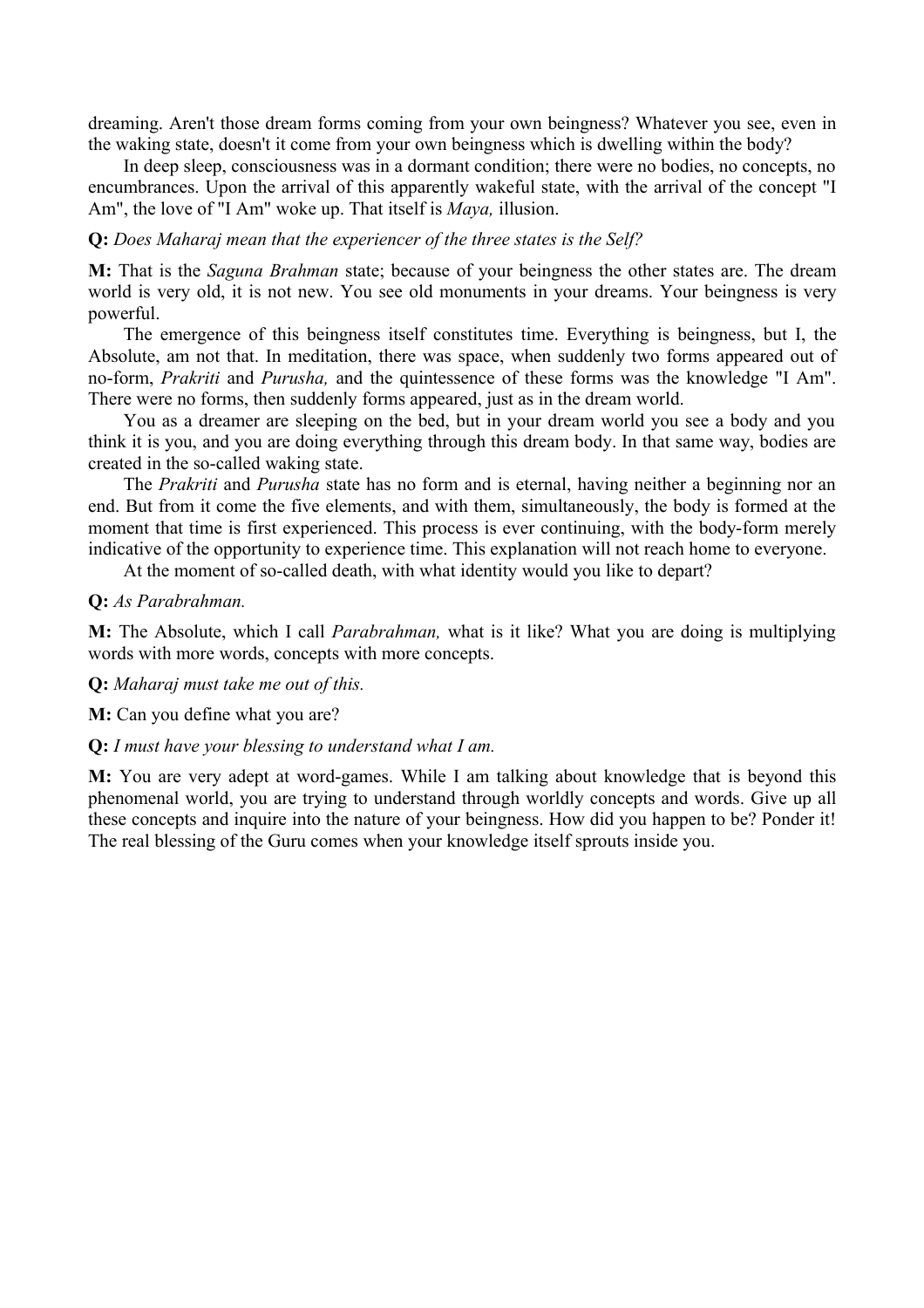dreaming. Aren't those dream forms coming from your own beingness? Whatever you see, even in the waking state, doesn't it come from your own beingness which is dwelling within the body?

In deep sleep, consciousness was in a dormant condition; there were no bodies, no concepts, no encumbrances. Upon the arrival of this apparently wakeful state, with the arrival of the concept "I Am", the love of "I Am" woke up. That itself is *Maya,* illusion.

**Q:** *Does Maharaj mean that the experiencer of the three states is the Self?*

**M:** That is the *Saguna Brahman* state; because of your beingness the other states are. The dream world is very old, it is not new. You see old monuments in your dreams. Your beingness is very powerful.

The emergence of this beingness itself constitutes time. Everything is beingness, but I, the Absolute, am not that. In meditation, there was space, when suddenly two forms appeared out of no-form, *Prakriti* and *Purusha,* and the quintessence of these forms was the knowledge "I Am". There were no forms, then suddenly forms appeared, just as in the dream world.

You as a dreamer are sleeping on the bed, but in your dream world you see a body and you think it is you, and you are doing everything through this dream body. In that same way, bodies are created in the so-called waking state.

The *Prakriti* and *Purusha* state has no form and is eternal, having neither a beginning nor an end. But from it come the five elements, and with them, simultaneously, the body is formed at the moment that time is first experienced. This process is ever continuing, with the body-form merely indicative of the opportunity to experience time. This explanation will not reach home to everyone.

At the moment of so-called death, with what identity would you like to depart?

**Q:** *As Parabrahman.*

**M:** The Absolute, which I call *Parabrahman,* what is it like? What you are doing is multiplying words with more words, concepts with more concepts.

**Q:** *Maharaj must take me out of this.*

**M:** Can you define what you are?

**Q:** *I must have your blessing to understand what I am.*

**M:** You are very adept at word-games. While I am talking about knowledge that is beyond this phenomenal world, you are trying to understand through worldly concepts and words. Give up all these concepts and inquire into the nature of your beingness. How did you happen to be? Ponder it! The real blessing of the Guru comes when your knowledge itself sprouts inside you.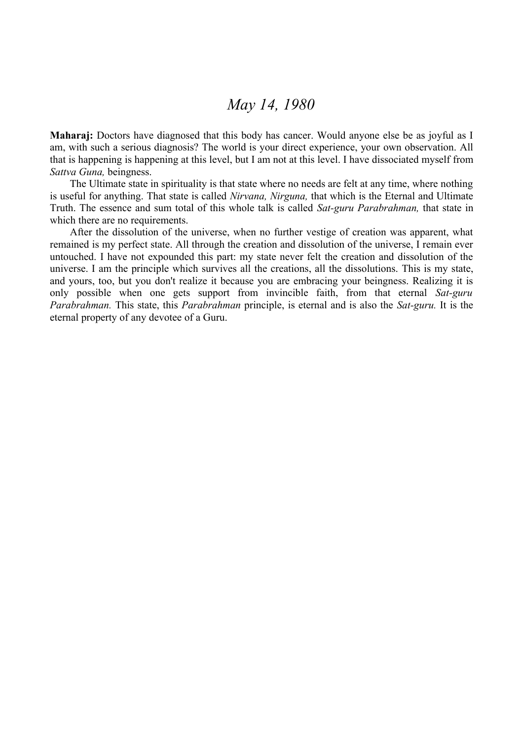# *May 14, 1980*

**Maharaj:** Doctors have diagnosed that this body has cancer. Would anyone else be as joyful as I am, with such a serious diagnosis? The world is your direct experience, your own observation. All that is happening is happening at this level, but I am not at this level. I have dissociated myself from *Sattva Guna,* beingness.

The Ultimate state in spirituality is that state where no needs are felt at any time, where nothing is useful for anything. That state is called *Nirvana, Nirguna,* that which is the Eternal and Ultimate Truth. The essence and sum total of this whole talk is called *Sat-guru Parabrahman,* that state in which there are no requirements.

After the dissolution of the universe, when no further vestige of creation was apparent, what remained is my perfect state. All through the creation and dissolution of the universe, I remain ever untouched. I have not expounded this part: my state never felt the creation and dissolution of the universe. I am the principle which survives all the creations, all the dissolutions. This is my state, and yours, too, but you don't realize it because you are embracing your beingness. Realizing it is only possible when one gets support from invincible faith, from that eternal *Sat-guru Parabrahman.* This state, this *Parabrahman* principle, is eternal and is also the *Sat-guru.* It is the eternal property of any devotee of a Guru.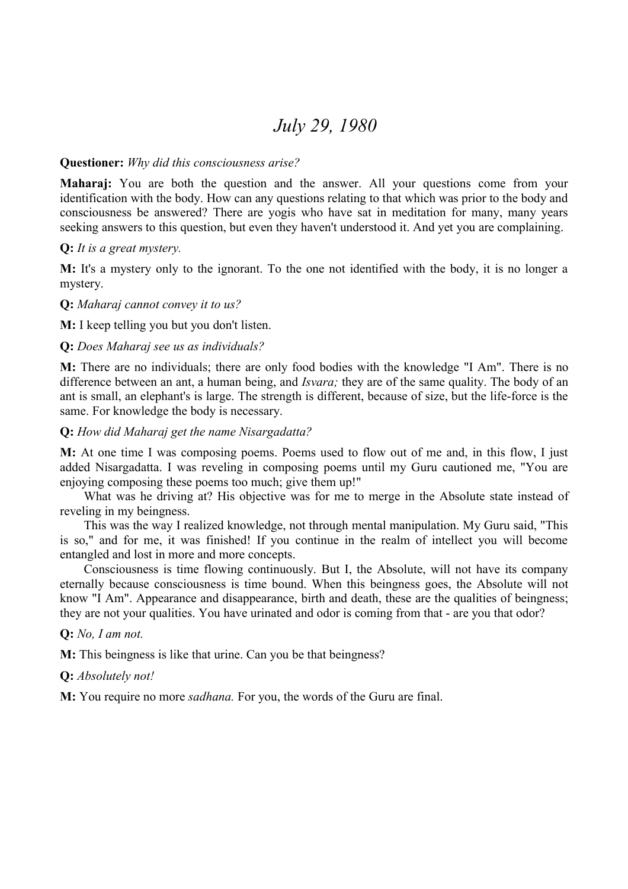# *July 29, 1980*

**Questioner:** *Why did this consciousness arise?*

**Maharaj:** You are both the question and the answer. All your questions come from your identification with the body. How can any questions relating to that which was prior to the body and consciousness be answered? There are yogis who have sat in meditation for many, many years seeking answers to this question, but even they haven't understood it. And yet you are complaining.

**Q:** *It is a great mystery.*

**M:** It's a mystery only to the ignorant. To the one not identified with the body, it is no longer a mystery.

**Q:** *Maharaj cannot convey it to us?*

**M:** I keep telling you but you don't listen.

**Q:** *Does Maharaj see us as individuals?*

**M:** There are no individuals; there are only food bodies with the knowledge "I Am". There is no difference between an ant, a human being, and *Isvara;* they are of the same quality. The body of an ant is small, an elephant's is large. The strength is different, because of size, but the life-force is the same. For knowledge the body is necessary.

**Q:** *How did Maharaj get the name Nisargadatta?*

**M:** At one time I was composing poems. Poems used to flow out of me and, in this flow, I just added Nisargadatta. I was reveling in composing poems until my Guru cautioned me, "You are enjoying composing these poems too much; give them up!"

What was he driving at? His objective was for me to merge in the Absolute state instead of reveling in my beingness.

This was the way I realized knowledge, not through mental manipulation. My Guru said, "This is so," and for me, it was finished! If you continue in the realm of intellect you will become entangled and lost in more and more concepts.

Consciousness is time flowing continuously. But I, the Absolute, will not have its company eternally because consciousness is time bound. When this beingness goes, the Absolute will not know "I Am". Appearance and disappearance, birth and death, these are the qualities of beingness; they are not your qualities. You have urinated and odor is coming from that - are you that odor?

**Q:** *No, I am not.*

**M:** This beingness is like that urine. Can you be that beingness?

**Q:** *Absolutely not!*

**M:** You require no more *sadhana.* For you, the words of the Guru are final.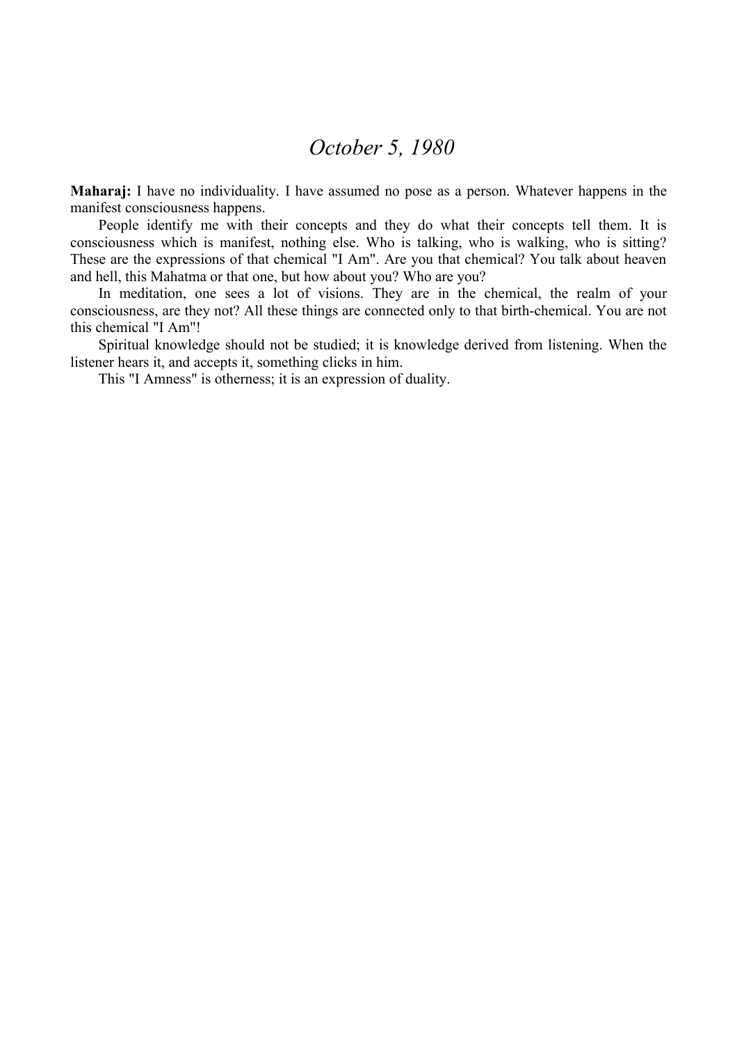# *October 5, 1980*

**Maharaj:** I have no individuality. I have assumed no pose as a person. Whatever happens in the manifest consciousness happens.

People identify me with their concepts and they do what their concepts tell them. It is consciousness which is manifest, nothing else. Who is talking, who is walking, who is sitting? These are the expressions of that chemical "I Am". Are you that chemical? You talk about heaven and hell, this Mahatma or that one, but how about you? Who are you?

In meditation, one sees a lot of visions. They are in the chemical, the realm of your consciousness, are they not? All these things are connected only to that birth-chemical. You are not this chemical "I Am"!

Spiritual knowledge should not be studied; it is knowledge derived from listening. When the listener hears it, and accepts it, something clicks in him.

This "I Amness" is otherness; it is an expression of duality.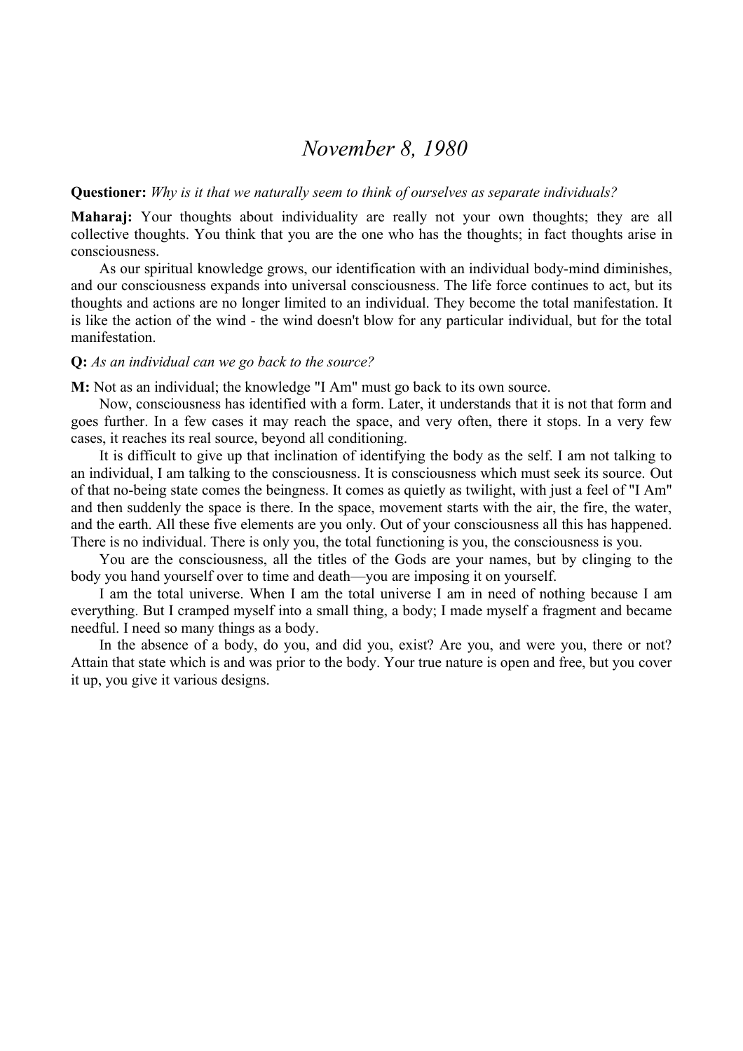# *November 8, 1980*

**Questioner:** *Why is it that we naturally seem to think of ourselves as separate individuals?*

**Maharaj:** Your thoughts about individuality are really not your own thoughts; they are all collective thoughts. You think that you are the one who has the thoughts; in fact thoughts arise in consciousness.

As our spiritual knowledge grows, our identification with an individual body-mind diminishes, and our consciousness expands into universal consciousness. The life force continues to act, but its thoughts and actions are no longer limited to an individual. They become the total manifestation. It is like the action of the wind - the wind doesn't blow for any particular individual, but for the total manifestation.

**Q:** *As an individual can we go back to the source?*

**M:** Not as an individual; the knowledge "I Am" must go back to its own source.

Now, consciousness has identified with a form. Later, it understands that it is not that form and goes further. In a few cases it may reach the space, and very often, there it stops. In a very few cases, it reaches its real source, beyond all conditioning.

It is difficult to give up that inclination of identifying the body as the self. I am not talking to an individual, I am talking to the consciousness. It is consciousness which must seek its source. Out of that no-being state comes the beingness. It comes as quietly as twilight, with just a feel of "I Am" and then suddenly the space is there. In the space, movement starts with the air, the fire, the water, and the earth. All these five elements are you only. Out of your consciousness all this has happened. There is no individual. There is only you, the total functioning is you, the consciousness is you.

You are the consciousness, all the titles of the Gods are your names, but by clinging to the body you hand yourself over to time and death—you are imposing it on yourself.

I am the total universe. When I am the total universe I am in need of nothing because I am everything. But I cramped myself into a small thing, a body; I made myself a fragment and became needful. I need so many things as a body.

In the absence of a body, do you, and did you, exist? Are you, and were you, there or not? Attain that state which is and was prior to the body. Your true nature is open and free, but you cover it up, you give it various designs.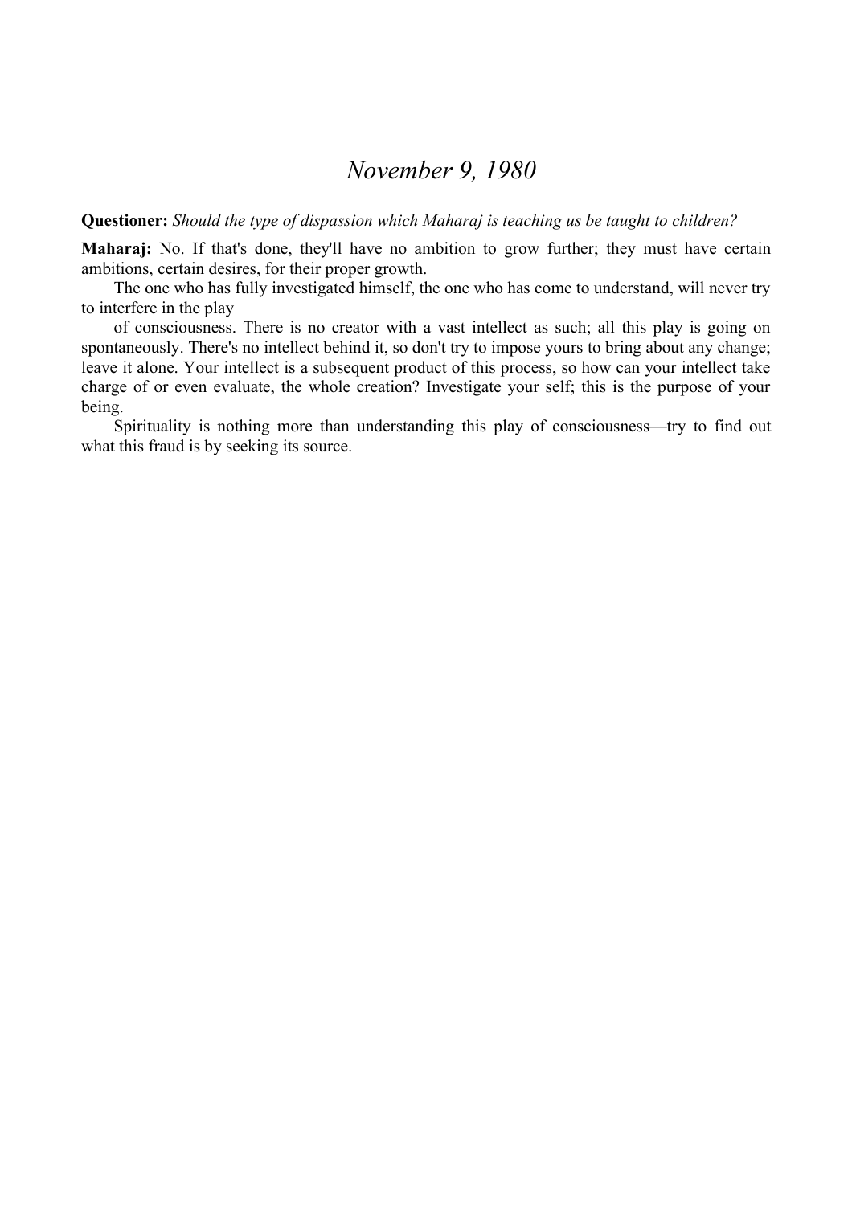# *November 9, 1980*

**Questioner:** *Should the type of dispassion which Maharaj is teaching us be taught to children?*

**Maharaj:** No. If that's done, they'll have no ambition to grow further; they must have certain ambitions, certain desires, for their proper growth.

The one who has fully investigated himself, the one who has come to understand, will never try to interfere in the play of consciousness. There is no creator with a vast intellect as such; all this play is going on spontaneously. There's no intellect behind it, so don't try to impose yours to bring about any change; leave it alone. Your intellect is a subsequent product of this process, so how can your intellect take charge of or even evaluate, the whole creation? Investigate your self; this is the purpose of your being.

Spirituality is nothing more than understanding this play of consciousness—try to find out what this fraud is by seeking its source.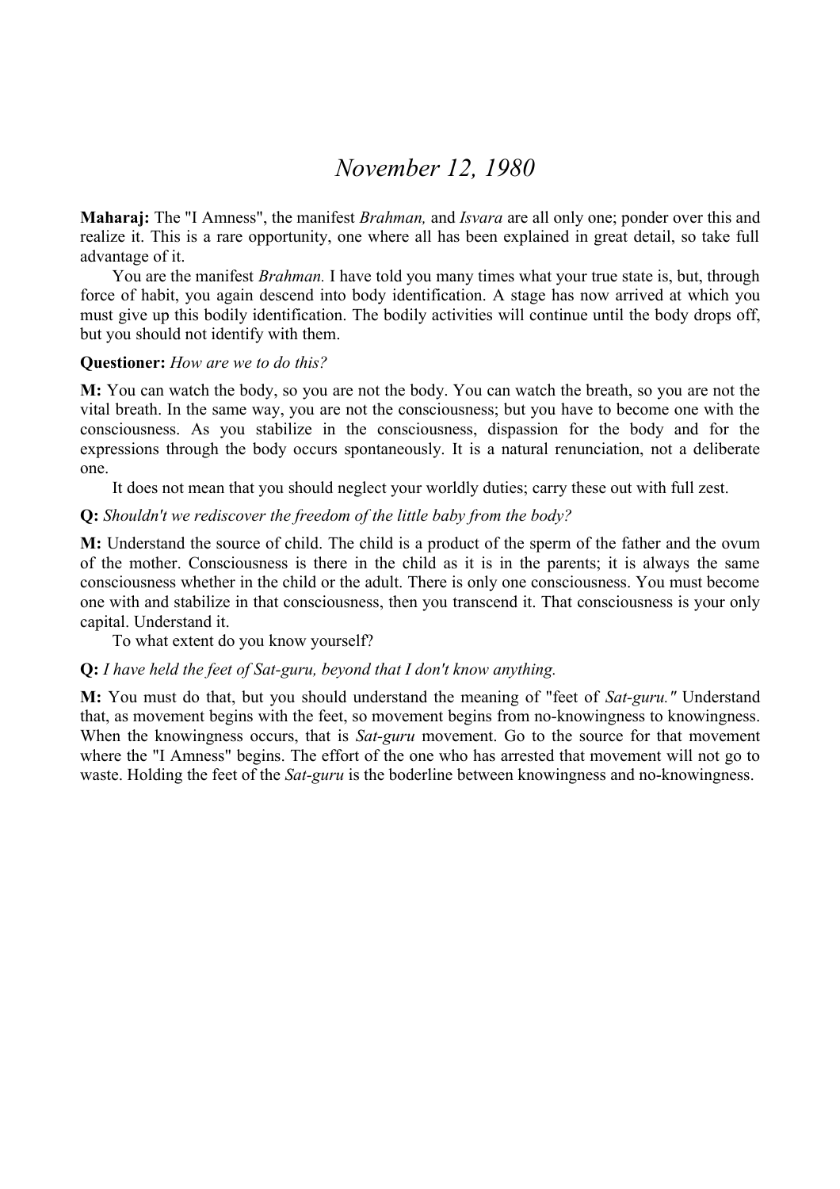# *November 12, 1980*

**Maharaj:** The "I Amness", the manifest *Brahman,* and *Isvara* are all only one; ponder over this and realize it. This is a rare opportunity, one where all has been explained in great detail, so take full advantage of it.

You are the manifest *Brahman.* I have told you many times what your true state is, but, through force of habit, you again descend into body identification. A stage has now arrived at which you must give up this bodily identification. The bodily activities will continue until the body drops off, but you should not identify with them.

**Questioner:** *How are we to do this?*

**M:** You can watch the body, so you are not the body. You can watch the breath, so you are not the vital breath. In the same way, you are not the consciousness; but you have to become one with the consciousness. As you stabilize in the consciousness, dispassion for the body and for the expressions through the body occurs spontaneously. It is a natural renunciation, not a deliberate one.

It does not mean that you should neglect your worldly duties; carry these out with full zest.

**Q:** *Shouldn't we rediscover the freedom of the little baby from the body?*

**M:** Understand the source of child. The child is a product of the sperm of the father and the ovum of the mother. Consciousness is there in the child as it is in the parents; it is always the same consciousness whether in the child or the adult. There is only one consciousness. You must become one with and stabilize in that consciousness, then you transcend it. That consciousness is your only capital. Understand it.

To what extent do you know yourself?

**Q:** *I have held the feet of Sat-guru, beyond that I don't know anything.*

**M:** You must do that, but you should understand the meaning of "feet of *Sat-guru."* Understand that, as movement begins with the feet, so movement begins from no-knowingness to knowingness. When the knowingness occurs, that is *Sat-guru* movement. Go to the source for that movement where the "I Amness" begins. The effort of the one who has arrested that movement will not go to waste. Holding the feet of the *Sat-guru* is the boderline between knowingness and no-knowingness.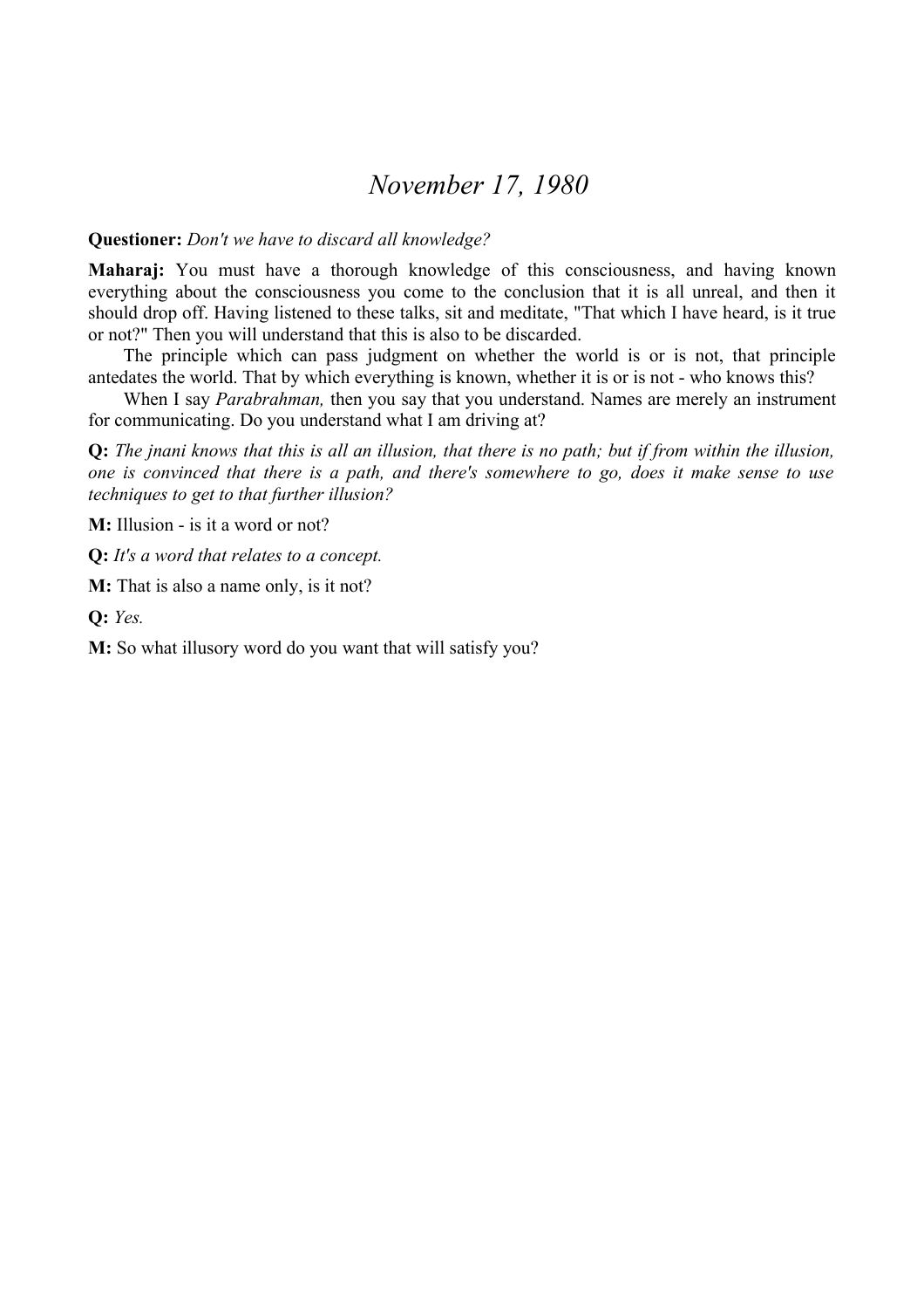# *November 17, 1980*

**Questioner:** *Don't we have to discard all knowledge?*

**Maharaj:** You must have a thorough knowledge of this consciousness, and having known everything about the consciousness you come to the conclusion that it is all unreal, and then it should drop off. Having listened to these talks, sit and meditate, "That which I have heard, is it true or not?" Then you will understand that this is also to be discarded.

The principle which can pass judgment on whether the world is or is not, that principle antedates the world. That by which everything is known, whether it is or is not - who knows this?

When I say *Parabrahman,* then you say that you understand. Names are merely an instrument for communicating. Do you understand what I am driving at?

**Q:** *The jnani knows that this is all an illusion, that there is no path; but if from within the illusion, one is convinced that there is a path, and there's somewhere to go, does it make sense to use techniques to get to that further illusion?*

**M:** Illusion - is it a word or not?

**Q:** *It's a word that relates to a concept.*

**M:** That is also a name only, is it not?

**Q:** *Yes.*

**M:** So what illusory word do you want that will satisfy you?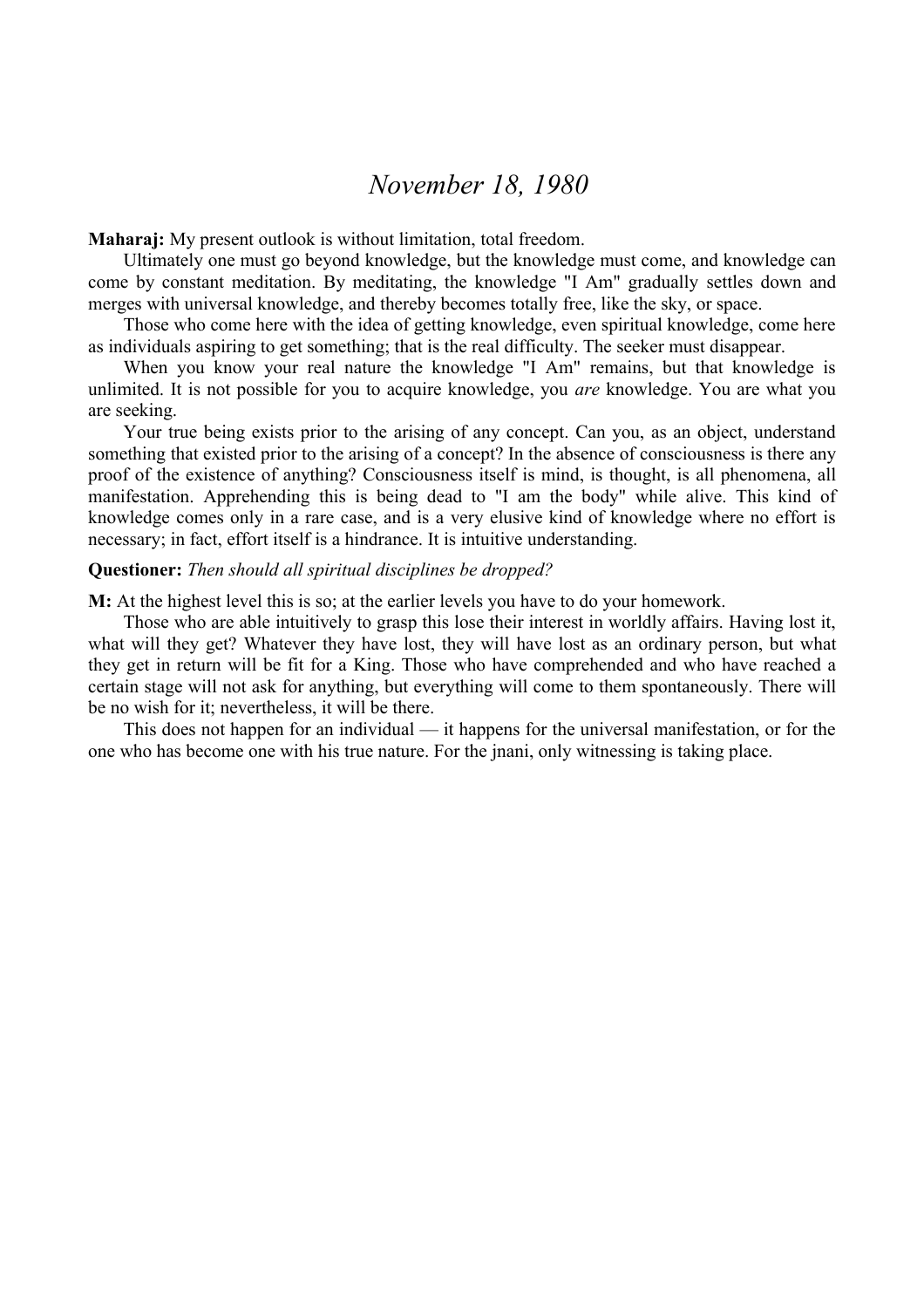# *November 18, 1980*

**Maharaj:** My present outlook is without limitation, total freedom.

Ultimately one must go beyond knowledge, but the knowledge must come, and knowledge can come by constant meditation. By meditating, the knowledge "I Am" gradually settles down and merges with universal knowledge, and thereby becomes totally free, like the sky, or space.

Those who come here with the idea of getting knowledge, even spiritual knowledge, come here as individuals aspiring to get something; that is the real difficulty. The seeker must disappear.

When you know your real nature the knowledge "I Am" remains, but that knowledge is unlimited. It is not possible for you to acquire knowledge, you *are* knowledge. You are what you are seeking.

Your true being exists prior to the arising of any concept. Can you, as an object, understand something that existed prior to the arising of a concept? In the absence of consciousness is there any proof of the existence of anything? Consciousness itself is mind, is thought, is all phenomena, all manifestation. Apprehending this is being dead to "I am the body" while alive. This kind of knowledge comes only in a rare case, and is a very elusive kind of knowledge where no effort is necessary; in fact, effort itself is a hindrance. It is intuitive understanding.

**Questioner:** *Then should all spiritual disciplines be dropped?*

**M:** At the highest level this is so; at the earlier levels you have to do your homework.

Those who are able intuitively to grasp this lose their interest in worldly affairs. Having lost it, what will they get? Whatever they have lost, they will have lost as an ordinary person, but what they get in return will be fit for a King. Those who have comprehended and who have reached a certain stage will not ask for anything, but everything will come to them spontaneously. There will be no wish for it; nevertheless, it will be there.

This does not happen for an individual — it happens for the universal manifestation, or for the one who has become one with his true nature. For the jnani, only witnessing is taking place.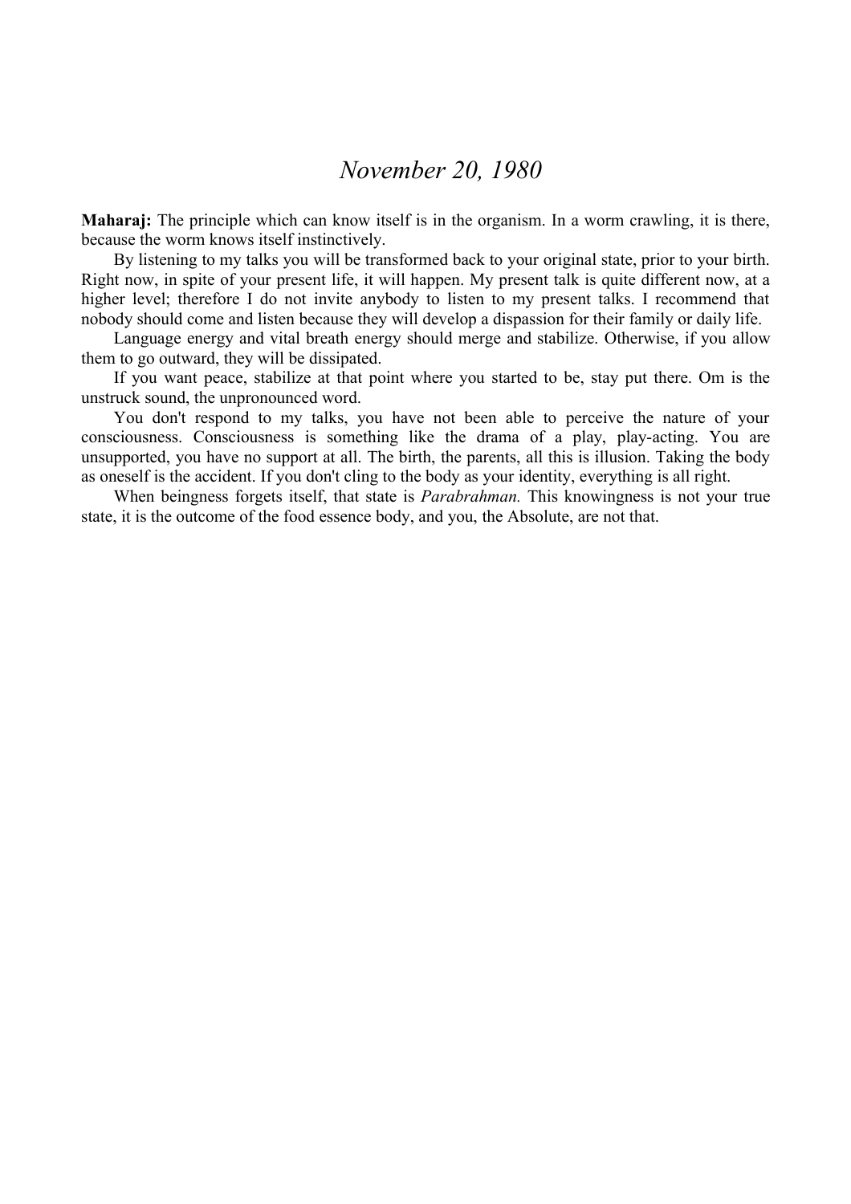# *November 20, 1980*

**Maharaj:** The principle which can know itself is in the organism. In a worm crawling, it is there, because the worm knows itself instinctively.

By listening to my talks you will be transformed back to your original state, prior to your birth. Right now, in spite of your present life, it will happen. My present talk is quite different now, at a higher level; therefore I do not invite anybody to listen to my present talks. I recommend that nobody should come and listen because they will develop a dispassion for their family or daily life.

Language energy and vital breath energy should merge and stabilize. Otherwise, if you allow them to go outward, they will be dissipated.

If you want peace, stabilize at that point where you started to be, stay put there. Om is the unstruck sound, the unpronounced word.

You don't respond to my talks, you have not been able to perceive the nature of your consciousness. Consciousness is something like the drama of a play, play-acting. You are unsupported, you have no support at all. The birth, the parents, all this is illusion. Taking the body as oneself is the accident. If you don't cling to the body as your identity, everything is all right.

When beingness forgets itself, that state is *Parabrahman.* This knowingness is not your true state, it is the outcome of the food essence body, and you, the Absolute, are not that.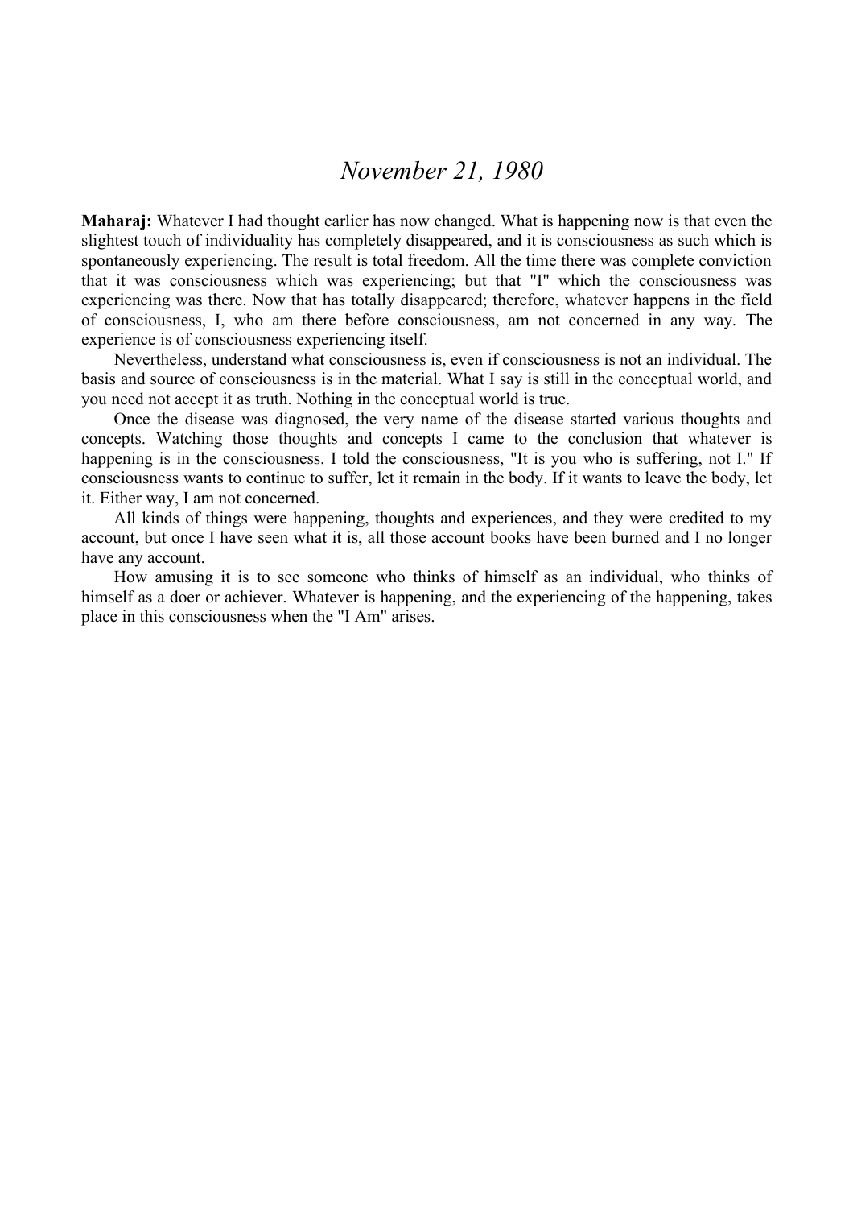# *November 21, 1980*

**Maharaj:** Whatever I had thought earlier has now changed. What is happening now is that even the slightest touch of individuality has completely disappeared, and it is consciousness as such which is spontaneously experiencing. The result is total freedom. All the time there was complete conviction that it was consciousness which was experiencing; but that "I" which the consciousness was experiencing was there. Now that has totally disappeared; therefore, whatever happens in the field of consciousness, I, who am there before consciousness, am not concerned in any way. The experience is of consciousness experiencing itself.

Nevertheless, understand what consciousness is, even if consciousness is not an individual. The basis and source of consciousness is in the material. What I say is still in the conceptual world, and you need not accept it as truth. Nothing in the conceptual world is true.

Once the disease was diagnosed, the very name of the disease started various thoughts and concepts. Watching those thoughts and concepts I came to the conclusion that whatever is happening is in the consciousness. I told the consciousness, "It is you who is suffering, not I." If consciousness wants to continue to suffer, let it remain in the body. If it wants to leave the body, let it. Either way, I am not concerned.

All kinds of things were happening, thoughts and experiences, and they were credited to my account, but once I have seen what it is, all those account books have been burned and I no longer have any account.

How amusing it is to see someone who thinks of himself as an individual, who thinks of himself as a doer or achiever. Whatever is happening, and the experiencing of the happening, takes place in this consciousness when the "I Am" arises.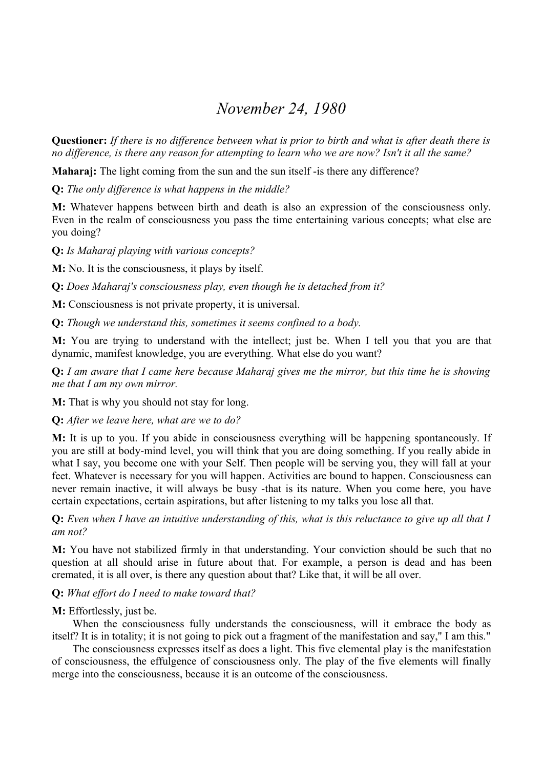# November 24, 1980

**Questioner:** *If there is no difference between what is prior to birth and what is after death there is no difference, is there any reason for attempting to learn who we are now? Isn't it all the same?*

**Maharaj:** The light coming from the sun and the sun itself -is there any difference?

**Q:** *The only difference is what happens in the middle?*

**M:** Whatever happens between birth and death is also an expression of the consciousness only. Even in the realm of consciousness you pass the time entertaining various concepts; what else are you doing?

**Q:** *Is Maharaj playing with various concepts?*

**M:** No. It is the consciousness, it plays by itself.

**Q:** *Does Maharaj's consciousness play, even though he is detached from it?*

**M:** Consciousness is not private property, it is universal.

**Q:** *Though we understand this, sometimes it seems confined to a body.*

**M:** You are trying to understand with the intellect; just be. When I tell you that you are that dynamic, manifest knowledge, you are everything. What else do you want?

**Q:** *I am aware that I came here because Maharaj gives me the mirror, but this time he is showing me that I am my own mirror.*

**M:** That is why you should not stay for long.

**Q:** *After we leave here, what are we to do?*

**M:** It is up to you. If you abide in consciousness everything will be happening spontaneously. If you are still at body-mind level, you will think that you are doing something. If you really abide in what I say, you become one with your Self. Then people will be serving you, they will fall at your feet. Whatever is necessary for you will happen. Activities are bound to happen. Consciousness can never remain inactive, it will always be busy -that is its nature. When you come here, you have certain expectations, certain aspirations, but after listening to my talks you lose all that.

**Q:** *Even when I have an intuitive understanding of this, what is this reluctance to give up all that I am not?*

**M:** You have not stabilized firmly in that understanding. Your conviction should be such that no question at all should arise in future about that. For example, a person is dead and has been cremated, it is all over, is there any question about that? Like that, it will be all over.

**Q:** *What effort do I need to make toward that?*

**M:** Effortlessly, just be.

When the consciousness fully understands the consciousness, will it embrace the body as itself? It is in totality; it is not going to pick out a fragment of the manifestation and say," I am this."

The consciousness expresses itself as does a light. This five elemental play is the manifestation of consciousness, the effulgence of consciousness only. The play of the five elements will finally merge into the consciousness, because it is an outcome of the consciousness.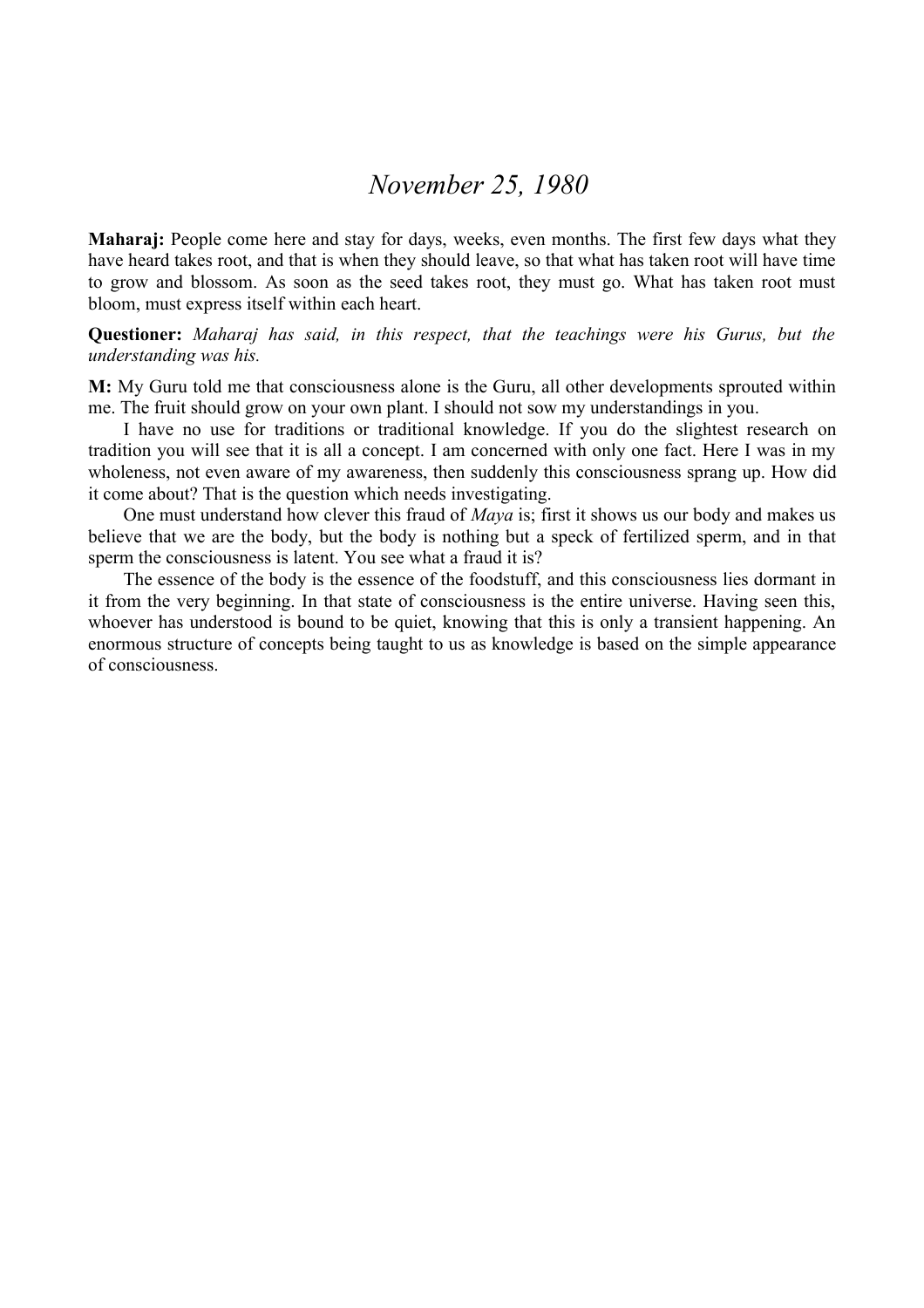# *November 25, 1980*

**Maharaj:** People come here and stay for days, weeks, even months. The first few days what they have heard takes root, and that is when they should leave, so that what has taken root will have time to grow and blossom. As soon as the seed takes root, they must go. What has taken root must bloom, must express itself within each heart.

**Questioner:** *Maharaj has said, in this respect, that the teachings were his Gurus, but the understanding was his.*

**M:** My Guru told me that consciousness alone is the Guru, all other developments sprouted within me. The fruit should grow on your own plant. I should not sow my understandings in you.

I have no use for traditions or traditional knowledge. If you do the slightest research on tradition you will see that it is all a concept. I am concerned with only one fact. Here I was in my wholeness, not even aware of my awareness, then suddenly this consciousness sprang up. How did it come about? That is the question which needs investigating.

One must understand how clever this fraud of *Maya* is; first it shows us our body and makes us believe that we are the body, but the body is nothing but a speck of fertilized sperm, and in that sperm the consciousness is latent. You see what a fraud it is?

The essence of the body is the essence of the foodstuff, and this consciousness lies dormant in it from the very beginning. In that state of consciousness is the entire universe. Having seen this, whoever has understood is bound to be quiet, knowing that this is only a transient happening. An enormous structure of concepts being taught to us as knowledge is based on the simple appearance of consciousness.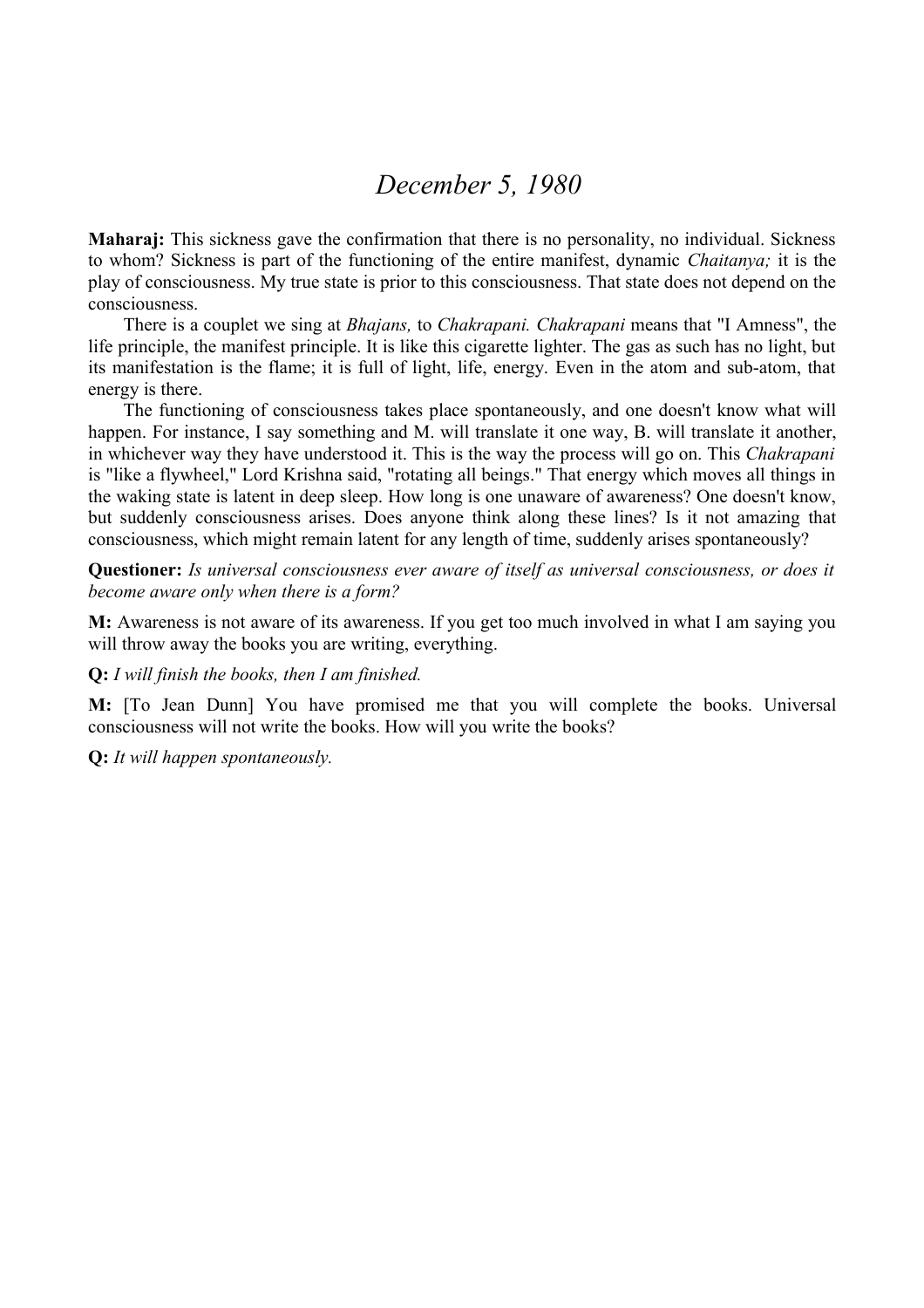# *December 5, 1980*

**Maharaj:** This sickness gave the confirmation that there is no personality, no individual. Sickness to whom? Sickness is part of the functioning of the entire manifest, dynamic *Chaitanya;* it is the play of consciousness. My true state is prior to this consciousness. That state does not depend on the consciousness.

There is a couplet we sing at *Bhajans,* to *Chakrapani. Chakrapani* means that "I Amness", the life principle, the manifest principle. It is like this cigarette lighter. The gas as such has no light, but its manifestation is the flame; it is full of light, life, energy. Even in the atom and sub-atom, that energy is there.

The functioning of consciousness takes place spontaneously, and one doesn't know what will happen. For instance, I say something and M. will translate it one way, B. will translate it another, in whichever way they have understood it. This is the way the process will go on. This *Chakrapani* is "like a flywheel," Lord Krishna said, "rotating all beings." That energy which moves all things in the waking state is latent in deep sleep. How long is one unaware of awareness? One doesn't know, but suddenly consciousness arises. Does anyone think along these lines? Is it not amazing that consciousness, which might remain latent for any length of time, suddenly arises spontaneously?

**Questioner:** *Is universal consciousness ever aware of itself as universal consciousness, or does it become aware only when there is a form?*

**M:** Awareness is not aware of its awareness. If you get too much involved in what I am saying you will throw away the books you are writing, everything.

**Q:** *I will finish the books, then I am finished.*

**M:** [To Jean Dunn] You have promised me that you will complete the books. Universal consciousness will not write the books. How will you write the books?

**Q:** *It will happen spontaneously.*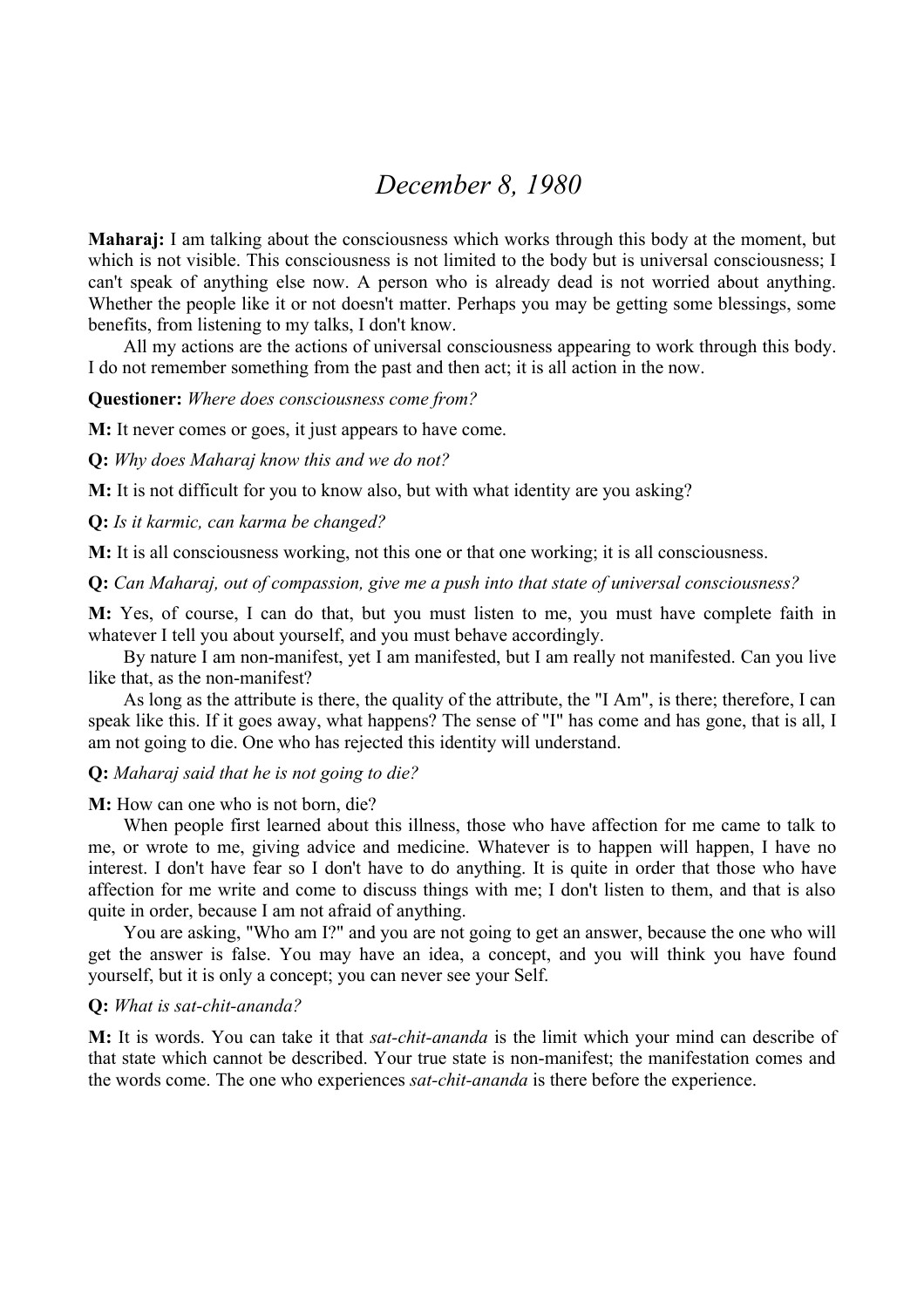# *December 8, 1980*

**Maharaj:** I am talking about the consciousness which works through this body at the moment, but which is not visible. This consciousness is not limited to the body but is universal consciousness; I can't speak of anything else now. A person who is already dead is not worried about anything. Whether the people like it or not doesn't matter. Perhaps you may be getting some blessings, some benefits, from listening to my talks, I don't know.

All my actions are the actions of universal consciousness appearing to work through this body. I do not remember something from the past and then act; it is all action in the now.

**Questioner:** *Where does consciousness come from?*

**M:** It never comes or goes, it just appears to have come.

**Q:** *Why does Maharaj know this and we do not?*

**M:** It is not difficult for you to know also, but with what identity are you asking?

**Q:** *Is it karmic, can karma be changed?*

**M:** It is all consciousness working, not this one or that one working; it is all consciousness.

**Q:** *Can Maharaj, out of compassion, give me a push into that state of universal consciousness?*

**M:** Yes, of course, I can do that, but you must listen to me, you must have complete faith in whatever I tell you about yourself, and you must behave accordingly.

By nature I am non-manifest, yet I am manifested, but I am really not manifested. Can you live like that, as the non-manifest?

As long as the attribute is there, the quality of the attribute, the "I Am", is there; therefore, I can speak like this. If it goes away, what happens? The sense of "I" has come and has gone, that is all, I am not going to die. One who has rejected this identity will understand.

**Q:** *Maharaj said that he is not going to die?*

**M:** How can one who is not born, die?

When people first learned about this illness, those who have affection for me came to talk to me, or wrote to me, giving advice and medicine. Whatever is to happen will happen, I have no interest. I don't have fear so I don't have to do anything. It is quite in order that those who have affection for me write and come to discuss things with me; I don't listen to them, and that is also quite in order, because I am not afraid of anything.

You are asking, "Who am I?" and you are not going to get an answer, because the one who will get the answer is false. You may have an idea, a concept, and you will think you have found yourself, but it is only a concept; you can never see your Self.

**Q:** *What is sat-chit-ananda?*

**M:** It is words. You can take it that *sat-chit-ananda* is the limit which your mind can describe of that state which cannot be described. Your true state is non-manifest; the manifestation comes and the words come. The one who experiences *sat-chit-ananda* is there before the experience.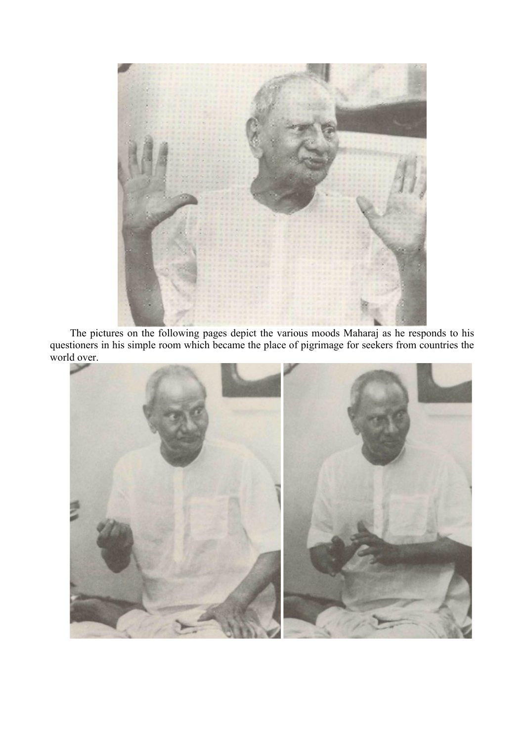The pictures on the following pages depict the various moods Maharaj as he responds to his questioners in his simple room which became the place of pigrimage for seekers from countries the world over.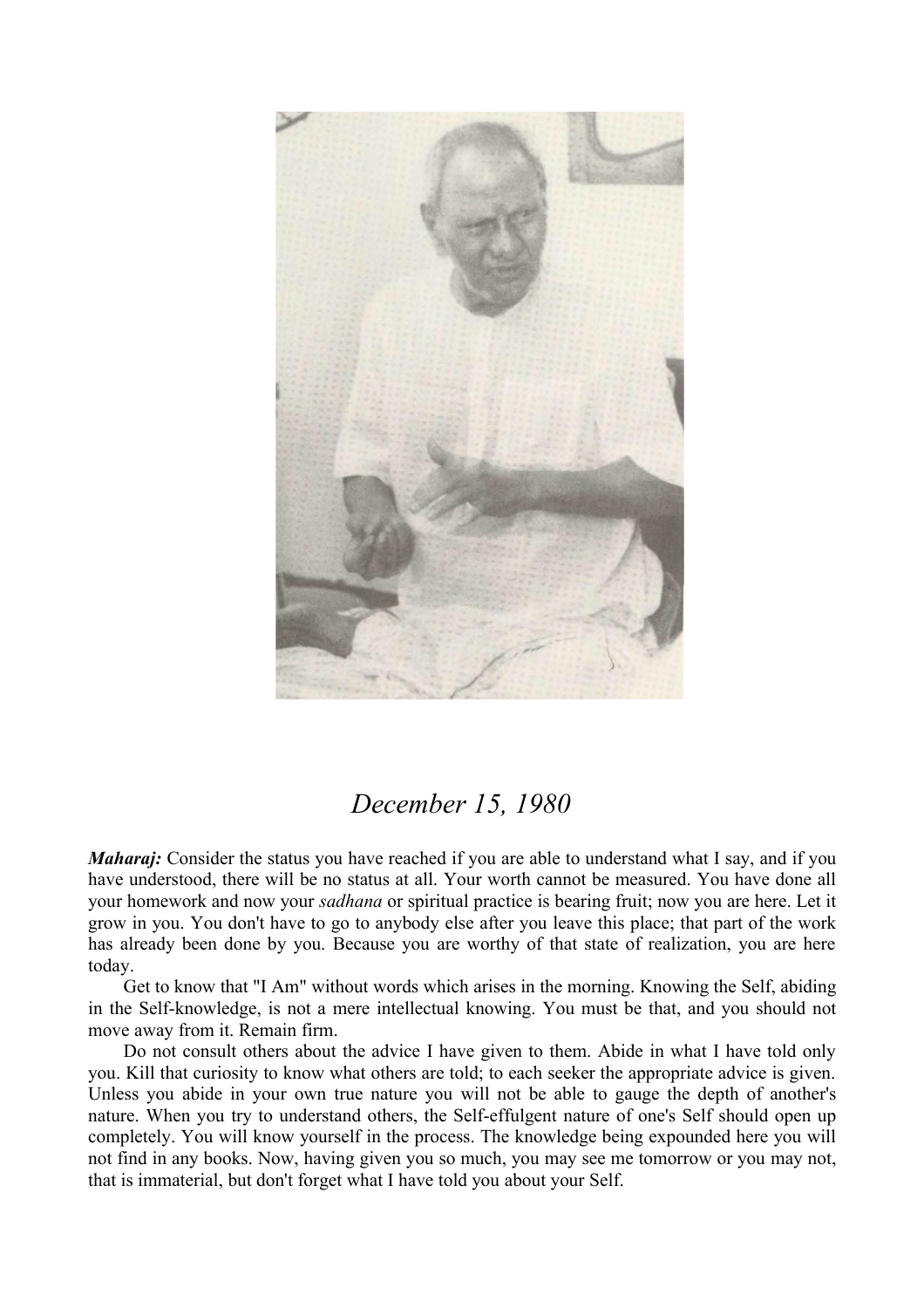## *December 15, 1980*

***Maharaj:*** Consider the status you have reached if you are able to understand what I say, and if you have understood, there will be no status at all. Your worth cannot be measured. You have done all your homework and now your *sadhana* or spiritual practice is bearing fruit; now you are here. Let it grow in you. You don't have to go to anybody else after you leave this place; that part of the work has already been done by you. Because you are worthy of that state of realization, you are here today.

Get to know that "I Am" without words which arises in the morning. Knowing the Self, abiding in the Self-knowledge, is not a mere intellectual knowing. You must be that, and you should not move away from it. Remain firm.

Do not consult others about the advice I have given to them. Abide in what I have told only you. Kill that curiosity to know what others are told; to each seeker the appropriate advice is given. Unless you abide in your own true nature you will not be able to gauge the depth of another's nature. When you try to understand others, the Self-effulgent nature of one's Self should open up completely. You will know yourself in the process. The knowledge being expounded here you will not find in any books. Now, having given you so much, you may see me tomorrow or you may not, that is immaterial, but don't forget what I have told you about your Self.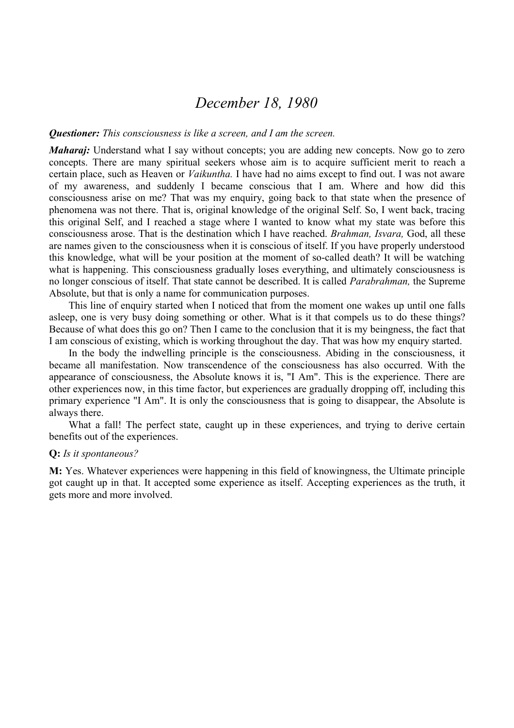# *December 18, 1980*

***Questioner:*** *This consciousness is like a screen, and I am the screen.*

***Maharaj:*** Understand what I say without concepts; you are adding new concepts. Now go to zero concepts. There are many spiritual seekers whose aim is to acquire sufficient merit to reach a certain place, such as Heaven or *Vaikuntha.* I have had no aims except to find out. I was not aware of my awareness, and suddenly I became conscious that I am. Where and how did this consciousness arise on me? That was my enquiry, going back to that state when the presence of phenomena was not there. That is, original knowledge of the original Self. So, I went back, tracing this original Self, and I reached a stage where I wanted to know what my state was before this consciousness arose. That is the destination which I have reached. *Brahman, Isvara,* God, all these are names given to the consciousness when it is conscious of itself. If you have properly understood this knowledge, what will be your position at the moment of so-called death? It will be watching what is happening. This consciousness gradually loses everything, and ultimately consciousness is no longer conscious of itself. That state cannot be described. It is called *Parabrahman,* the Supreme Absolute, but that is only a name for communication purposes.

This line of enquiry started when I noticed that from the moment one wakes up until one falls asleep, one is very busy doing something or other. What is it that compels us to do these things? Because of what does this go on? Then I came to the conclusion that it is my beingness, the fact that I am conscious of existing, which is working throughout the day. That was how my enquiry started.

In the body the indwelling principle is the consciousness. Abiding in the consciousness, it became all manifestation. Now transcendence of the consciousness has also occurred. With the appearance of consciousness, the Absolute knows it is, "I Am". This is the experience. There are other experiences now, in this time factor, but experiences are gradually dropping off, including this primary experience "I Am". It is only the consciousness that is going to disappear, the Absolute is always there.

What a fall! The perfect state, caught up in these experiences, and trying to derive certain benefits out of the experiences.

**Q:** *Is it spontaneous?*

**M:** Yes. Whatever experiences were happening in this field of knowingness, the Ultimate principle got caught up in that. It accepted some experience as itself. Accepting experiences as the truth, it gets more and more involved.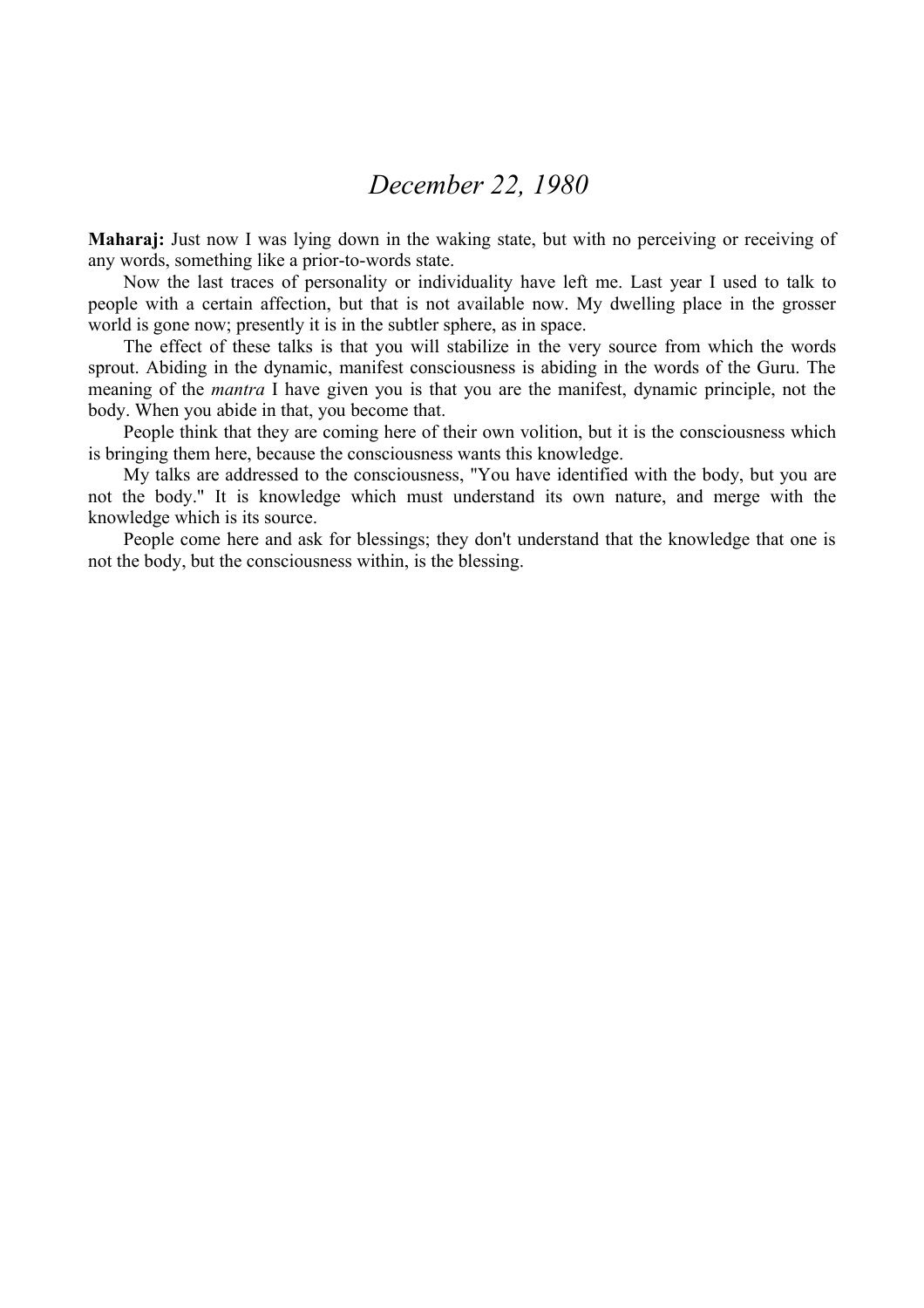## *December 22, 1980*

**Maharaj:** Just now I was lying down in the waking state, but with no perceiving or receiving of any words, something like a prior-to-words state.

Now the last traces of personality or individuality have left me. Last year I used to talk to people with a certain affection, but that is not available now. My dwelling place in the grosser world is gone now; presently it is in the subtler sphere, as in space.

The effect of these talks is that you will stabilize in the very source from which the words sprout. Abiding in the dynamic, manifest consciousness is abiding in the words of the Guru. The meaning of the *mantra* I have given you is that you are the manifest, dynamic principle, not the body. When you abide in that, you become that.

People think that they are coming here of their own volition, but it is the consciousness which is bringing them here, because the consciousness wants this knowledge.

My talks are addressed to the consciousness, "You have identified with the body, but you are not the body." It is knowledge which must understand its own nature, and merge with the knowledge which is its source.

People come here and ask for blessings; they don't understand that the knowledge that one is not the body, but the consciousness within, is the blessing.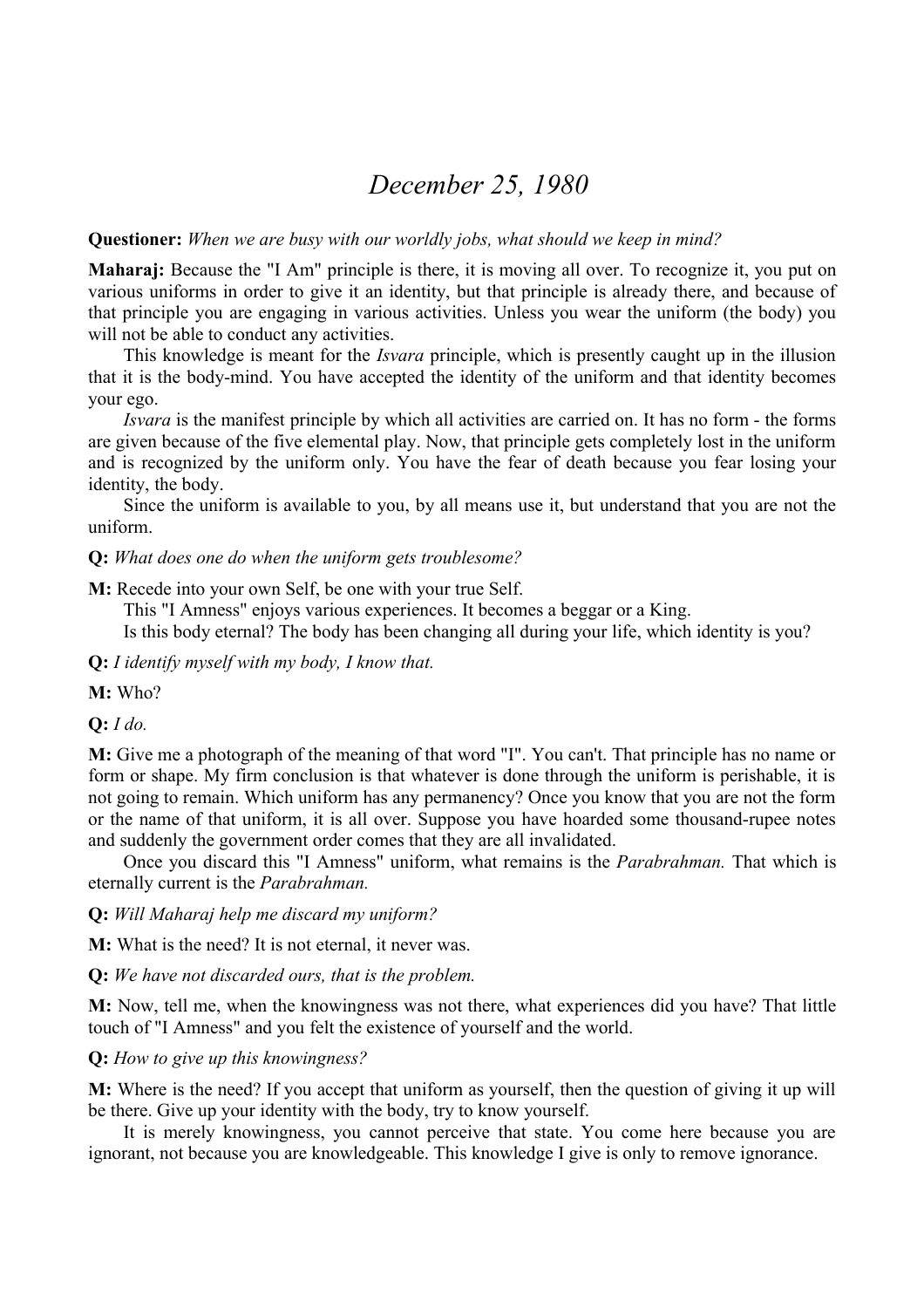# *December 25, 1980*

**Questioner:** *When we are busy with our worldly jobs, what should we keep in mind?*

**Maharaj:** Because the "I Am" principle is there, it is moving all over. To recognize it, you put on various uniforms in order to give it an identity, but that principle is already there, and because of that principle you are engaging in various activities. Unless you wear the uniform (the body) you will not be able to conduct any activities.

This knowledge is meant for the *Isvara* principle, which is presently caught up in the illusion that it is the body-mind. You have accepted the identity of the uniform and that identity becomes your ego.

*Isvara* is the manifest principle by which all activities are carried on. It has no form - the forms are given because of the five elemental play. Now, that principle gets completely lost in the uniform and is recognized by the uniform only. You have the fear of death because you fear losing your identity, the body.

Since the uniform is available to you, by all means use it, but understand that you are not the uniform.

**Q:** *What does one do when the uniform gets troublesome?*

**M:** Recede into your own Self, be one with your true Self.

This "I Amness" enjoys various experiences. It becomes a beggar or a King.

Is this body eternal? The body has been changing all during your life, which identity is you?

**Q:** *I identify myself with my body, I know that.*

**M:** Who?

**Q:** *I do.*

**M:** Give me a photograph of the meaning of that word "I". You can't. That principle has no name or form or shape. My firm conclusion is that whatever is done through the uniform is perishable, it is not going to remain. Which uniform has any permanency? Once you know that you are not the form or the name of that uniform, it is all over. Suppose you have hoarded some thousand-rupee notes and suddenly the government order comes that they are all invalidated.

Once you discard this "I Amness" uniform, what remains is the *Parabrahman.* That which is eternally current is the *Parabrahman.*

**Q:** *Will Maharaj help me discard my uniform?*

**M:** What is the need? It is not eternal, it never was.

**Q:** *We have not discarded ours, that is the problem.*

**M:** Now, tell me, when the knowingness was not there, what experiences did you have? That little touch of "I Amness" and you felt the existence of yourself and the world.

**Q:** *How to give up this knowingness?*

**M:** Where is the need? If you accept that uniform as yourself, then the question of giving it up will be there. Give up your identity with the body, try to know yourself.

It is merely knowingness, you cannot perceive that state. You come here because you are ignorant, not because you are knowledgeable. This knowledge I give is only to remove ignorance.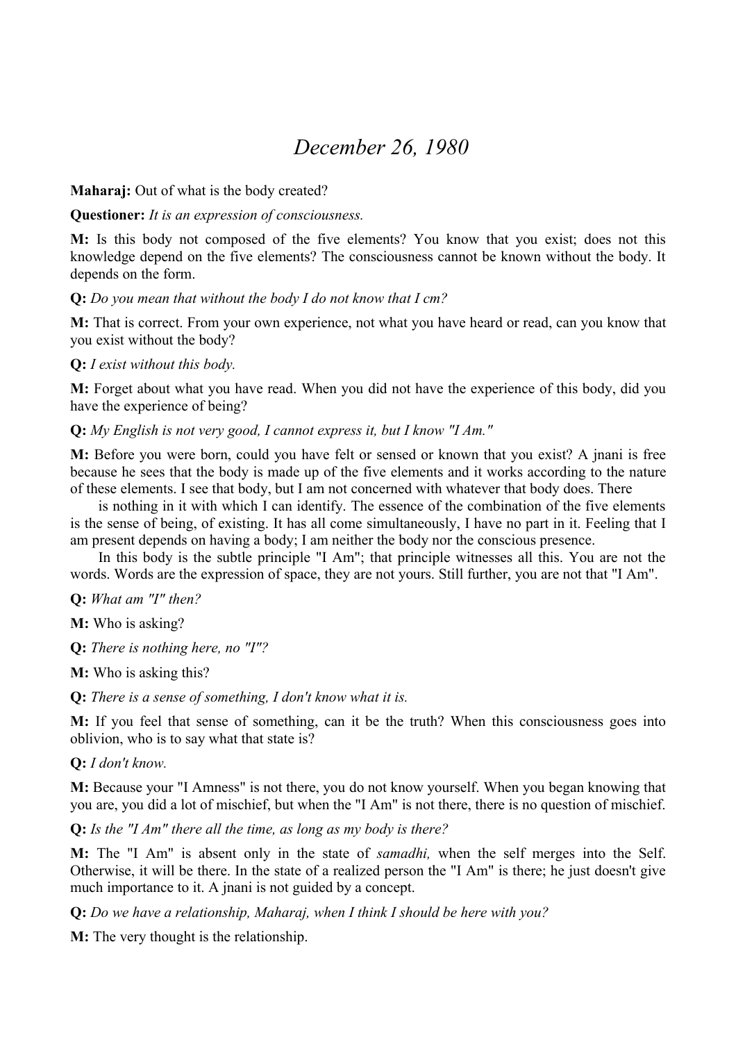# *December 26, 1980*

**Maharaj:** Out of what is the body created?

**Questioner:** *It is an expression of consciousness.*

**M:** Is this body not composed of the five elements? You know that you exist; does not this knowledge depend on the five elements? The consciousness cannot be known without the body. It depends on the form.

**Q:** *Do you mean that without the body I do not know that I cm?*

**M:** That is correct. From your own experience, not what you have heard or read, can you know that you exist without the body?

**Q:** *I exist without this body.*

**M:** Forget about what you have read. When you did not have the experience of this body, did you have the experience of being?

**Q:** *My English is not very good, I cannot express it, but I know "I Am."*

**M:** Before you were born, could you have felt or sensed or known that you exist? A jnani is free because he sees that the body is made up of the five elements and it works according to the nature of these elements. I see that body, but I am not concerned with whatever that body does. There is nothing in it with which I can identify. The essence of the combination of the five elements is the sense of being, of existing. It has all come simultaneously, I have no part in it. Feeling that I am present depends on having a body; I am neither the body nor the conscious presence.

In this body is the subtle principle "I Am"; that principle witnesses all this. You are not the words. Words are the expression of space, they are not yours. Still further, you are not that "I Am".

**Q:** *What am "I" then?*

**M:** Who is asking?

**Q:** *There is nothing here, no "I"?*

**M:** Who is asking this?

**Q:** *There is a sense of something, I don't know what it is.*

**M:** If you feel that sense of something, can it be the truth? When this consciousness goes into oblivion, who is to say what that state is?

**Q:** *I don't know.*

**M:** Because your "I Amness" is not there, you do not know yourself. When you began knowing that you are, you did a lot of mischief, but when the "I Am" is not there, there is no question of mischief.

**Q:** *Is the "I Am" there all the time, as long as my body is there?*

**M:** The "I Am" is absent only in the state of *samadhi,* when the self merges into the Self. Otherwise, it will be there. In the state of a realized person the "I Am" is there; he just doesn't give much importance to it. A jnani is not guided by a concept.

**Q:** *Do we have a relationship, Maharaj, when I think I should be here with you?*

**M:** The very thought is the relationship.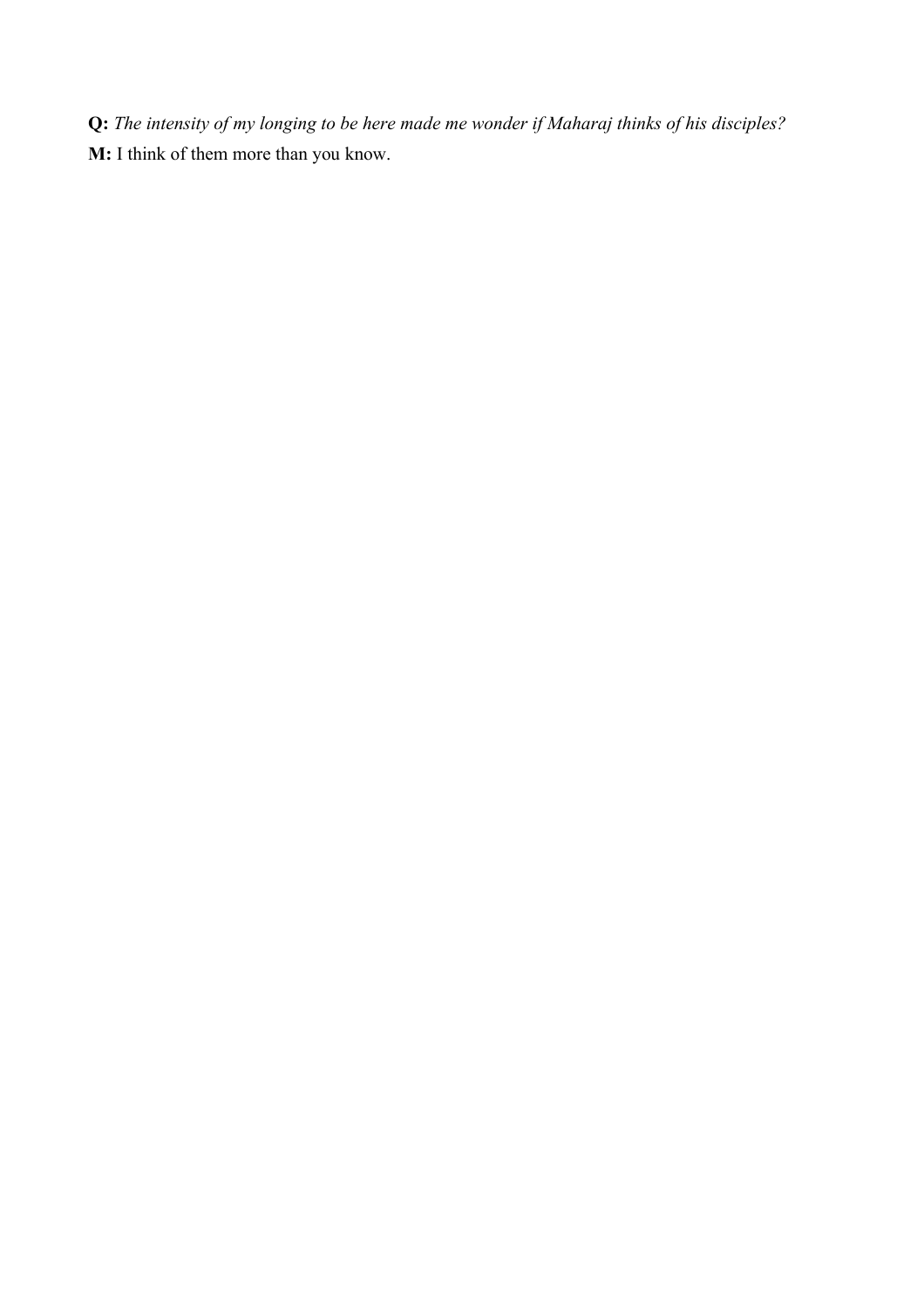**Q:** *The intensity of my longing to be here made me wonder if Maharaj thinks of his disciples?*

**M:** I think of them more than you know.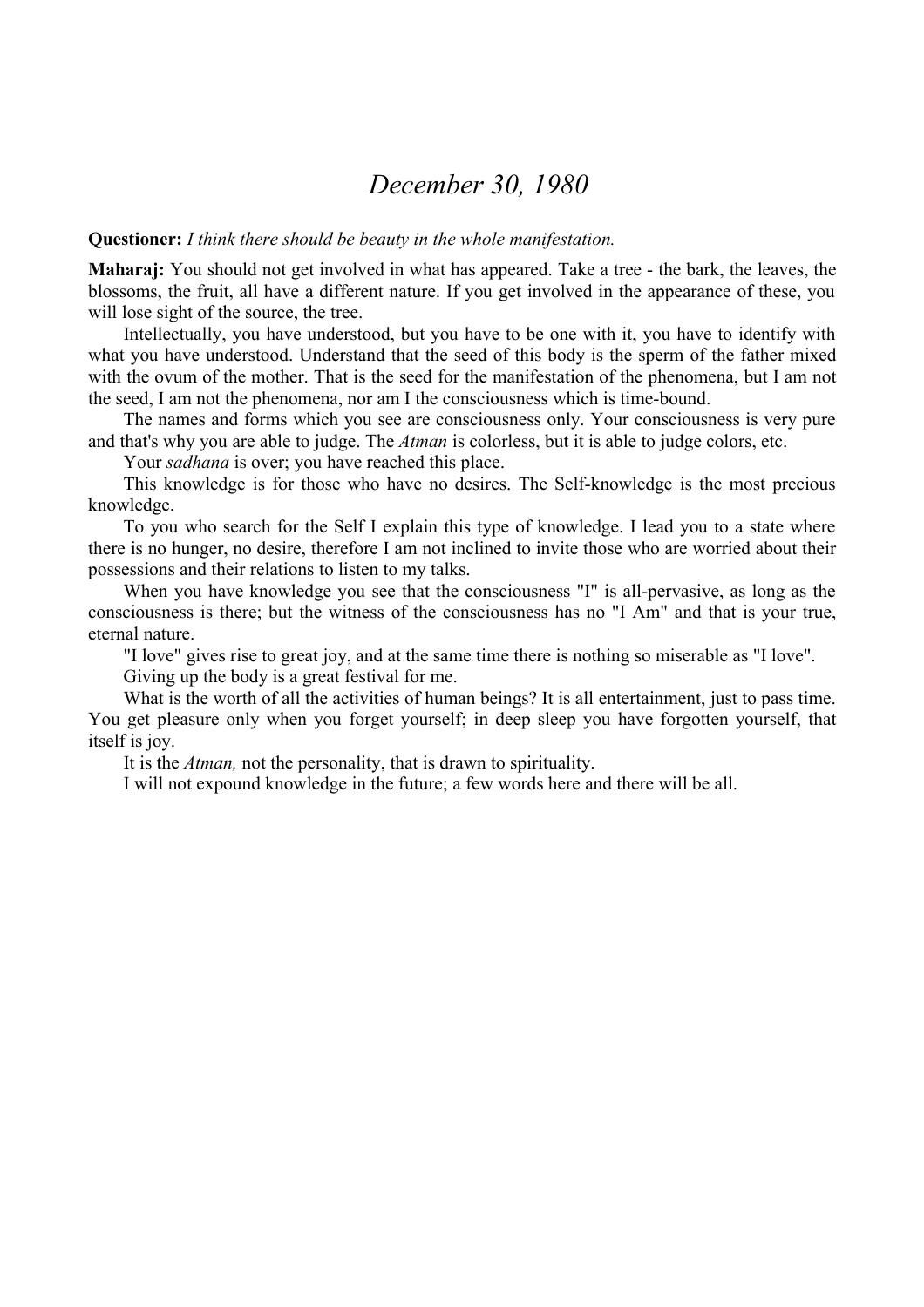# *December 30, 1980*

**Questioner:** *I think there should be beauty in the whole manifestation.*

**Maharaj:** You should not get involved in what has appeared. Take a tree - the bark, the leaves, the blossoms, the fruit, all have a different nature. If you get involved in the appearance of these, you will lose sight of the source, the tree.

Intellectually, you have understood, but you have to be one with it, you have to identify with what you have understood. Understand that the seed of this body is the sperm of the father mixed with the ovum of the mother. That is the seed for the manifestation of the phenomena, but I am not the seed, I am not the phenomena, nor am I the consciousness which is time-bound.

The names and forms which you see are consciousness only. Your consciousness is very pure and that's why you are able to judge. The *Atman* is colorless, but it is able to judge colors, etc.

Your *sadhana* is over; you have reached this place.

This knowledge is for those who have no desires. The Self-knowledge is the most precious knowledge.

To you who search for the Self I explain this type of knowledge. I lead you to a state where there is no hunger, no desire, therefore I am not inclined to invite those who are worried about their possessions and their relations to listen to my talks.

When you have knowledge you see that the consciousness "I" is all-pervasive, as long as the consciousness is there; but the witness of the consciousness has no "I Am" and that is your true, eternal nature.

"I love" gives rise to great joy, and at the same time there is nothing so miserable as "I love".

Giving up the body is a great festival for me.

What is the worth of all the activities of human beings? It is all entertainment, just to pass time. You get pleasure only when you forget yourself; in deep sleep you have forgotten yourself, that itself is joy.

It is the *Atman,* not the personality, that is drawn to spirituality.

I will not expound knowledge in the future; a few words here and there will be all.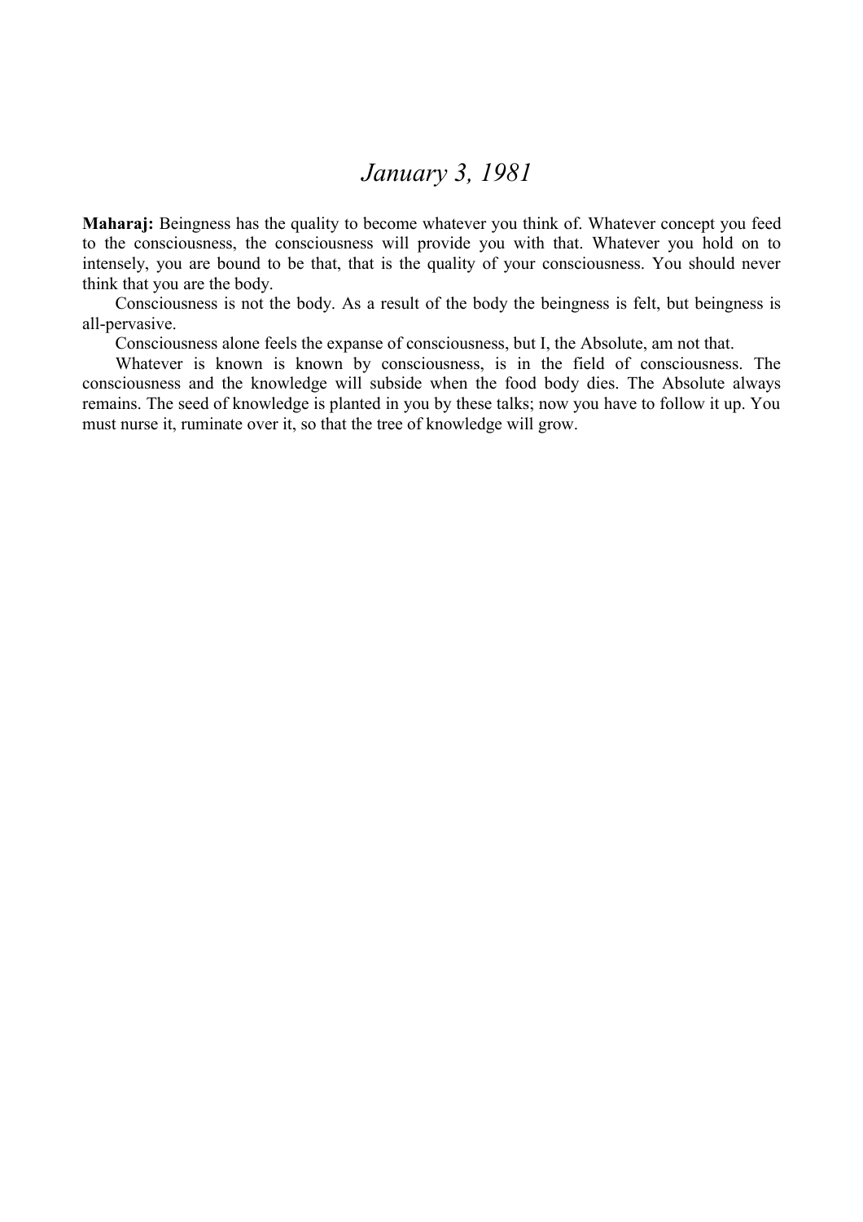# *January 3, 1981*

**Maharaj:** Beingness has the quality to become whatever you think of. Whatever concept you feed to the consciousness, the consciousness will provide you with that. Whatever you hold on to intensely, you are bound to be that, that is the quality of your consciousness. You should never think that you are the body.

Consciousness is not the body. As a result of the body the beingness is felt, but beingness is all-pervasive.

Consciousness alone feels the expanse of consciousness, but I, the Absolute, am not that.

Whatever is known is known by consciousness, is in the field of consciousness. The consciousness and the knowledge will subside when the food body dies. The Absolute always remains. The seed of knowledge is planted in you by these talks; now you have to follow it up. You must nurse it, ruminate over it, so that the tree of knowledge will grow.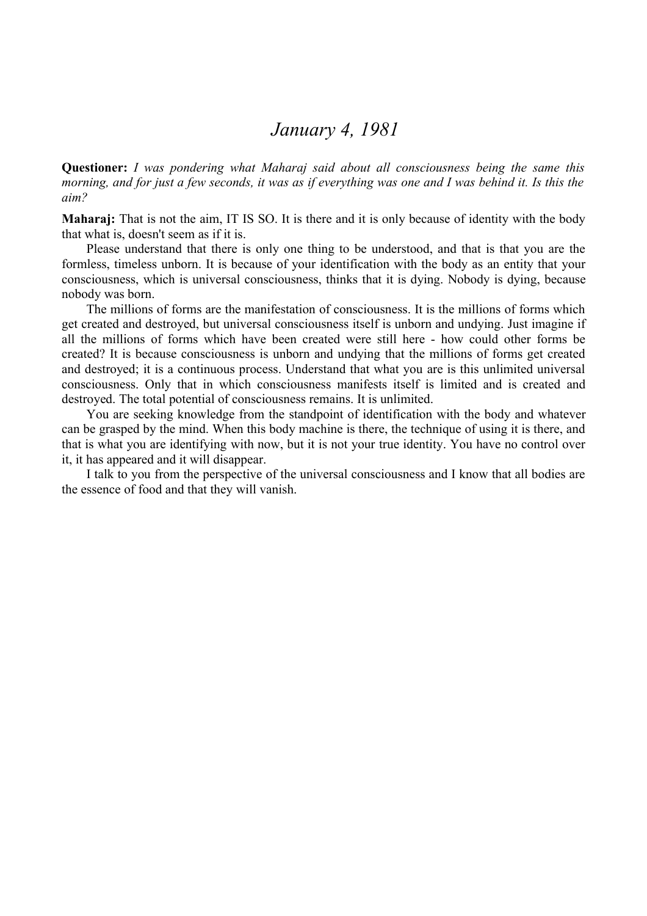# *January 4, 1981*

**Questioner:** *I was pondering what Maharaj said about all consciousness being the same this morning, and for just a few seconds, it was as if everything was one and I was behind it. Is this the aim?*

**Maharaj:** That is not the aim, IT IS SO. It is there and it is only because of identity with the body that what is, doesn't seem as if it is.

Please understand that there is only one thing to be understood, and that is that you are the formless, timeless unborn. It is because of your identification with the body as an entity that your consciousness, which is universal consciousness, thinks that it is dying. Nobody is dying, because nobody was born.

The millions of forms are the manifestation of consciousness. It is the millions of forms which get created and destroyed, but universal consciousness itself is unborn and undying. Just imagine if all the millions of forms which have been created were still here - how could other forms be created? It is because consciousness is unborn and undying that the millions of forms get created and destroyed; it is a continuous process. Understand that what you are is this unlimited universal consciousness. Only that in which consciousness manifests itself is limited and is created and destroyed. The total potential of consciousness remains. It is unlimited.

You are seeking knowledge from the standpoint of identification with the body and whatever can be grasped by the mind. When this body machine is there, the technique of using it is there, and that is what you are identifying with now, but it is not your true identity. You have no control over it, it has appeared and it will disappear.

I talk to you from the perspective of the universal consciousness and I know that all bodies are the essence of food and that they will vanish.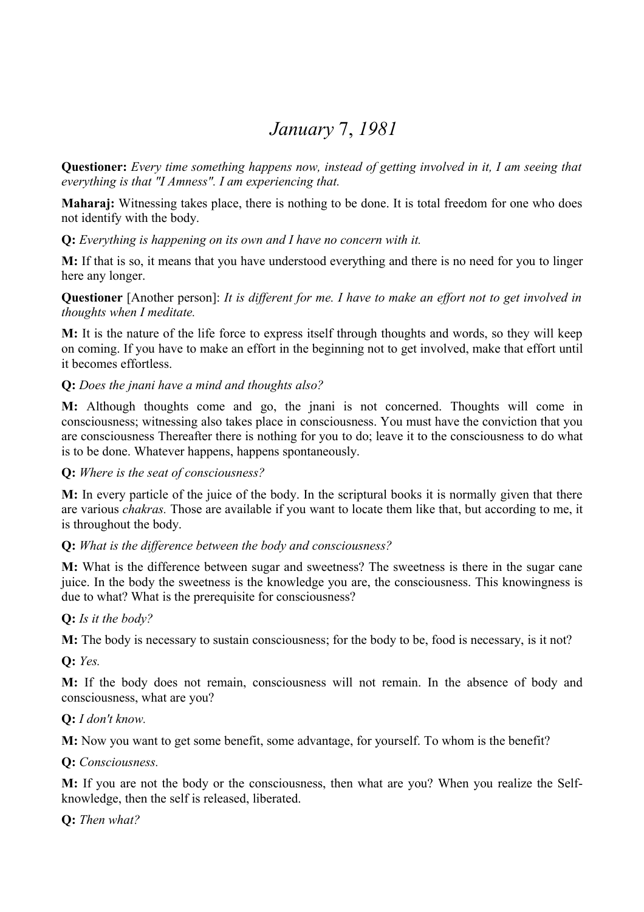# *January 7, 1981*

**Questioner:** *Every time something happens now, instead of getting involved in it, I am seeing that everything is that "I Amness". I am experiencing that.*

**Maharaj:** Witnessing takes place, there is nothing to be done. It is total freedom for one who does not identify with the body.

**Q:** *Everything is happening on its own and I have no concern with it.*

**M:** If that is so, it means that you have understood everything and there is no need for you to linger here any longer.

**Questioner** [Another person]: *It is different for me. I have to make an effort not to get involved in thoughts when I meditate.*

**M:** It is the nature of the life force to express itself through thoughts and words, so they will keep on coming. If you have to make an effort in the beginning not to get involved, make that effort until it becomes effortless.

**Q:** *Does the jnani have a mind and thoughts also?*

**M:** Although thoughts come and go, the jnani is not concerned. Thoughts will come in consciousness; witnessing also takes place in consciousness. You must have the conviction that you are consciousness Thereafter there is nothing for you to do; leave it to the consciousness to do what is to be done. Whatever happens, happens spontaneously.

**Q:** *Where is the seat of consciousness?*

**M:** In every particle of the juice of the body. In the scriptural books it is normally given that there are various *chakras.* Those are available if you want to locate them like that, but according to me, it is throughout the body.

**Q:** *What is the difference between the body and consciousness?*

**M:** What is the difference between sugar and sweetness? The sweetness is there in the sugar cane juice. In the body the sweetness is the knowledge you are, the consciousness. This knowingness is due to what? What is the prerequisite for consciousness?

**Q:** *Is it the body?*

**M:** The body is necessary to sustain consciousness; for the body to be, food is necessary, is it not?

**Q:** *Yes.*

**M:** If the body does not remain, consciousness will not remain. In the absence of body and consciousness, what are you?

**Q:** *I don't know.*

**M:** Now you want to get some benefit, some advantage, for yourself. To whom is the benefit?

**Q:** *Consciousness.*

**M:** If you are not the body or the consciousness, then what are you? When you realize the Self-knowledge, then the self is released, liberated.

**Q:** *Then what?*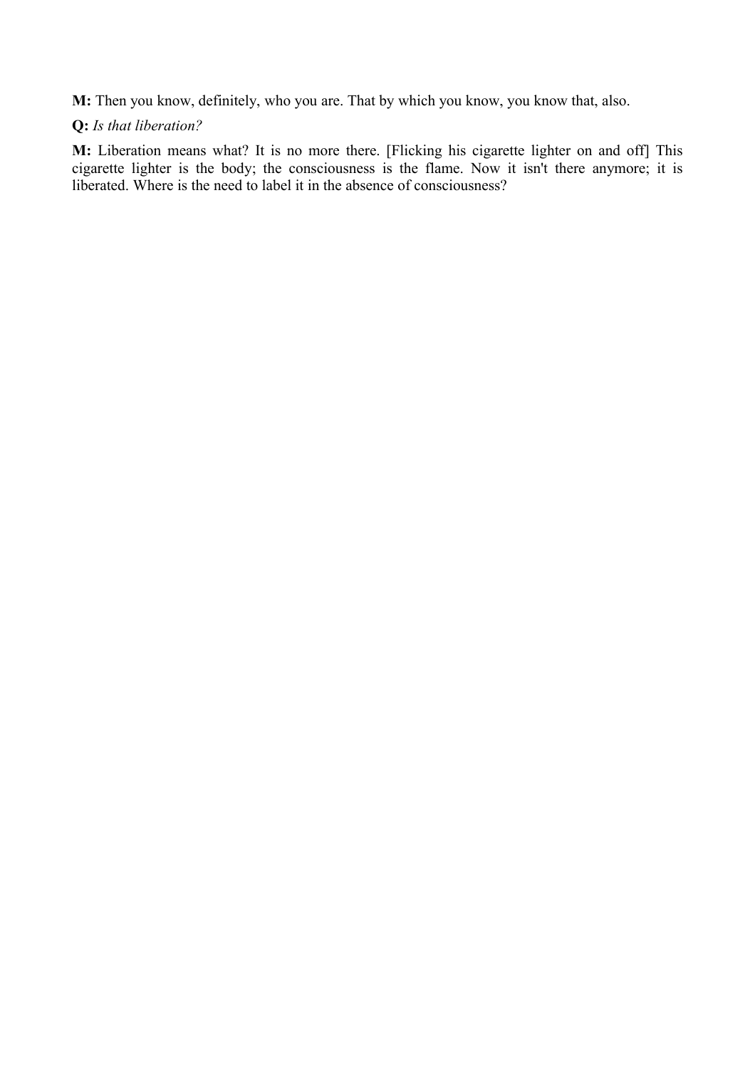**M:** Then you know, definitely, who you are. That by which you know, you know that, also.

**Q:** *Is that liberation?*

**M:** Liberation means what? It is no more there. [Flicking his cigarette lighter on and off] This cigarette lighter is the body; the consciousness is the flame. Now it isn't there anymore; it is liberated. Where is the need to label it in the absence of consciousness?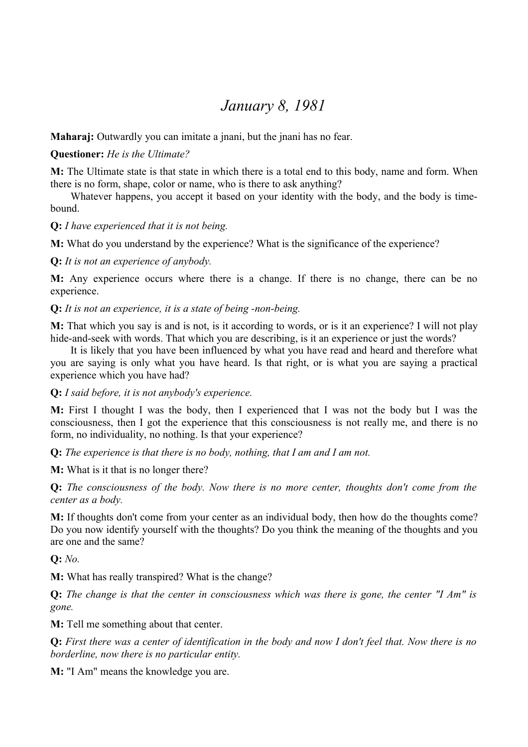# *January 8, 1981*

**Maharaj:** Outwardly you can imitate a jnani, but the jnani has no fear.

**Questioner:** *He is the Ultimate?*

**M:** The Ultimate state is that state in which there is a total end to this body, name and form. When there is no form, shape, color or name, who is there to ask anything?

Whatever happens, you accept it based on your identity with the body, and the body is time-bound.

**Q:** *I have experienced that it is not being.*

**M:** What do you understand by the experience? What is the significance of the experience?

**Q:** *It is not an experience of anybody.*

**M:** Any experience occurs where there is a change. If there is no change, there can be no experience.

**Q:** *It is not an experience, it is a state of being -non-being.*

**M:** That which you say is and is not, is it according to words, or is it an experience? I will not play hide-and-seek with words. That which you are describing, is it an experience or just the words?

It is likely that you have been influenced by what you have read and heard and therefore what you are saying is only what you have heard. Is that right, or is what you are saying a practical experience which you have had?

**Q:** *I said before, it is not anybody's experience.*

**M:** First I thought I was the body, then I experienced that I was not the body but I was the consciousness, then I got the experience that this consciousness is not really me, and there is no form, no individuality, no nothing. Is that your experience?

**Q:** *The experience is that there is no body, nothing, that I am and I am not.*

**M:** What is it that is no longer there?

**Q:** *The consciousness of the body. Now there is no more center, thoughts don't come from the center as a body.*

**M:** If thoughts don't come from your center as an individual body, then how do the thoughts come? Do you now identify yourself with the thoughts? Do you think the meaning of the thoughts and you are one and the same?

**Q:** *No.*

**M:** What has really transpired? What is the change?

**Q:** *The change is that the center in consciousness which was there is gone, the center "I Am" is gone.*

**M:** Tell me something about that center.

**Q:** *First there was a center of identification in the body and now I don't feel that. Now there is no borderline, now there is no particular entity.*

**M:** "I Am" means the knowledge you are.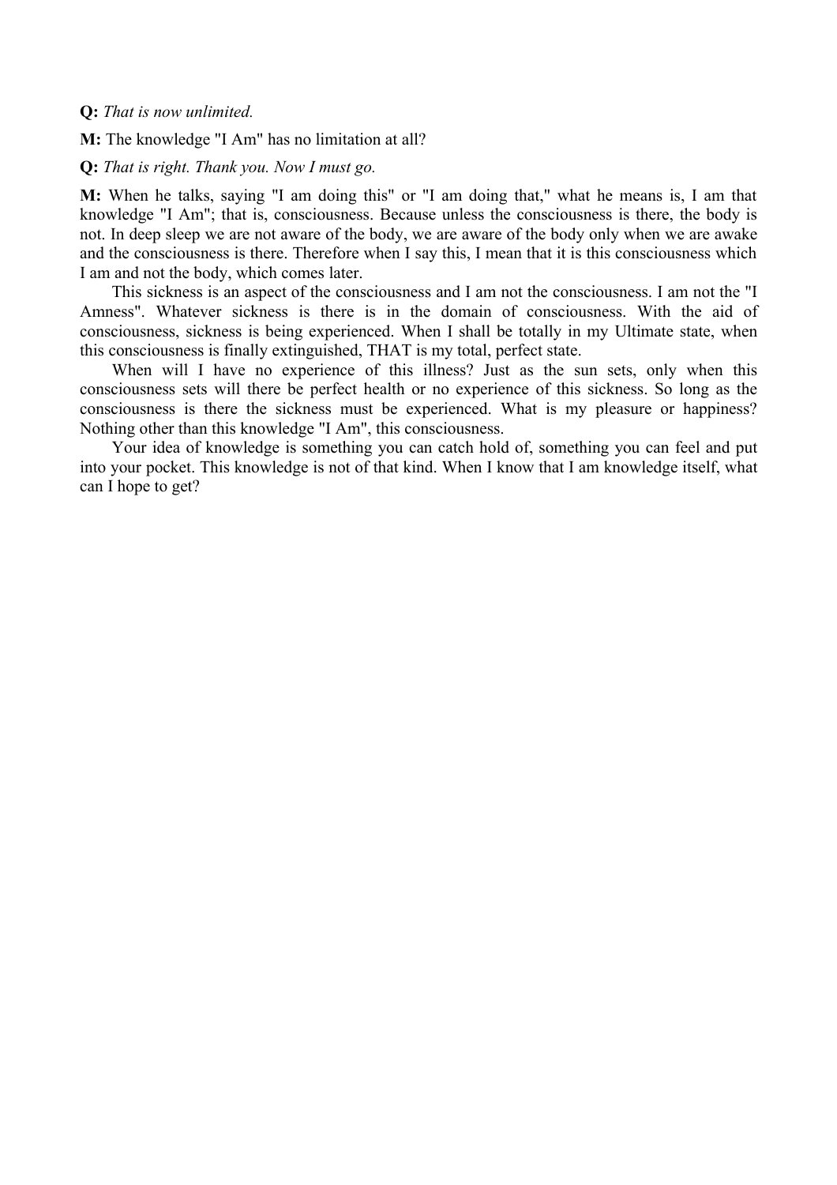**Q:** *That is now unlimited.*

**M:** The knowledge "I Am" has no limitation at all?

**Q:** *That is right. Thank you. Now I must go.*

**M:** When he talks, saying "I am doing this" or "I am doing that," what he means is, I am that knowledge "I Am"; that is, consciousness. Because unless the consciousness is there, the body is not. In deep sleep we are not aware of the body, we are aware of the body only when we are awake and the consciousness is there. Therefore when I say this, I mean that it is this consciousness which I am and not the body, which comes later.

This sickness is an aspect of the consciousness and I am not the consciousness. I am not the "I Amness". Whatever sickness is there is in the domain of consciousness. With the aid of consciousness, sickness is being experienced. When I shall be totally in my Ultimate state, when this consciousness is finally extinguished, THAT is my total, perfect state.

When will I have no experience of this illness? Just as the sun sets, only when this consciousness sets will there be perfect health or no experience of this sickness. So long as the consciousness is there the sickness must be experienced. What is my pleasure or happiness? Nothing other than this knowledge "I Am", this consciousness.

Your idea of knowledge is something you can catch hold of, something you can feel and put into your pocket. This knowledge is not of that kind. When I know that I am knowledge itself, what can I hope to get?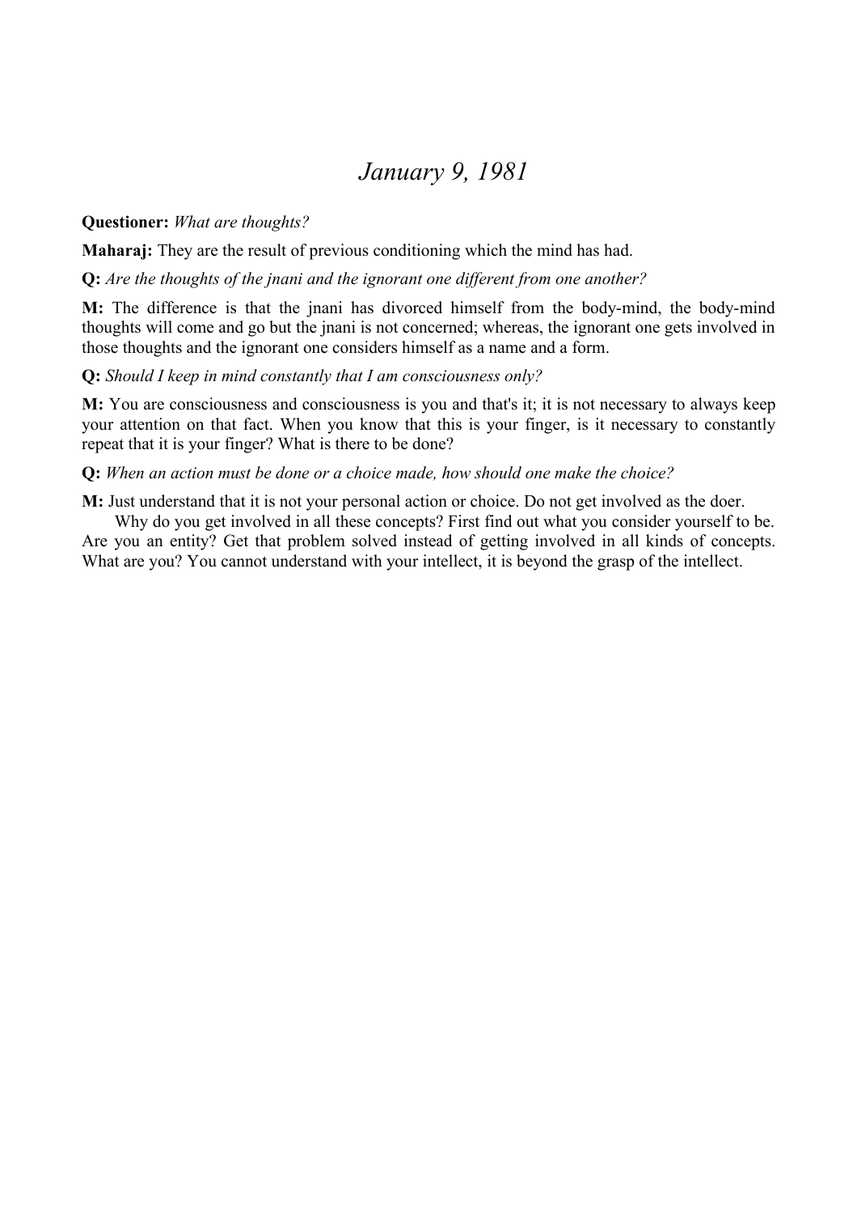# *January 9, 1981*

**Questioner:** *What are thoughts?*

**Maharaj:** They are the result of previous conditioning which the mind has had.

**Q:** *Are the thoughts of the jnani and the ignorant one different from one another?*

**M:** The difference is that the jnani has divorced himself from the body-mind, the body-mind thoughts will come and go but the jnani is not concerned; whereas, the ignorant one gets involved in those thoughts and the ignorant one considers himself as a name and a form.

**Q:** *Should I keep in mind constantly that I am consciousness only?*

**M:** You are consciousness and consciousness is you and that's it; it is not necessary to always keep your attention on that fact. When you know that this is your finger, is it necessary to constantly repeat that it is your finger? What is there to be done?

**Q:** *When an action must be done or a choice made, how should one make the choice?*

**M:** Just understand that it is not your personal action or choice. Do not get involved as the doer.

Why do you get involved in all these concepts? First find out what you consider yourself to be. Are you an entity? Get that problem solved instead of getting involved in all kinds of concepts. What are you? You cannot understand with your intellect, it is beyond the grasp of the intellect.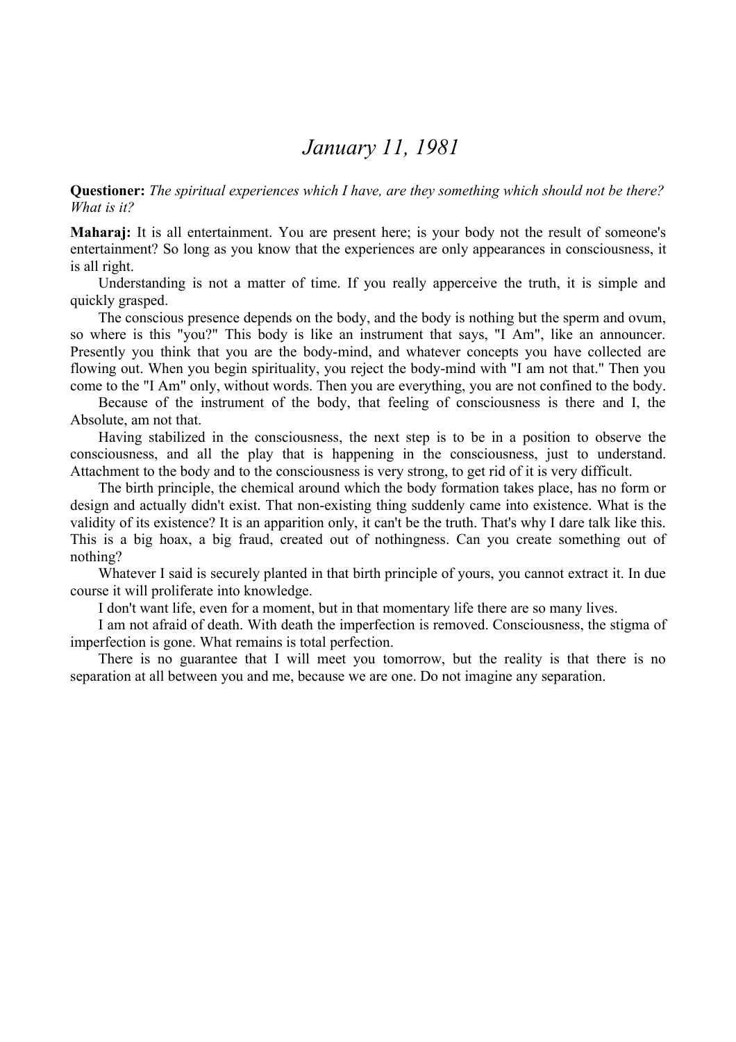# *January 11, 1981*

**Questioner:** *The spiritual experiences which I have, are they something which should not be there? What is it?*

**Maharaj:** It is all entertainment. You are present here; is your body not the result of someone's entertainment? So long as you know that the experiences are only appearances in consciousness, it is all right.

Understanding is not a matter of time. If you really apperceive the truth, it is simple and quickly grasped.

The conscious presence depends on the body, and the body is nothing but the sperm and ovum, so where is this "you?" This body is like an instrument that says, "I Am", like an announcer. Presently you think that you are the body-mind, and whatever concepts you have collected are flowing out. When you begin spirituality, you reject the body-mind with "I am not that." Then you come to the "I Am" only, without words. Then you are everything, you are not confined to the body.

Because of the instrument of the body, that feeling of consciousness is there and I, the Absolute, am not that.

Having stabilized in the consciousness, the next step is to be in a position to observe the consciousness, and all the play that is happening in the consciousness, just to understand. Attachment to the body and to the consciousness is very strong, to get rid of it is very difficult.

The birth principle, the chemical around which the body formation takes place, has no form or design and actually didn't exist. That non-existing thing suddenly came into existence. What is the validity of its existence? It is an apparition only, it can't be the truth. That's why I dare talk like this. This is a big hoax, a big fraud, created out of nothingness. Can you create something out of nothing?

Whatever I said is securely planted in that birth principle of yours, you cannot extract it. In due course it will proliferate into knowledge.

I don't want life, even for a moment, but in that momentary life there are so many lives.

I am not afraid of death. With death the imperfection is removed. Consciousness, the stigma of imperfection is gone. What remains is total perfection.

There is no guarantee that I will meet you tomorrow, but the reality is that there is no separation at all between you and me, because we are one. Do not imagine any separation.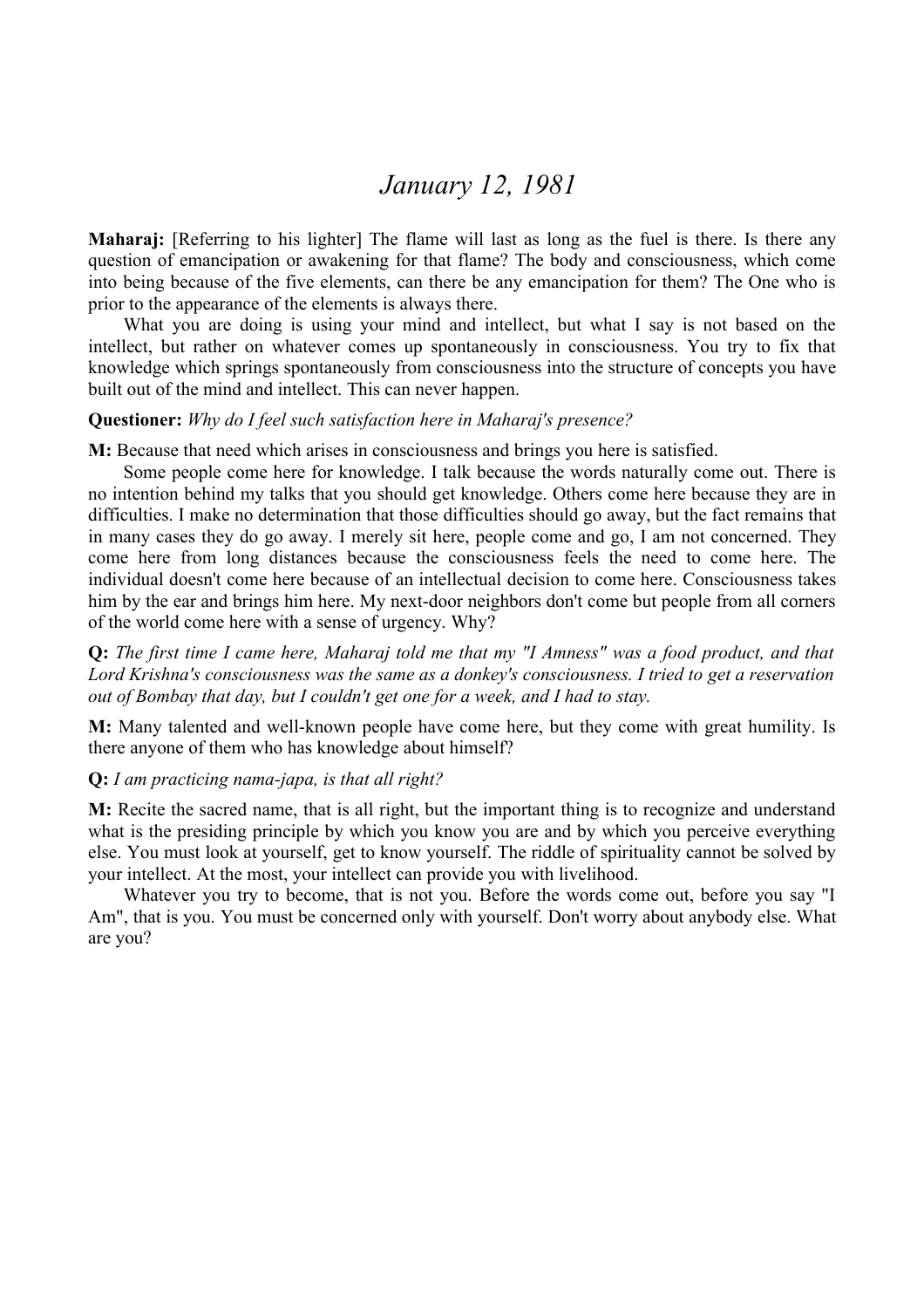# *January 12, 1981*

**Maharaj:** [Referring to his lighter] The flame will last as long as the fuel is there. Is there any question of emancipation or awakening for that flame? The body and consciousness, which come into being because of the five elements, can there be any emancipation for them? The One who is prior to the appearance of the elements is always there.

What you are doing is using your mind and intellect, but what I say is not based on the intellect, but rather on whatever comes up spontaneously in consciousness. You try to fix that knowledge which springs spontaneously from consciousness into the structure of concepts you have built out of the mind and intellect. This can never happen.

**Questioner:** *Why do I feel such satisfaction here in Maharaj's presence?*

**M:** Because that need which arises in consciousness and brings you here is satisfied.

Some people come here for knowledge. I talk because the words naturally come out. There is no intention behind my talks that you should get knowledge. Others come here because they are in difficulties. I make no determination that those difficulties should go away, but the fact remains that in many cases they do go away. I merely sit here, people come and go, I am not concerned. They come here from long distances because the consciousness feels the need to come here. The individual doesn't come here because of an intellectual decision to come here. Consciousness takes him by the ear and brings him here. My next-door neighbors don't come but people from all corners of the world come here with a sense of urgency. Why?

**Q:** *The first time I came here, Maharaj told me that my "I Amness" was a food product, and that Lord Krishna's consciousness was the same as a donkey's consciousness. I tried to get a reservation out of Bombay that day, but I couldn't get one for a week, and I had to stay.*

**M:** Many talented and well-known people have come here, but they come with great humility. Is there anyone of them who has knowledge about himself?

**Q:** *I am practicing nama-japa, is that all right?*

**M:** Recite the sacred name, that is all right, but the important thing is to recognize and understand what is the presiding principle by which you know you are and by which you perceive everything else. You must look at yourself, get to know yourself. The riddle of spirituality cannot be solved by your intellect. At the most, your intellect can provide you with livelihood.

Whatever you try to become, that is not you. Before the words come out, before you say "I Am", that is you. You must be concerned only with yourself. Don't worry about anybody else. What are you?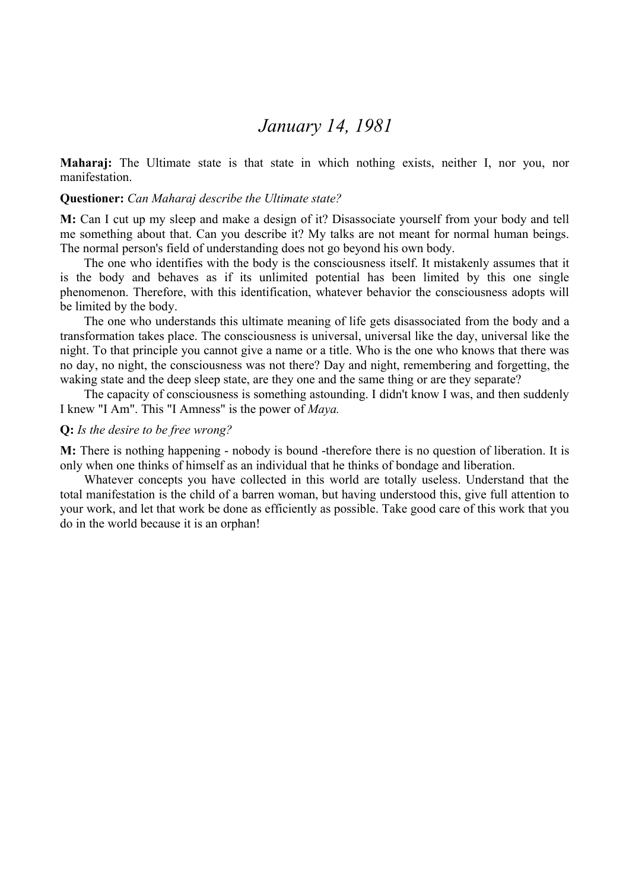# *January 14, 1981*

**Maharaj:** The Ultimate state is that state in which nothing exists, neither I, nor you, nor manifestation.

**Questioner:** *Can Maharaj describe the Ultimate state?*

**M:** Can I cut up my sleep and make a design of it? Disassociate yourself from your body and tell me something about that. Can you describe it? My talks are not meant for normal human beings. The normal person's field of understanding does not go beyond his own body.

The one who identifies with the body is the consciousness itself. It mistakenly assumes that it is the body and behaves as if its unlimited potential has been limited by this one single phenomenon. Therefore, with this identification, whatever behavior the consciousness adopts will be limited by the body.

The one who understands this ultimate meaning of life gets disassociated from the body and a transformation takes place. The consciousness is universal, universal like the day, universal like the night. To that principle you cannot give a name or a title. Who is the one who knows that there was no day, no night, the consciousness was not there? Day and night, remembering and forgetting, the waking state and the deep sleep state, are they one and the same thing or are they separate?

The capacity of consciousness is something astounding. I didn't know I was, and then suddenly I knew "I Am". This "I Amness" is the power of *Maya.*

**Q:** *Is the desire to be free wrong?*

**M:** There is nothing happening - nobody is bound -therefore there is no question of liberation. It is only when one thinks of himself as an individual that he thinks of bondage and liberation.

Whatever concepts you have collected in this world are totally useless. Understand that the total manifestation is the child of a barren woman, but having understood this, give full attention to your work, and let that work be done as efficiently as possible. Take good care of this work that you do in the world because it is an orphan!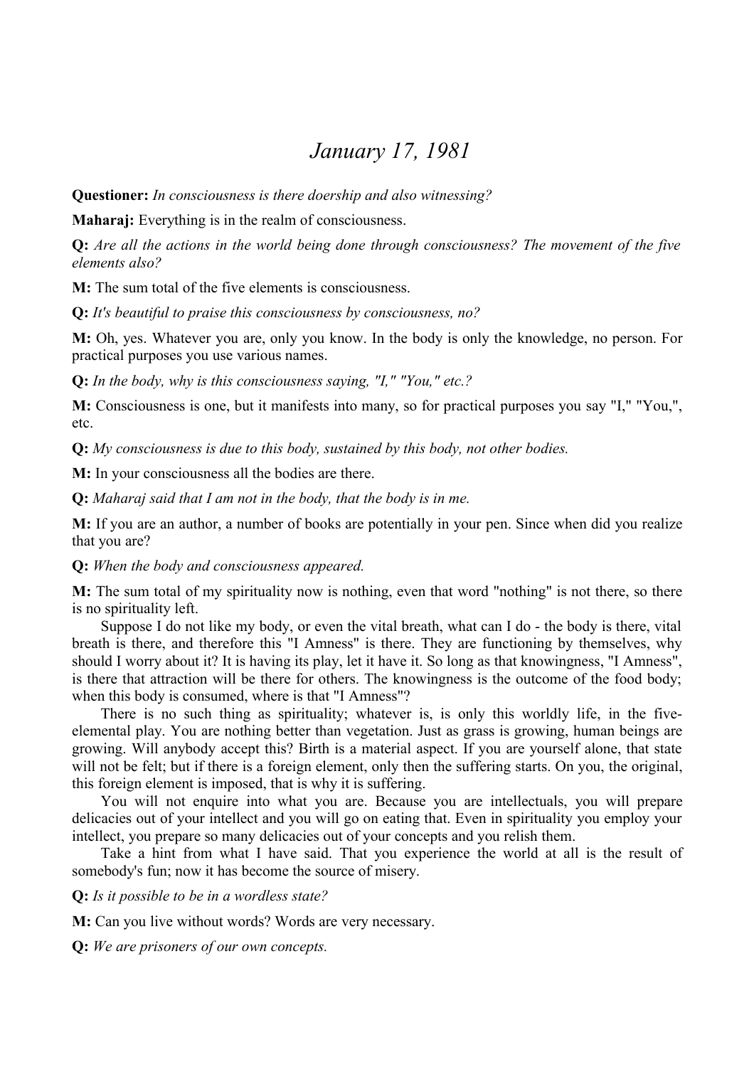# *January 17, 1981*

**Questioner:** *In consciousness is there doership and also witnessing?*

**Maharaj:** Everything is in the realm of consciousness.

**Q:** *Are all the actions in the world being done through consciousness? The movement of the five elements also?*

**M:** The sum total of the five elements is consciousness.

**Q:** *It's beautiful to praise this consciousness by consciousness, no?*

**M:** Oh, yes. Whatever you are, only you know. In the body is only the knowledge, no person. For practical purposes you use various names.

**Q:** *In the body, why is this consciousness saying, "I," "You," etc.?*

**M:** Consciousness is one, but it manifests into many, so for practical purposes you say "I," "You,", etc.

**Q:** *My consciousness is due to this body, sustained by this body, not other bodies.*

**M:** In your consciousness all the bodies are there.

**Q:** *Maharaj said that I am not in the body, that the body is in me.*

**M:** If you are an author, a number of books are potentially in your pen. Since when did you realize that you are?

**Q:** *When the body and consciousness appeared.*

**M:** The sum total of my spirituality now is nothing, even that word "nothing" is not there, so there is no spirituality left.

Suppose I do not like my body, or even the vital breath, what can I do - the body is there, vital breath is there, and therefore this "I Amness" is there. They are functioning by themselves, why should I worry about it? It is having its play, let it have it. So long as that knowingness, "I Amness", is there that attraction will be there for others. The knowingness is the outcome of the food body; when this body is consumed, where is that "I Amness"?

There is no such thing as spirituality; whatever is, is only this worldly life, in the five-elemental play. You are nothing better than vegetation. Just as grass is growing, human beings are growing. Will anybody accept this? Birth is a material aspect. If you are yourself alone, that state will not be felt; but if there is a foreign element, only then the suffering starts. On you, the original, this foreign element is imposed, that is why it is suffering.

You will not enquire into what you are. Because you are intellectuals, you will prepare delicacies out of your intellect and you will go on eating that. Even in spirituality you employ your intellect, you prepare so many delicacies out of your concepts and you relish them.

Take a hint from what I have said. That you experience the world at all is the result of somebody's fun; now it has become the source of misery.

**Q:** *Is it possible to be in a wordless state?*

**M:** Can you live without words? Words are very necessary.

**Q:** *We are prisoners of our own concepts.*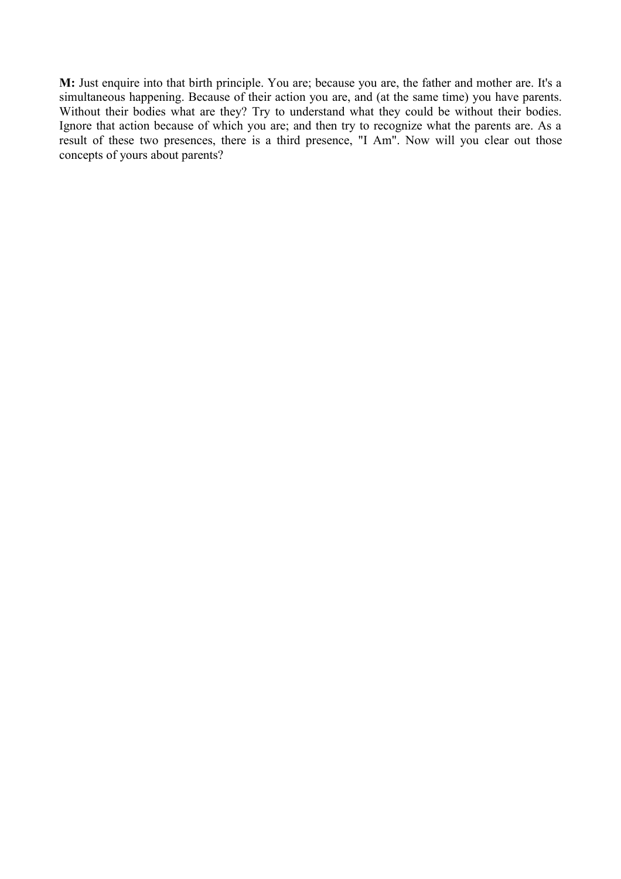**M:** Just enquire into that birth principle. You are; because you are, the father and mother are. It's a simultaneous happening. Because of their action you are, and (at the same time) you have parents. Without their bodies what are they? Try to understand what they could be without their bodies. Ignore that action because of which you are; and then try to recognize what the parents are. As a result of these two presences, there is a third presence, "I Am". Now will you clear out those concepts of yours about parents?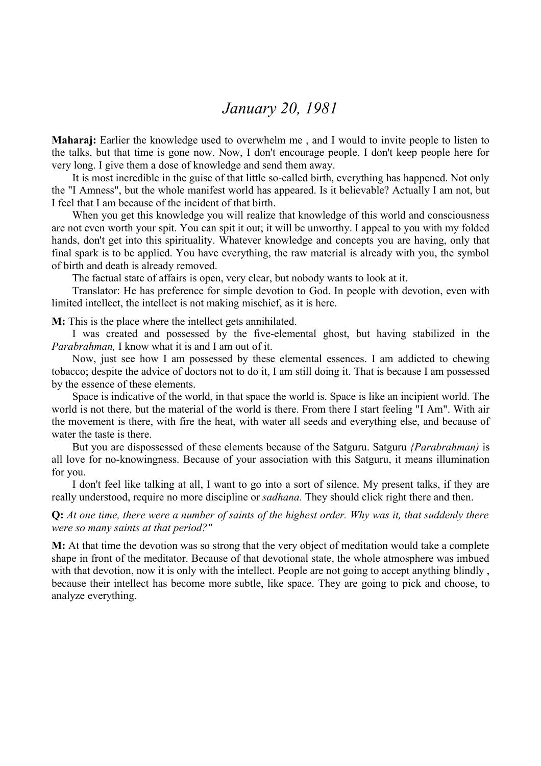# *January 20, 1981*

**Maharaj:** Earlier the knowledge used to overwhelm me , and I would to invite people to listen to the talks, but that time is gone now. Now, I don't encourage people, I don't keep people here for very long. I give them a dose of knowledge and send them away.

It is most incredible in the guise of that little so-called birth, everything has happened. Not only the "I Amness", but the whole manifest world has appeared. Is it believable? Actually I am not, but I feel that I am because of the incident of that birth.

When you get this knowledge you will realize that knowledge of this world and consciousness are not even worth your spit. You can spit it out; it will be unworthy. I appeal to you with my folded hands, don't get into this spirituality. Whatever knowledge and concepts you are having, only that final spark is to be applied. You have everything, the raw material is already with you, the symbol of birth and death is already removed.

The factual state of affairs is open, very clear, but nobody wants to look at it.

Translator: He has preference for simple devotion to God. In people with devotion, even with limited intellect, the intellect is not making mischief, as it is here.

**M:** This is the place where the intellect gets annihilated.

I was created and possessed by the five-elemental ghost, but having stabilized in the *Parabrahman,* I know what it is and I am out of it.

Now, just see how I am possessed by these elemental essences. I am addicted to chewing tobacco; despite the advice of doctors not to do it, I am still doing it. That is because I am possessed by the essence of these elements.

Space is indicative of the world, in that space the world is. Space is like an incipient world. The world is not there, but the material of the world is there. From there I start feeling "I Am". With air the movement is there, with fire the heat, with water all seeds and everything else, and because of water the taste is there.

But you are dispossessed of these elements because of the Satguru. Satguru *{Parabrahman)* is all love for no-knowingness. Because of your association with this Satguru, it means illumination for you.

I don't feel like talking at all, I want to go into a sort of silence. My present talks, if they are really understood, require no more discipline or *sadhana.* They should click right there and then.

**Q:** *At one time, there were a number of saints of the highest order. Why was it, that suddenly there were so many saints at that period?"*

**M:** At that time the devotion was so strong that the very object of meditation would take a complete shape in front of the meditator. Because of that devotional state, the whole atmosphere was imbued with that devotion, now it is only with the intellect. People are not going to accept anything blindly , because their intellect has become more subtle, like space. They are going to pick and choose, to analyze everything.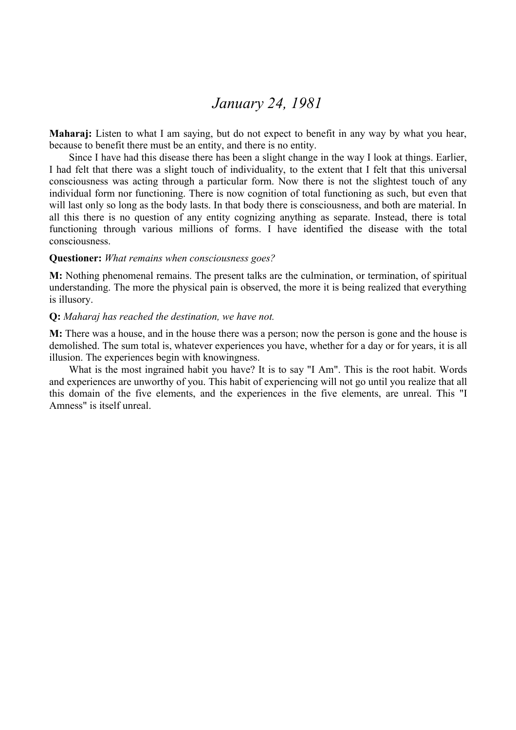# *January 24, 1981*

**Maharaj:** Listen to what I am saying, but do not expect to benefit in any way by what you hear, because to benefit there must be an entity, and there is no entity.

Since I have had this disease there has been a slight change in the way I look at things. Earlier, I had felt that there was a slight touch of individuality, to the extent that I felt that this universal consciousness was acting through a particular form. Now there is not the slightest touch of any individual form nor functioning. There is now cognition of total functioning as such, but even that will last only so long as the body lasts. In that body there is consciousness, and both are material. In all this there is no question of any entity cognizing anything as separate. Instead, there is total functioning through various millions of forms. I have identified the disease with the total consciousness.

**Questioner:** *What remains when consciousness goes?*

**M:** Nothing phenomenal remains. The present talks are the culmination, or termination, of spiritual understanding. The more the physical pain is observed, the more it is being realized that everything is illusory.

**Q:** *Maharaj has reached the destination, we have not.*

**M:** There was a house, and in the house there was a person; now the person is gone and the house is demolished. The sum total is, whatever experiences you have, whether for a day or for years, it is all illusion. The experiences begin with knowingness.

What is the most ingrained habit you have? It is to say "I Am". This is the root habit. Words and experiences are unworthy of you. This habit of experiencing will not go until you realize that all this domain of the five elements, and the experiences in the five elements, are unreal. This "I Amness" is itself unreal.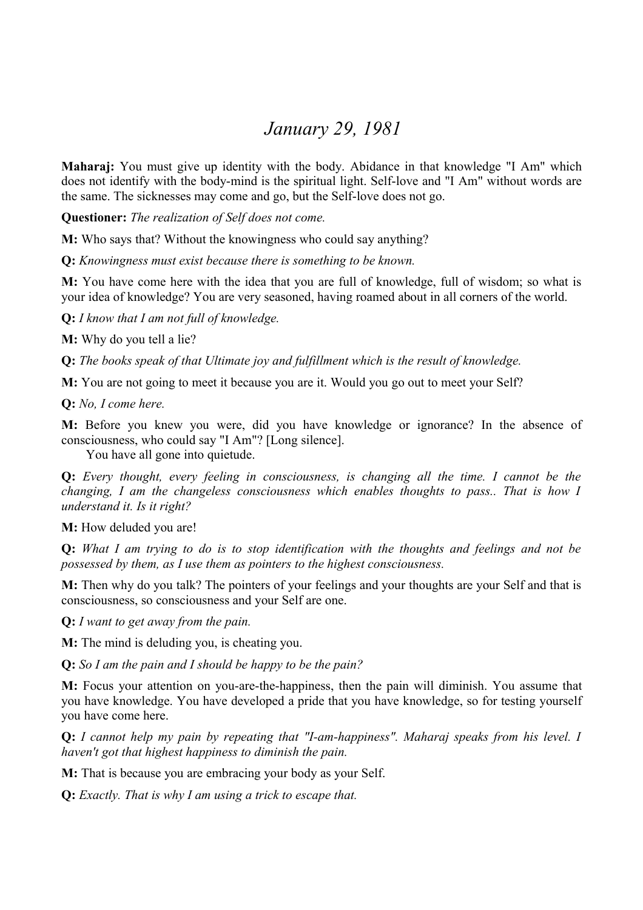# *January 29, 1981*

**Maharaj:** You must give up identity with the body. Abidance in that knowledge "I Am" which does not identify with the body-mind is the spiritual light. Self-love and "I Am" without words are the same. The sicknesses may come and go, but the Self-love does not go.

**Questioner:** *The realization of Self does not come.*

**M:** Who says that? Without the knowingness who could say anything?

**Q:** *Knowingness must exist because there is something to be known.*

**M:** You have come here with the idea that you are full of knowledge, full of wisdom; so what is your idea of knowledge? You are very seasoned, having roamed about in all corners of the world.

**Q:** *I know that I am not full of knowledge.*

**M:** Why do you tell a lie?

**Q:** *The books speak of that Ultimate joy and fulfillment which is the result of knowledge.*

**M:** You are not going to meet it because you are it. Would you go out to meet your Self?

**Q:** *No, I come here.*

**M:** Before you knew you were, did you have knowledge or ignorance? In the absence of consciousness, who could say "I Am"? [Long silence].

You have all gone into quietude.

**Q:** *Every thought, every feeling in consciousness, is changing all the time. I cannot be the changing, I am the changeless consciousness which enables thoughts to pass.. That is how I understand it. Is it right?*

**M:** How deluded you are!

**Q:** *What I am trying to do is to stop identification with the thoughts and feelings and not be possessed by them, as I use them as pointers to the highest consciousness.*

**M:** Then why do you talk? The pointers of your feelings and your thoughts are your Self and that is consciousness, so consciousness and your Self are one.

**Q:** *I want to get away from the pain.*

**M:** The mind is deluding you, is cheating you.

**Q:** *So I am the pain and I should be happy to be the pain?*

**M:** Focus your attention on you-are-the-happiness, then the pain will diminish. You assume that you have knowledge. You have developed a pride that you have knowledge, so for testing yourself you have come here.

**Q:** *I cannot help my pain by repeating that "I-am-happiness". Maharaj speaks from his level. I haven't got that highest happiness to diminish the pain.*

**M:** That is because you are embracing your body as your Self.

**Q:** *Exactly. That is why I am using a trick to escape that.*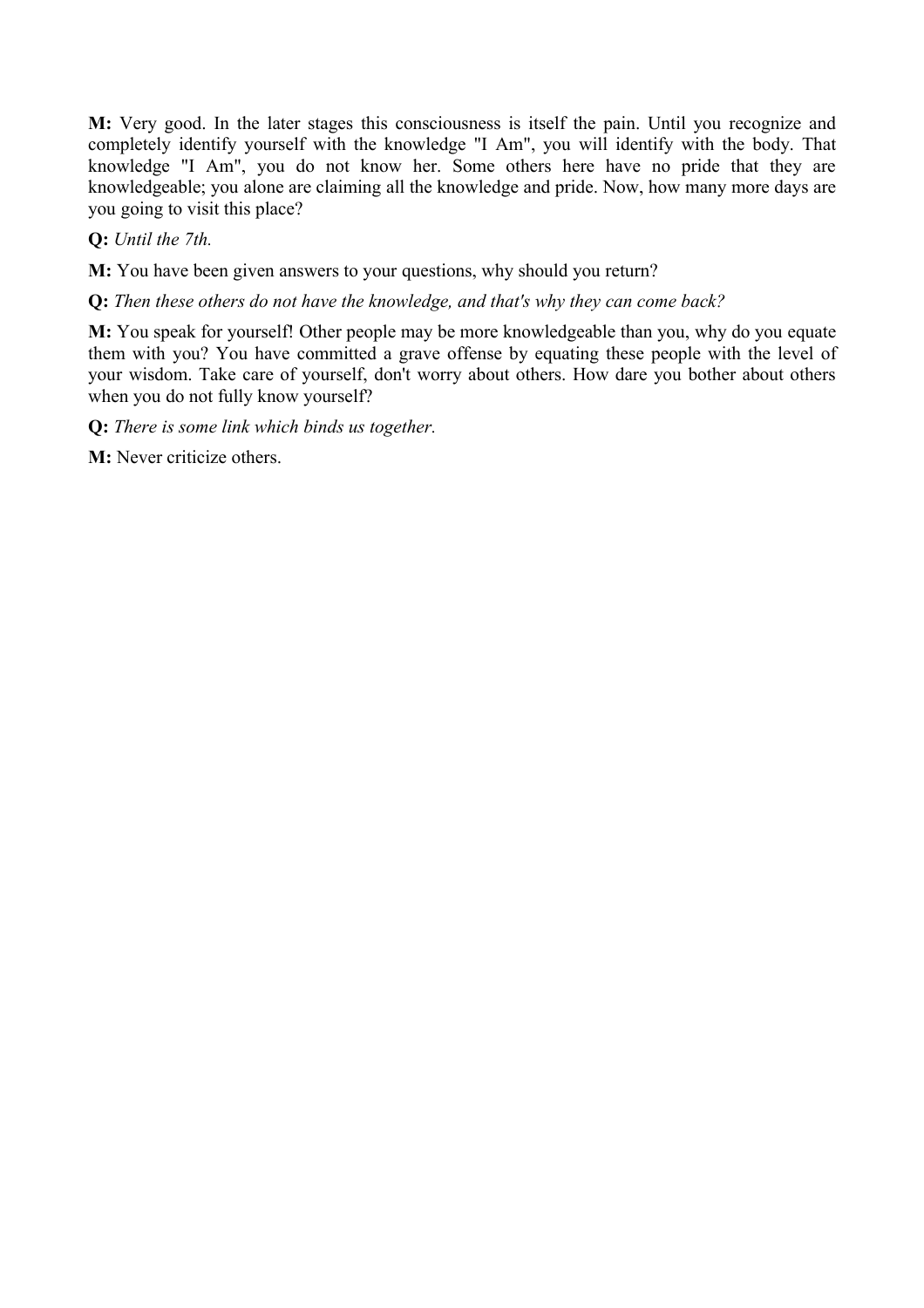**M:** Very good. In the later stages this consciousness is itself the pain. Until you recognize and completely identify yourself with the knowledge "I Am", you will identify with the body. That knowledge "I Am", you do not know her. Some others here have no pride that they are knowledgeable; you alone are claiming all the knowledge and pride. Now, how many more days are you going to visit this place?

**Q:** *Until the 7th.*

**M:** You have been given answers to your questions, why should you return?

**Q:** *Then these others do not have the knowledge, and that's why they can come back?*

**M:** You speak for yourself! Other people may be more knowledgeable than you, why do you equate them with you? You have committed a grave offense by equating these people with the level of your wisdom. Take care of yourself, don't worry about others. How dare you bother about others when you do not fully know yourself?

**Q:** *There is some link which binds us together.*

**M:** Never criticize others.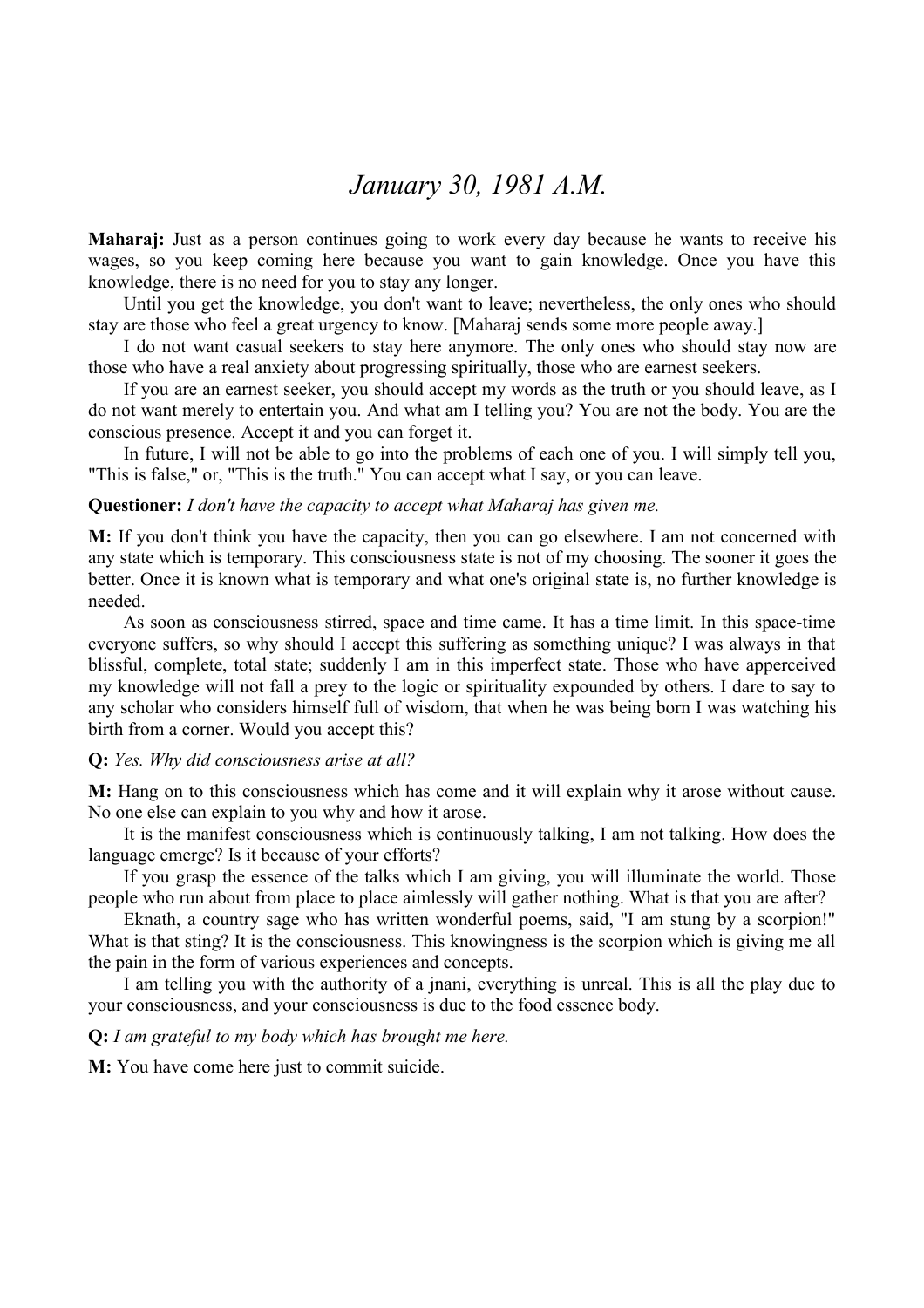# *January 30, 1981 A.M.*

**Maharaj:** Just as a person continues going to work every day because he wants to receive his wages, so you keep coming here because you want to gain knowledge. Once you have this knowledge, there is no need for you to stay any longer.

Until you get the knowledge, you don't want to leave; nevertheless, the only ones who should stay are those who feel a great urgency to know. [Maharaj sends some more people away.]

I do not want casual seekers to stay here anymore. The only ones who should stay now are those who have a real anxiety about progressing spiritually, those who are earnest seekers.

If you are an earnest seeker, you should accept my words as the truth or you should leave, as I do not want merely to entertain you. And what am I telling you? You are not the body. You are the conscious presence. Accept it and you can forget it.

In future, I will not be able to go into the problems of each one of you. I will simply tell you, "This is false," or, "This is the truth." You can accept what I say, or you can leave.

**Questioner:** *I don't have the capacity to accept what Maharaj has given me.*

**M:** If you don't think you have the capacity, then you can go elsewhere. I am not concerned with any state which is temporary. This consciousness state is not of my choosing. The sooner it goes the better. Once it is known what is temporary and what one's original state is, no further knowledge is needed.

As soon as consciousness stirred, space and time came. It has a time limit. In this space-time everyone suffers, so why should I accept this suffering as something unique? I was always in that blissful, complete, total state; suddenly I am in this imperfect state. Those who have apperceived my knowledge will not fall a prey to the logic or spirituality expounded by others. I dare to say to any scholar who considers himself full of wisdom, that when he was being born I was watching his birth from a corner. Would you accept this?

**Q:** *Yes. Why did consciousness arise at all?*

**M:** Hang on to this consciousness which has come and it will explain why it arose without cause. No one else can explain to you why and how it arose.

It is the manifest consciousness which is continuously talking, I am not talking. How does the language emerge? Is it because of your efforts?

If you grasp the essence of the talks which I am giving, you will illuminate the world. Those people who run about from place to place aimlessly will gather nothing. What is that you are after?

Eknath, a country sage who has written wonderful poems, said, "I am stung by a scorpion!" What is that sting? It is the consciousness. This knowingness is the scorpion which is giving me all the pain in the form of various experiences and concepts.

I am telling you with the authority of a jnani, everything is unreal. This is all the play due to your consciousness, and your consciousness is due to the food essence body.

**Q:** *I am grateful to my body which has brought me here.*

**M:** You have come here just to commit suicide.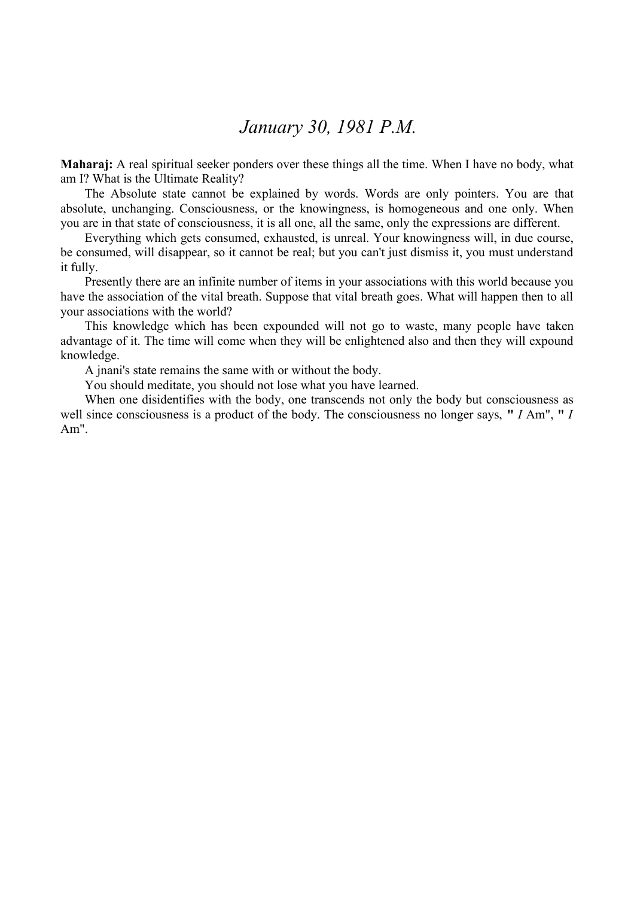# *January 30, 1981 P.M.*

**Maharaj:** A real spiritual seeker ponders over these things all the time. When I have no body, what am I? What is the Ultimate Reality?

The Absolute state cannot be explained by words. Words are only pointers. You are that absolute, unchanging. Consciousness, or the knowingness, is homogeneous and one only. When you are in that state of consciousness, it is all one, all the same, only the expressions are different.

Everything which gets consumed, exhausted, is unreal. Your knowingness will, in due course, be consumed, will disappear, so it cannot be real; but you can't just dismiss it, you must understand it fully.

Presently there are an infinite number of items in your associations with this world because you have the association of the vital breath. Suppose that vital breath goes. What will happen then to all your associations with the world?

This knowledge which has been expounded will not go to waste, many people have taken advantage of it. The time will come when they will be enlightened also and then they will expound knowledge.

A jnani's state remains the same with or without the body.

You should meditate, you should not lose what you have learned.

When one disidentifies with the body, one transcends not only the body but consciousness as well since consciousness is a product of the body. The consciousness no longer says, "*I* Am", "*I* Am".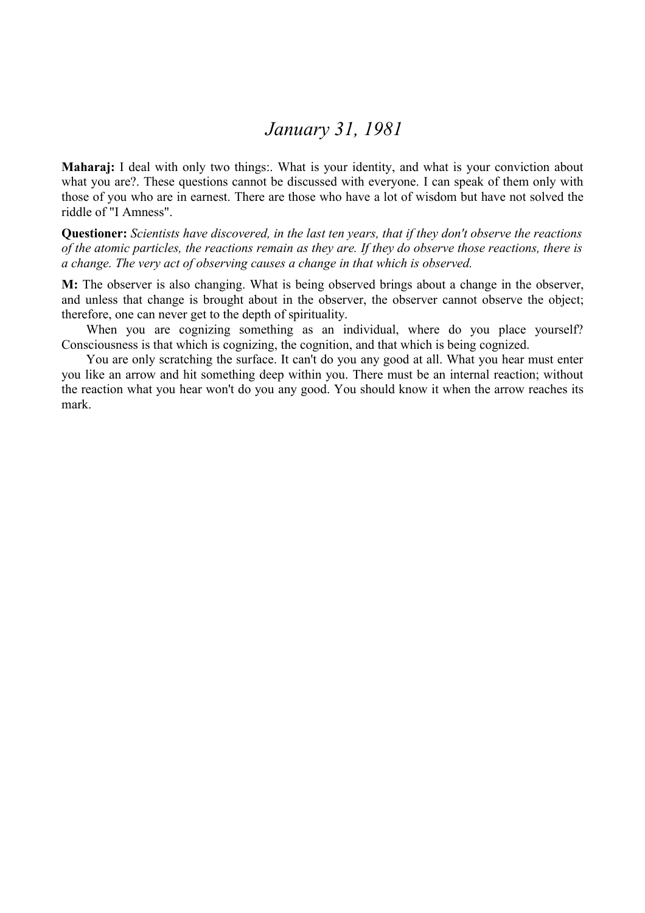# *January 31, 1981*

**Maharaj:** I deal with only two things:. What is your identity, and what is your conviction about what you are?. These questions cannot be discussed with everyone. I can speak of them only with those of you who are in earnest. There are those who have a lot of wisdom but have not solved the riddle of "I Amness".

**Questioner:** *Scientists have discovered, in the last ten years, that if they don't observe the reactions of the atomic particles, the reactions remain as they are. If they do observe those reactions, there is a change. The very act of observing causes a change in that which is observed.*

**M:** The observer is also changing. What is being observed brings about a change in the observer, and unless that change is brought about in the observer, the observer cannot observe the object; therefore, one can never get to the depth of spirituality.

When you are cognizing something as an individual, where do you place yourself? Consciousness is that which is cognizing, the cognition, and that which is being cognized.

You are only scratching the surface. It can't do you any good at all. What you hear must enter you like an arrow and hit something deep within you. There must be an internal reaction; without the reaction what you hear won't do you any good. You should know it when the arrow reaches its mark.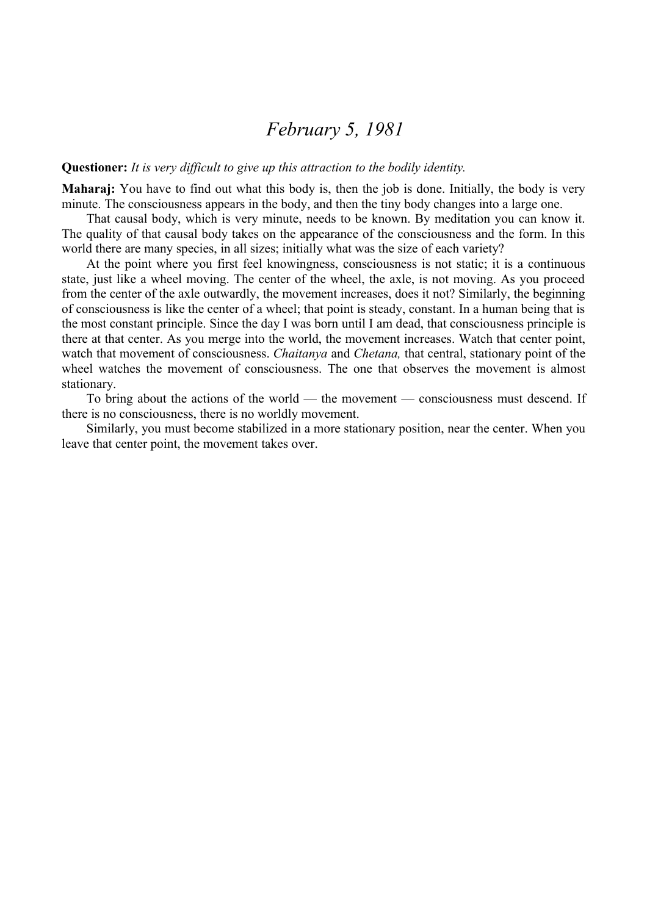# *February 5, 1981*

**Questioner:** *It is very difficult to give up this attraction to the bodily identity.*

**Maharaj:** You have to find out what this body is, then the job is done. Initially, the body is very minute. The consciousness appears in the body, and then the tiny body changes into a large one.

That causal body, which is very minute, needs to be known. By meditation you can know it. The quality of that causal body takes on the appearance of the consciousness and the form. In this world there are many species, in all sizes; initially what was the size of each variety?

At the point where you first feel knowingness, consciousness is not static; it is a continuous state, just like a wheel moving. The center of the wheel, the axle, is not moving. As you proceed from the center of the axle outwardly, the movement increases, does it not? Similarly, the beginning of consciousness is like the center of a wheel; that point is steady, constant. In a human being that is the most constant principle. Since the day I was born until I am dead, that consciousness principle is there at that center. As you merge into the world, the movement increases. Watch that center point, watch that movement of consciousness. *Chaitanya* and *Chetana,* that central, stationary point of the wheel watches the movement of consciousness. The one that observes the movement is almost stationary.

To bring about the actions of the world — the movement — consciousness must descend. If there is no consciousness, there is no worldly movement.

Similarly, you must become stabilized in a more stationary position, near the center. When you leave that center point, the movement takes over.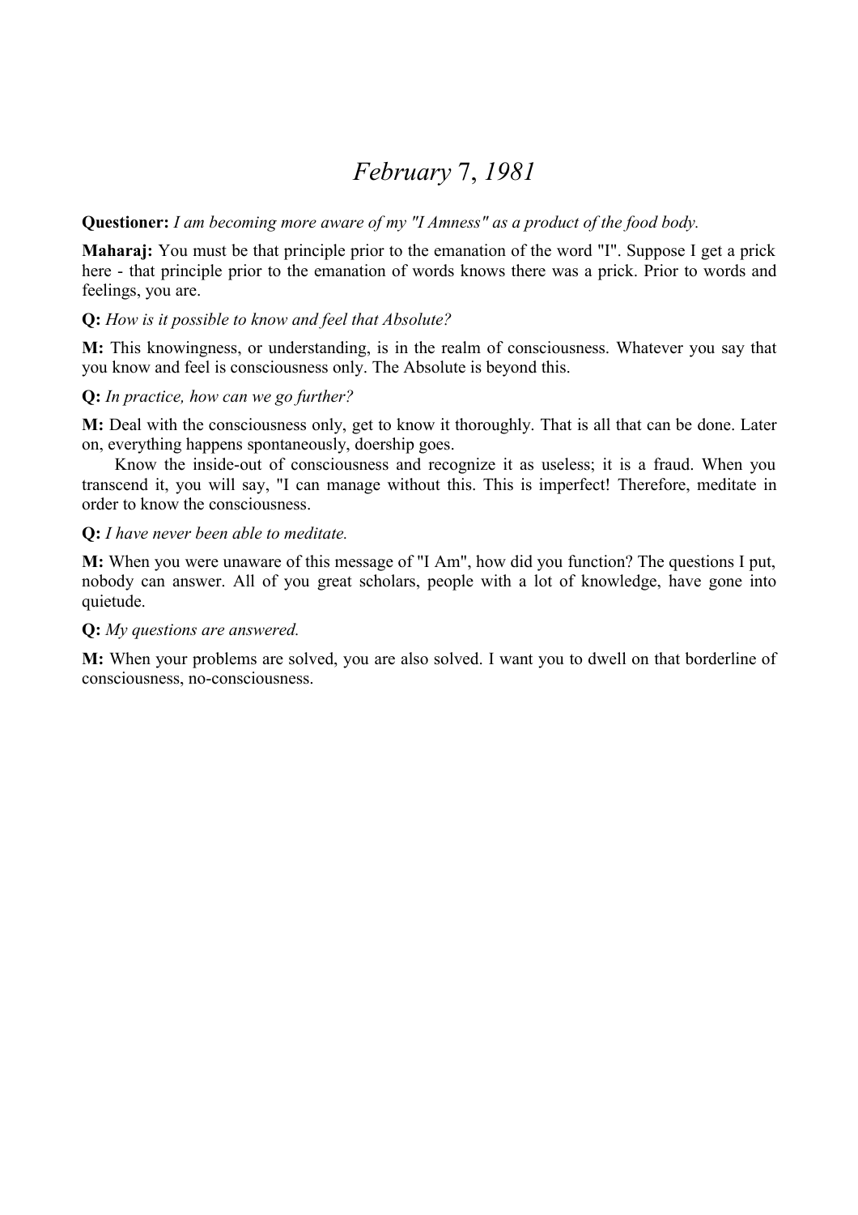# *February 7, 1981*

**Questioner:** *I am becoming more aware of my "I Amness" as a product of the food body.*

**Maharaj:** You must be that principle prior to the emanation of the word "I". Suppose I get a prick here - that principle prior to the emanation of words knows there was a prick. Prior to words and feelings, you are.

**Q:** *How is it possible to know and feel that Absolute?*

**M:** This knowingness, or understanding, is in the realm of consciousness. Whatever you say that you know and feel is consciousness only. The Absolute is beyond this.

**Q:** *In practice, how can we go further?*

**M:** Deal with the consciousness only, get to know it thoroughly. That is all that can be done. Later on, everything happens spontaneously, doership goes.

Know the inside-out of consciousness and recognize it as useless; it is a fraud. When you transcend it, you will say, "I can manage without this. This is imperfect! Therefore, meditate in order to know the consciousness.

**Q:** *I have never been able to meditate.*

**M:** When you were unaware of this message of "I Am", how did you function? The questions I put, nobody can answer. All of you great scholars, people with a lot of knowledge, have gone into quietude.

**Q:** *My questions are answered.*

**M:** When your problems are solved, you are also solved. I want you to dwell on that borderline of consciousness, no-consciousness.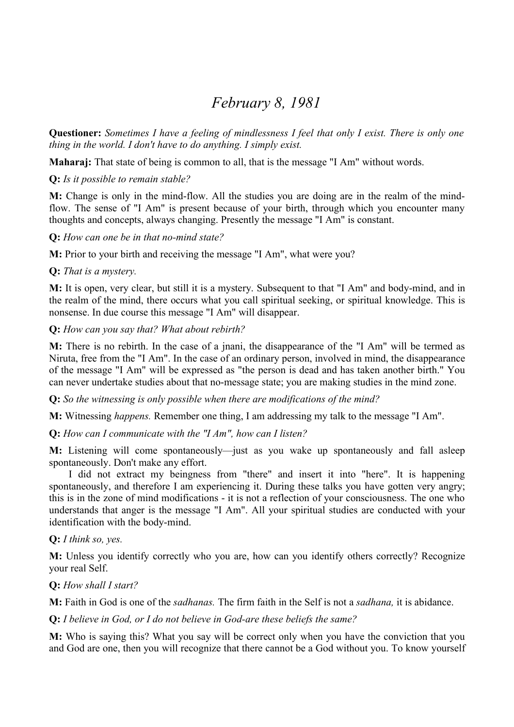# *February 8, 1981*

**Questioner:** *Sometimes I have a feeling of mindlessness I feel that only I exist. There is only one thing in the world. I don't have to do anything. I simply exist.*

**Maharaj:** That state of being is common to all, that is the message "I Am" without words.

**Q:** *Is it possible to remain stable?*

**M:** Change is only in the mind-flow. All the studies you are doing are in the realm of the mind-flow. The sense of "I Am" is present because of your birth, through which you encounter many thoughts and concepts, always changing. Presently the message "I Am" is constant.

**Q:** *How can one be in that no-mind state?*

**M:** Prior to your birth and receiving the message "I Am", what were you?

**Q:** *That is a mystery.*

**M:** It is open, very clear, but still it is a mystery. Subsequent to that "I Am" and body-mind, and in the realm of the mind, there occurs what you call spiritual seeking, or spiritual knowledge. This is nonsense. In due course this message "I Am" will disappear.

**Q:** *How can you say that? What about rebirth?*

**M:** There is no rebirth. In the case of a jnani, the disappearance of the "I Am" will be termed as Niruta, free from the "I Am". In the case of an ordinary person, involved in mind, the disappearance of the message "I Am" will be expressed as "the person is dead and has taken another birth." You can never undertake studies about that no-message state; you are making studies in the mind zone.

**Q:** *So the witnessing is only possible when there are modifications of the mind?*

**M:** Witnessing *happens.* Remember one thing, I am addressing my talk to the message "I Am".

**Q:** *How can I communicate with the "I Am", how can I listen?*

**M:** Listening will come spontaneously—just as you wake up spontaneously and fall asleep spontaneously. Don't make any effort.

I did not extract my beingness from "there" and insert it into "here". It is happening spontaneously, and therefore I am experiencing it. During these talks you have gotten very angry; this is in the zone of mind modifications - it is not a reflection of your consciousness. The one who understands that anger is the message "I Am". All your spiritual studies are conducted with your identification with the body-mind.

**Q:** *I think so, yes.*

**M:** Unless you identify correctly who you are, how can you identify others correctly? Recognize your real Self.

**Q:** *How shall I start?*

**M:** Faith in God is one of the *sadhanas.* The firm faith in the Self is not a *sadhana,* it is abidance.

**Q:** *I believe in God, or I do not believe in God-are these beliefs the same?*

**M:** Who is saying this? What you say will be correct only when you have the conviction that you and God are one, then you will recognize that there cannot be a God without you. To know yourself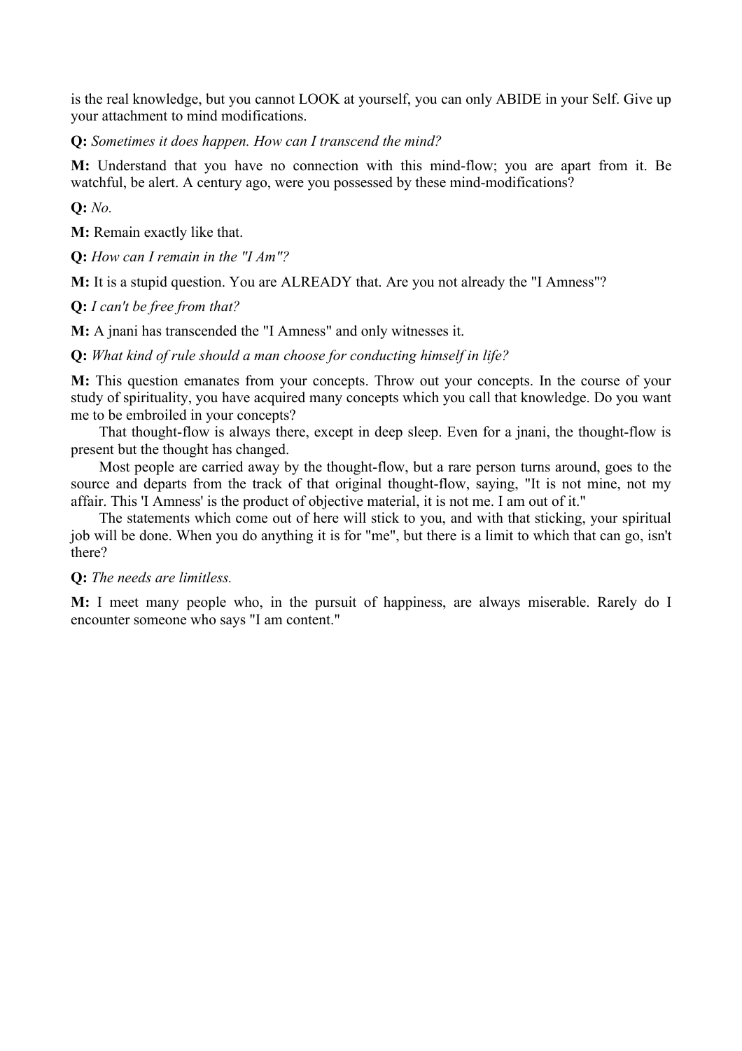is the real knowledge, but you cannot LOOK at yourself, you can only ABIDE in your Self. Give up your attachment to mind modifications.

**Q:** *Sometimes it does happen. How can I transcend the mind?*

**M:** Understand that you have no connection with this mind-flow; you are apart from it. Be watchful, be alert. A century ago, were you possessed by these mind-modifications?

**Q:** *No.*

**M:** Remain exactly like that.

**Q:** *How can I remain in the "I Am"?*

**M:** It is a stupid question. You are ALREADY that. Are you not already the "I Amness"?

**Q:** *I can't be free from that?*

**M:** A jnani has transcended the "I Amness" and only witnesses it.

**Q:** *What kind of rule should a man choose for conducting himself in life?*

**M:** This question emanates from your concepts. Throw out your concepts. In the course of your study of spirituality, you have acquired many concepts which you call that knowledge. Do you want me to be embroiled in your concepts?

That thought-flow is always there, except in deep sleep. Even for a jnani, the thought-flow is present but the thought has changed.

Most people are carried away by the thought-flow, but a rare person turns around, goes to the source and departs from the track of that original thought-flow, saying, "It is not mine, not my affair. This 'I Amness' is the product of objective material, it is not me. I am out of it."

The statements which come out of here will stick to you, and with that sticking, your spiritual job will be done. When you do anything it is for "me", but there is a limit to which that can go, isn't there?

**Q:** *The needs are limitless.*

**M:** I meet many people who, in the pursuit of happiness, are always miserable. Rarely do I encounter someone who says "I am content."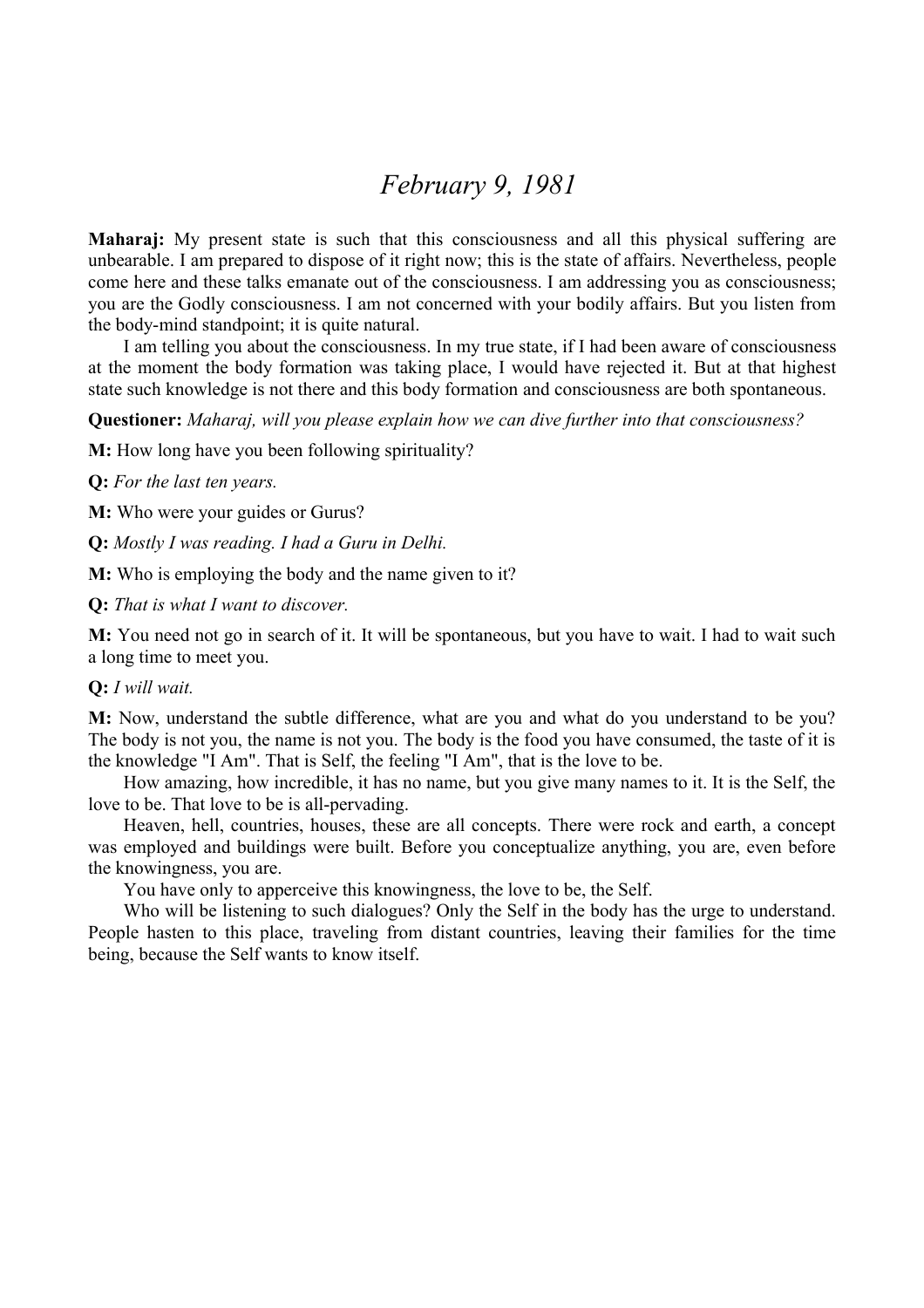# *February 9, 1981*

**Maharaj:** My present state is such that this consciousness and all this physical suffering are unbearable. I am prepared to dispose of it right now; this is the state of affairs. Nevertheless, people come here and these talks emanate out of the consciousness. I am addressing you as consciousness; you are the Godly consciousness. I am not concerned with your bodily affairs. But you listen from the body-mind standpoint; it is quite natural.

I am telling you about the consciousness. In my true state, if I had been aware of consciousness at the moment the body formation was taking place, I would have rejected it. But at that highest state such knowledge is not there and this body formation and consciousness are both spontaneous.

**Questioner:** *Maharaj, will you please explain how we can dive further into that consciousness?*

**M:** How long have you been following spirituality?

**Q:** *For the last ten years.*

**M:** Who were your guides or Gurus?

**Q:** *Mostly I was reading. I had a Guru in Delhi.*

**M:** Who is employing the body and the name given to it?

**Q:** *That is what I want to discover.*

**M:** You need not go in search of it. It will be spontaneous, but you have to wait. I had to wait such a long time to meet you.

**Q:** *I will wait.*

**M:** Now, understand the subtle difference, what are you and what do you understand to be you? The body is not you, the name is not you. The body is the food you have consumed, the taste of it is the knowledge "I Am". That is Self, the feeling "I Am", that is the love to be.

How amazing, how incredible, it has no name, but you give many names to it. It is the Self, the love to be. That love to be is all-pervading.

Heaven, hell, countries, houses, these are all concepts. There were rock and earth, a concept was employed and buildings were built. Before you conceptualize anything, you are, even before the knowingness, you are.

You have only to apperceive this knowingness, the love to be, the Self.

Who will be listening to such dialogues? Only the Self in the body has the urge to understand. People hasten to this place, traveling from distant countries, leaving their families for the time being, because the Self wants to know itself.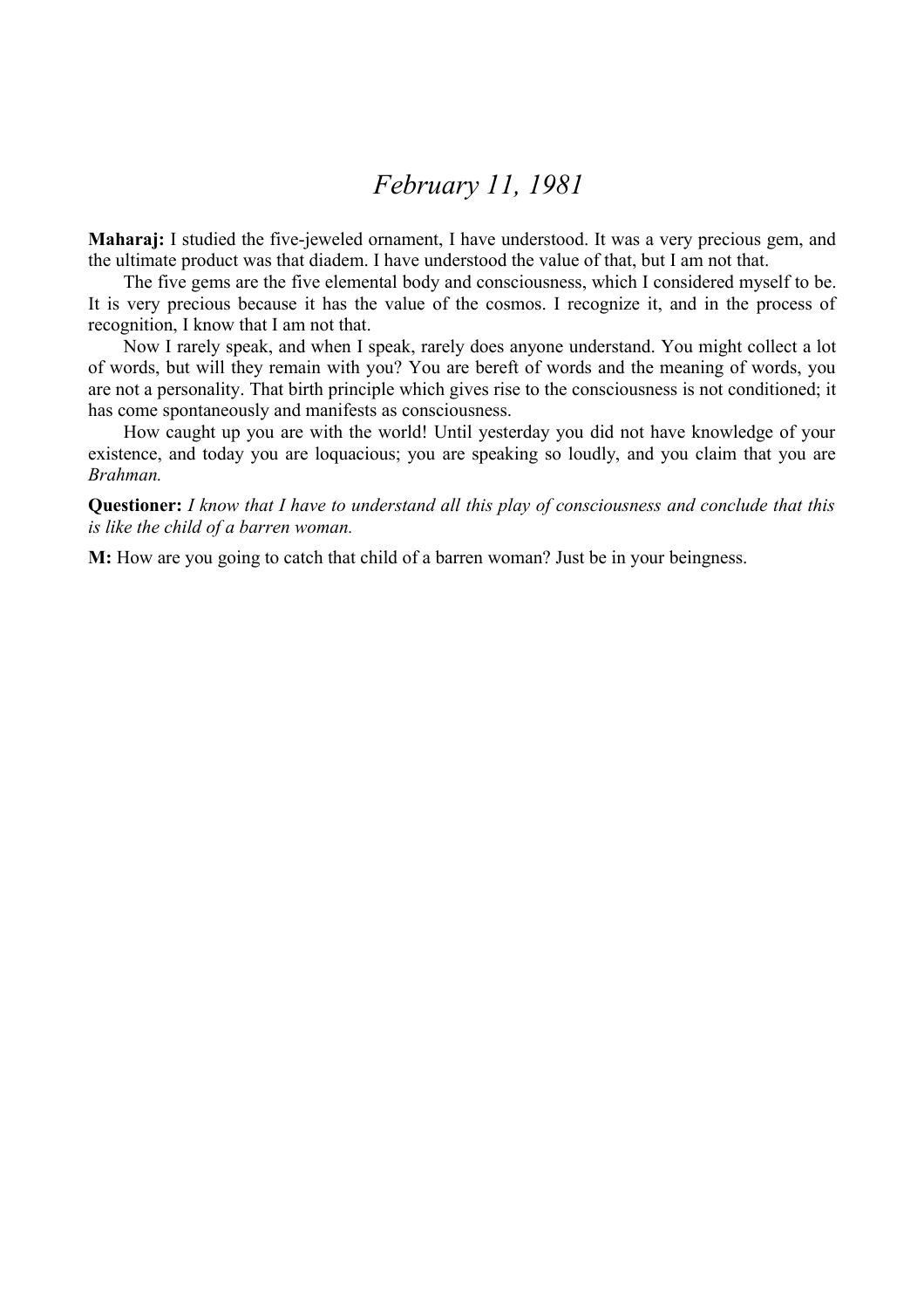# *February 11, 1981*

**Maharaj:** I studied the five-jeweled ornament, I have understood. It was a very precious gem, and the ultimate product was that diadem. I have understood the value of that, but I am not that.

The five gems are the five elemental body and consciousness, which I considered myself to be. It is very precious because it has the value of the cosmos. I recognize it, and in the process of recognition, I know that I am not that.

Now I rarely speak, and when I speak, rarely does anyone understand. You might collect a lot of words, but will they remain with you? You are bereft of words and the meaning of words, you are not a personality. That birth principle which gives rise to the consciousness is not conditioned; it has come spontaneously and manifests as consciousness.

How caught up you are with the world! Until yesterday you did not have knowledge of your existence, and today you are loquacious; you are speaking so loudly, and you claim that you are *Brahman.*

**Questioner:** *I know that I have to understand all this play of consciousness and conclude that this is like the child of a barren woman.*

**M:** How are you going to catch that child of a barren woman? Just be in your beingness.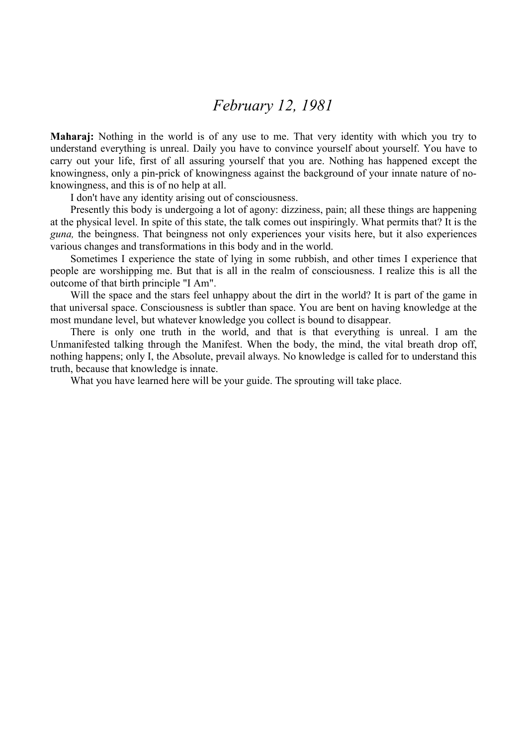# *February 12, 1981*

**Maharaj:** Nothing in the world is of any use to me. That very identity with which you try to understand everything is unreal. Daily you have to convince yourself about yourself. You have to carry out your life, first of all assuring yourself that you are. Nothing has happened except the knowingness, only a pin-prick of knowingness against the background of your innate nature of no-knowingness, and this is of no help at all.

I don't have any identity arising out of consciousness.

Presently this body is undergoing a lot of agony: dizziness, pain; all these things are happening at the physical level. In spite of this state, the talk comes out inspiringly. What permits that? It is the *guna,* the beingness. That beingness not only experiences your visits here, but it also experiences various changes and transformations in this body and in the world.

Sometimes I experience the state of lying in some rubbish, and other times I experience that people are worshipping me. But that is all in the realm of consciousness. I realize this is all the outcome of that birth principle "I Am".

Will the space and the stars feel unhappy about the dirt in the world? It is part of the game in that universal space. Consciousness is subtler than space. You are bent on having knowledge at the most mundane level, but whatever knowledge you collect is bound to disappear.

There is only one truth in the world, and that is that everything is unreal. I am the Unmanifested talking through the Manifest. When the body, the mind, the vital breath drop off, nothing happens; only I, the Absolute, prevail always. No knowledge is called for to understand this truth, because that knowledge is innate.

What you have learned here will be your guide. The sprouting will take place.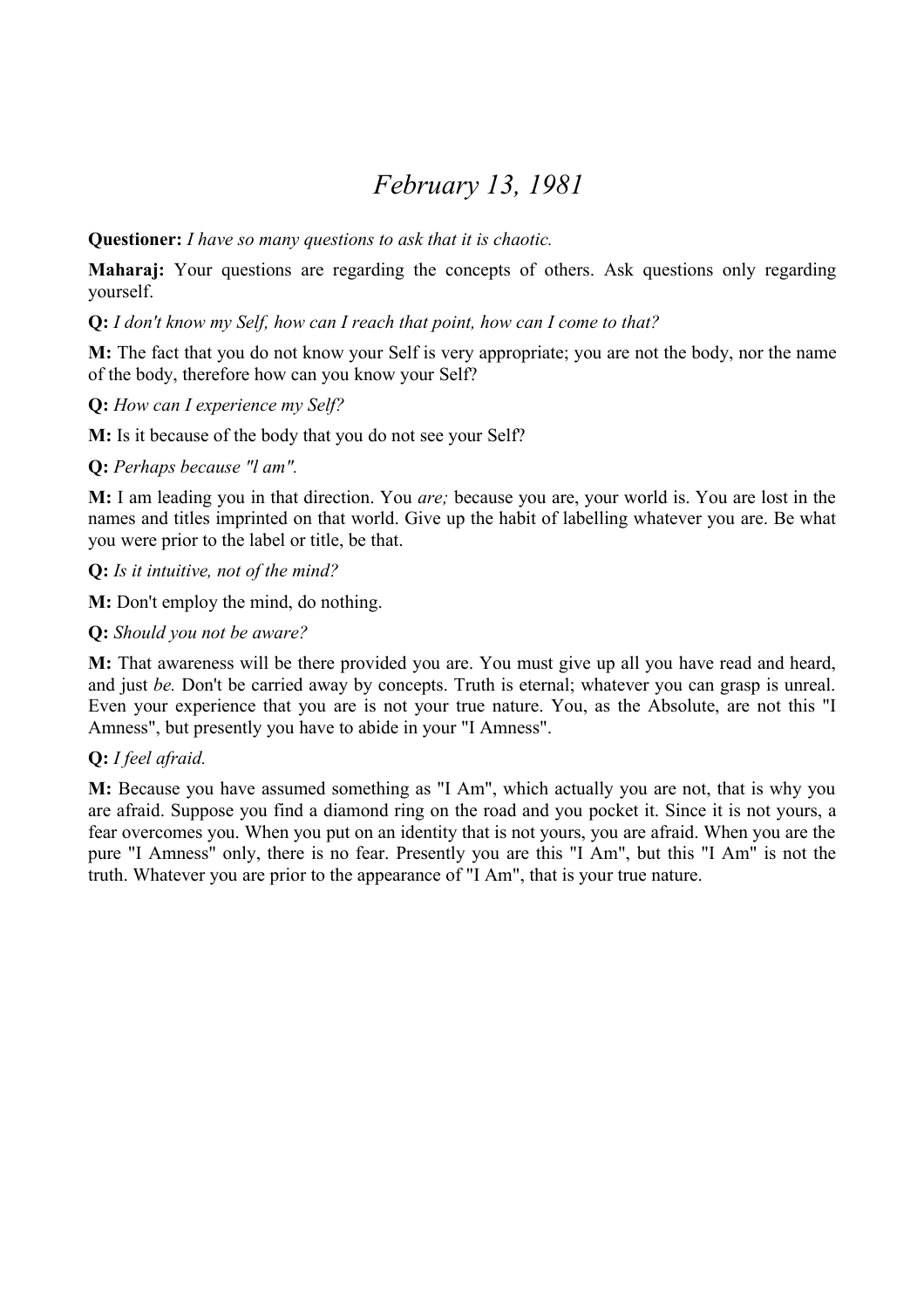# *February 13, 1981*

**Questioner:** *I have so many questions to ask that it is chaotic.*

**Maharaj:** Your questions are regarding the concepts of others. Ask questions only regarding yourself.

**Q:** *I don't know my Self, how can I reach that point, how can I come to that?*

**M:** The fact that you do not know your Self is very appropriate; you are not the body, nor the name of the body, therefore how can you know your Self?

**Q:** *How can I experience my Self?*

**M:** Is it because of the body that you do not see your Self?

**Q:** *Perhaps because "l am".*

**M:** I am leading you in that direction. You *are;* because you are, your world is. You are lost in the names and titles imprinted on that world. Give up the habit of labelling whatever you are. Be what you were prior to the label or title, be that.

**Q:** *Is it intuitive, not of the mind?*

**M:** Don't employ the mind, do nothing.

**Q:** *Should you not be aware?*

**M:** That awareness will be there provided you are. You must give up all you have read and heard, and just *be.* Don't be carried away by concepts. Truth is eternal; whatever you can grasp is unreal. Even your experience that you are is not your true nature. You, as the Absolute, are not this "I Amness", but presently you have to abide in your "I Amness".

**Q:** *I feel afraid.*

**M:** Because you have assumed something as "I Am", which actually you are not, that is why you are afraid. Suppose you find a diamond ring on the road and you pocket it. Since it is not yours, a fear overcomes you. When you put on an identity that is not yours, you are afraid. When you are the pure "I Amness" only, there is no fear. Presently you are this "I Am", but this "I Am" is not the truth. Whatever you are prior to the appearance of "I Am", that is your true nature.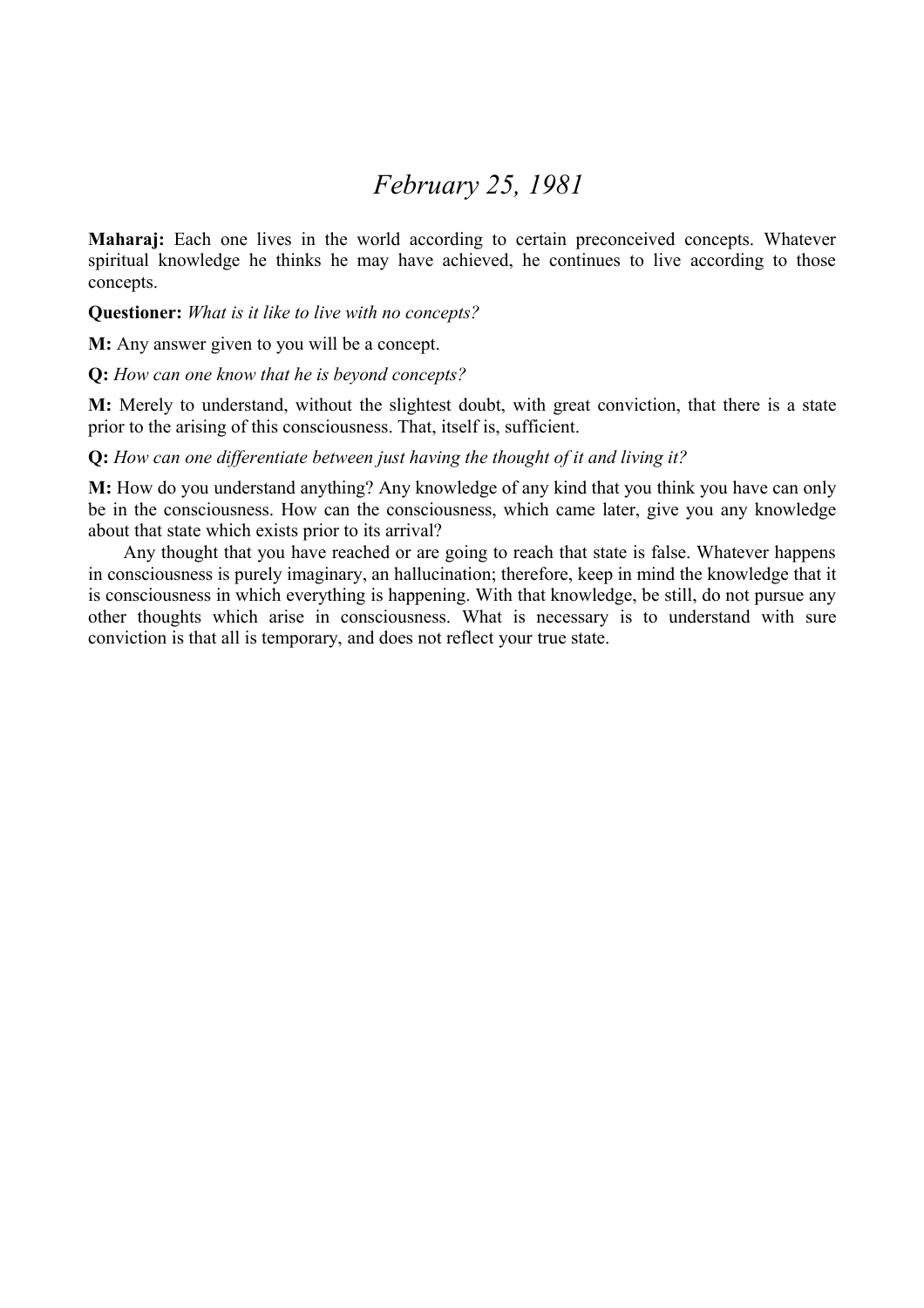# *February 25, 1981*

**Maharaj:** Each one lives in the world according to certain preconceived concepts. Whatever spiritual knowledge he thinks he may have achieved, he continues to live according to those concepts.

**Questioner:** *What is it like to live with no concepts?*

**M:** Any answer given to you will be a concept.

**Q:** *How can one know that he is beyond concepts?*

**M:** Merely to understand, without the slightest doubt, with great conviction, that there is a state prior to the arising of this consciousness. That, itself is, sufficient.

**Q:** *How can one differentiate between just having the thought of it and living it?*

**M:** How do you understand anything? Any knowledge of any kind that you think you have can only be in the consciousness. How can the consciousness, which came later, give you any knowledge about that state which exists prior to its arrival?

Any thought that you have reached or are going to reach that state is false. Whatever happens in consciousness is purely imaginary, an hallucination; therefore, keep in mind the knowledge that it is consciousness in which everything is happening. With that knowledge, be still, do not pursue any other thoughts which arise in consciousness. What is necessary is to understand with sure conviction is that all is temporary, and does not reflect your true state.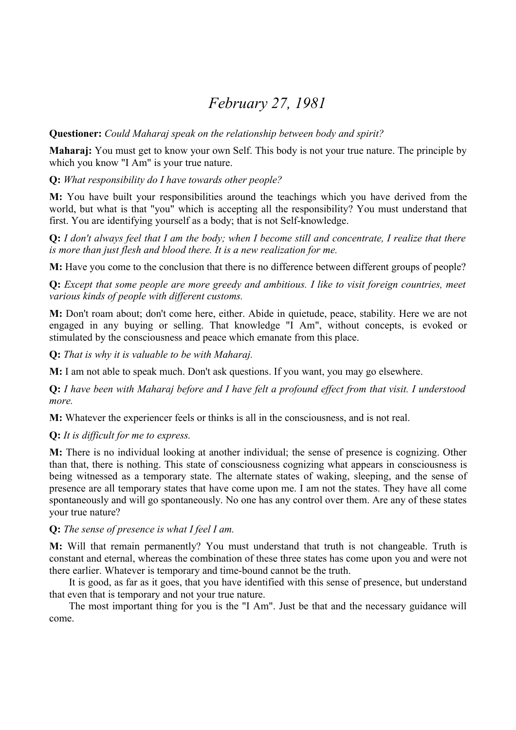# *February 27, 1981*

**Questioner:** *Could Maharaj speak on the relationship between body and spirit?*

**Maharaj:** You must get to know your own Self. This body is not your true nature. The principle by which you know "I Am" is your true nature.

**Q:** *What responsibility do I have towards other people?*

**M:** You have built your responsibilities around the teachings which you have derived from the world, but what is that "you" which is accepting all the responsibility? You must understand that first. You are identifying yourself as a body; that is not Self-knowledge.

**Q:** *I don't always feel that I am the body; when I become still and concentrate, I realize that there is more than just flesh and blood there. It is a new realization for me.*

**M:** Have you come to the conclusion that there is no difference between different groups of people?

**Q:** *Except that some people are more greedy and ambitious. I like to visit foreign countries, meet various kinds of people with different customs.*

**M:** Don't roam about; don't come here, either. Abide in quietude, peace, stability. Here we are not engaged in any buying or selling. That knowledge "I Am", without concepts, is evoked or stimulated by the consciousness and peace which emanate from this place.

**Q:** *That is why it is valuable to be with Maharaj.*

**M:** I am not able to speak much. Don't ask questions. If you want, you may go elsewhere.

**Q:** *I have been with Maharaj before and I have felt a profound effect from that visit. I understood more.*

**M:** Whatever the experiencer feels or thinks is all in the consciousness, and is not real.

**Q:** *It is difficult for me to express.*

**M:** There is no individual looking at another individual; the sense of presence is cognizing. Other than that, there is nothing. This state of consciousness cognizing what appears in consciousness is being witnessed as a temporary state. The alternate states of waking, sleeping, and the sense of presence are all temporary states that have come upon me. I am not the states. They have all come spontaneously and will go spontaneously. No one has any control over them. Are any of these states your true nature?

**Q:** *The sense of presence is what I feel I am.*

**M:** Will that remain permanently? You must understand that truth is not changeable. Truth is constant and eternal, whereas the combination of these three states has come upon you and were not there earlier. Whatever is temporary and time-bound cannot be the truth.

It is good, as far as it goes, that you have identified with this sense of presence, but understand that even that is temporary and not your true nature.

The most important thing for you is the "I Am". Just be that and the necessary guidance will come.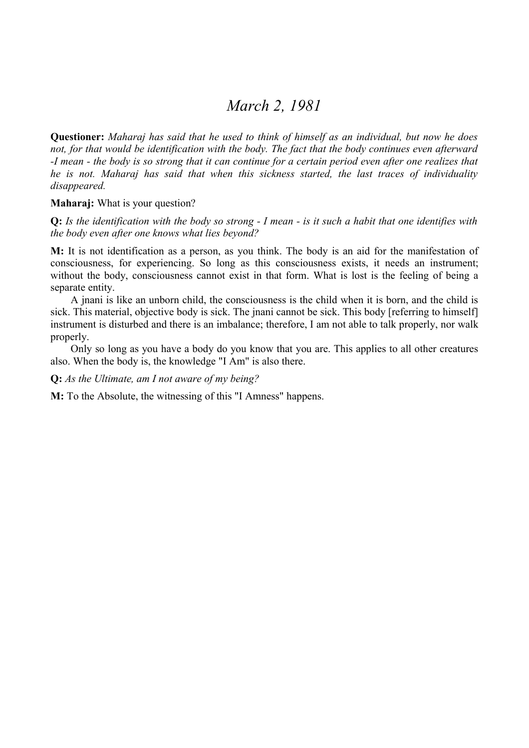# *March 2, 1981*

**Questioner:** *Maharaj has said that he used to think of himself as an individual, but now he does not, for that would be identification with the body. The fact that the body continues even afterward -I mean - the body is so strong that it can continue for a certain period even after one realizes that he is not. Maharaj has said that when this sickness started, the last traces of individuality disappeared.*

**Maharaj:** What is your question?

**Q:** *Is the identification with the body so strong - I mean - is it such a habit that one identifies with the body even after one knows what lies beyond?*

**M:** It is not identification as a person, as you think. The body is an aid for the manifestation of consciousness, for experiencing. So long as this consciousness exists, it needs an instrument; without the body, consciousness cannot exist in that form. What is lost is the feeling of being a separate entity.

A jnani is like an unborn child, the consciousness is the child when it is born, and the child is sick. This material, objective body is sick. The jnani cannot be sick. This body [referring to himself] instrument is disturbed and there is an imbalance; therefore, I am not able to talk properly, nor walk properly.

Only so long as you have a body do you know that you are. This applies to all other creatures also. When the body is, the knowledge "I Am" is also there.

**Q:** *As the Ultimate, am I not aware of my being?*

**M:** To the Absolute, the witnessing of this "I Amness" happens.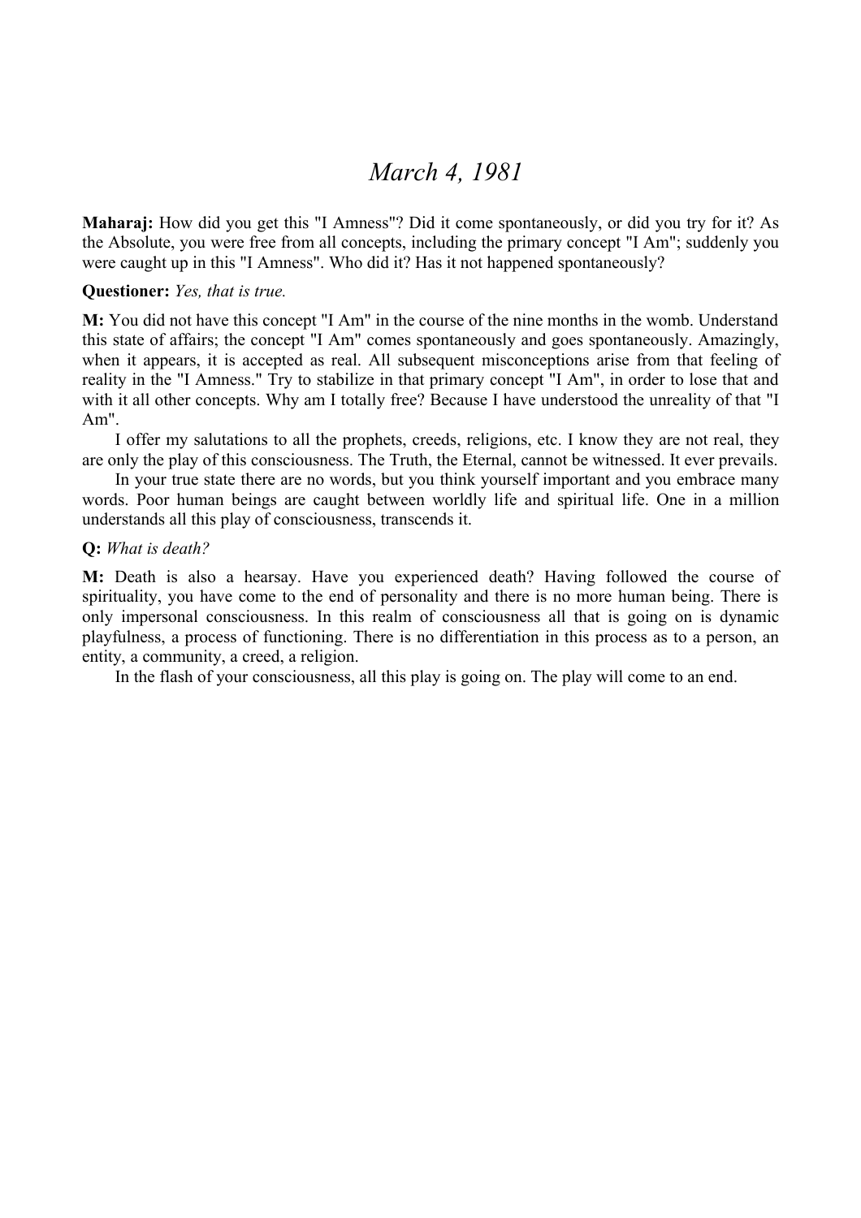# *March 4, 1981*

**Maharaj:** How did you get this "I Amness"? Did it come spontaneously, or did you try for it? As the Absolute, you were free from all concepts, including the primary concept "I Am"; suddenly you were caught up in this "I Amness". Who did it? Has it not happened spontaneously?

**Questioner:** *Yes, that is true.*

**M:** You did not have this concept "I Am" in the course of the nine months in the womb. Understand this state of affairs; the concept "I Am" comes spontaneously and goes spontaneously. Amazingly, when it appears, it is accepted as real. All subsequent misconceptions arise from that feeling of reality in the "I Amness." Try to stabilize in that primary concept "I Am", in order to lose that and with it all other concepts. Why am I totally free? Because I have understood the unreality of that "I Am".

I offer my salutations to all the prophets, creeds, religions, etc. I know they are not real, they are only the play of this consciousness. The Truth, the Eternal, cannot be witnessed. It ever prevails.

In your true state there are no words, but you think yourself important and you embrace many words. Poor human beings are caught between worldly life and spiritual life. One in a million understands all this play of consciousness, transcends it.

**Q:** *What is death?*

**M:** Death is also a hearsay. Have you experienced death? Having followed the course of spirituality, you have come to the end of personality and there is no more human being. There is only impersonal consciousness. In this realm of consciousness all that is going on is dynamic playfulness, a process of functioning. There is no differentiation in this process as to a person, an entity, a community, a creed, a religion.

In the flash of your consciousness, all this play is going on. The play will come to an end.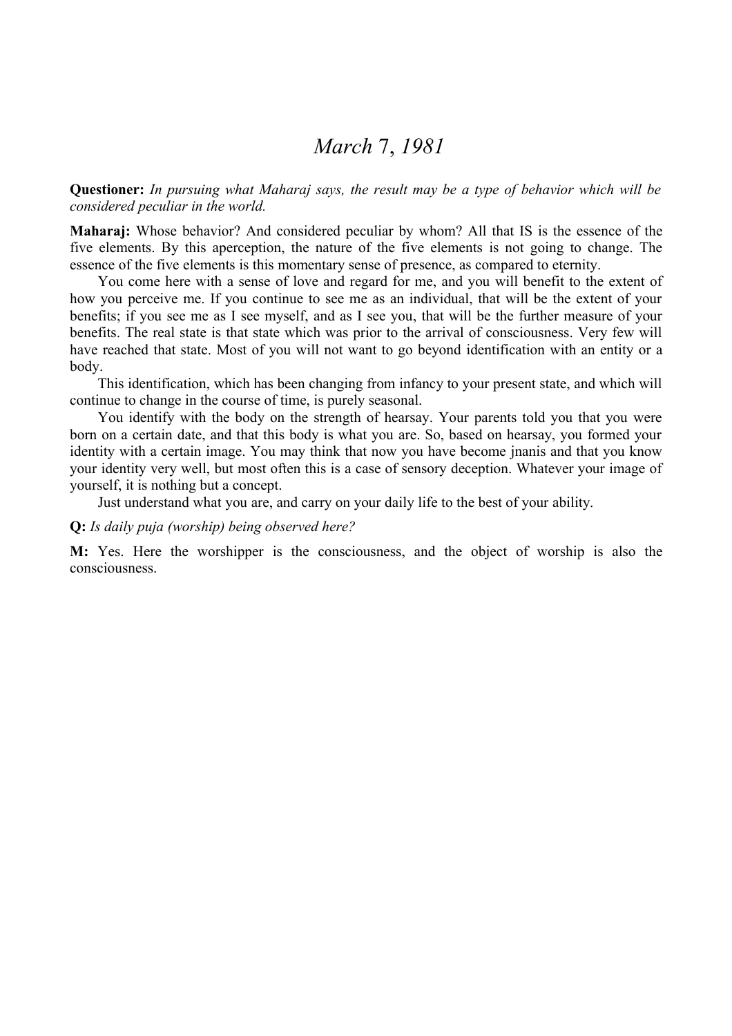# *March 7, 1981*

**Questioner:** *In pursuing what Maharaj says, the result may be a type of behavior which will be considered peculiar in the world.*

**Maharaj:** Whose behavior? And considered peculiar by whom? All that IS is the essence of the five elements. By this aperception, the nature of the five elements is not going to change. The essence of the five elements is this momentary sense of presence, as compared to eternity.

You come here with a sense of love and regard for me, and you will benefit to the extent of how you perceive me. If you continue to see me as an individual, that will be the extent of your benefits; if you see me as I see myself, and as I see you, that will be the further measure of your benefits. The real state is that state which was prior to the arrival of consciousness. Very few will have reached that state. Most of you will not want to go beyond identification with an entity or a body.

This identification, which has been changing from infancy to your present state, and which will continue to change in the course of time, is purely seasonal.

You identify with the body on the strength of hearsay. Your parents told you that you were born on a certain date, and that this body is what you are. So, based on hearsay, you formed your identity with a certain image. You may think that now you have become jnanis and that you know your identity very well, but most often this is a case of sensory deception. Whatever your image of yourself, it is nothing but a concept.

Just understand what you are, and carry on your daily life to the best of your ability.

**Q:** *Is daily puja (worship) being observed here?*

**M:** Yes. Here the worshipper is the consciousness, and the object of worship is also the consciousness.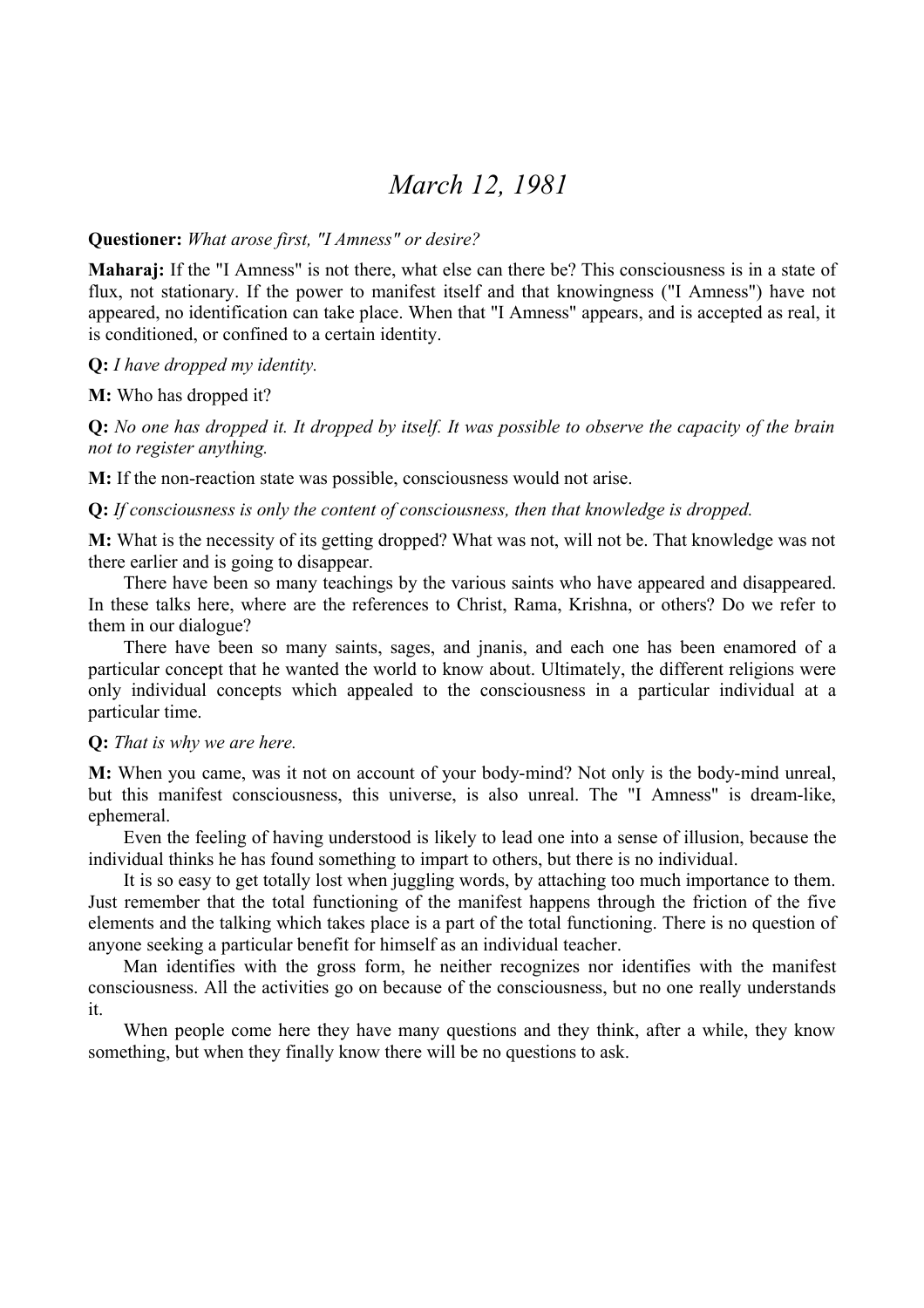# *March 12, 1981*

**Questioner:** *What arose first, "I Amness" or desire?*

**Maharaj:** If the "I Amness" is not there, what else can there be? This consciousness is in a state of flux, not stationary. If the power to manifest itself and that knowingness ("I Amness") have not appeared, no identification can take place. When that "I Amness" appears, and is accepted as real, it is conditioned, or confined to a certain identity.

**Q:** *I have dropped my identity.*

**M:** Who has dropped it?

**Q:** *No one has dropped it. It dropped by itself. It was possible to observe the capacity of the brain not to register anything.*

**M:** If the non-reaction state was possible, consciousness would not arise.

**Q:** *If consciousness is only the content of consciousness, then that knowledge is dropped.*

**M:** What is the necessity of its getting dropped? What was not, will not be. That knowledge was not there earlier and is going to disappear.

There have been so many teachings by the various saints who have appeared and disappeared. In these talks here, where are the references to Christ, Rama, Krishna, or others? Do we refer to them in our dialogue?

There have been so many saints, sages, and jnanis, and each one has been enamored of a particular concept that he wanted the world to know about. Ultimately, the different religions were only individual concepts which appealed to the consciousness in a particular individual at a particular time.

**Q:** *That is why we are here.*

**M:** When you came, was it not on account of your body-mind? Not only is the body-mind unreal, but this manifest consciousness, this universe, is also unreal. The "I Amness" is dream-like, ephemeral.

Even the feeling of having understood is likely to lead one into a sense of illusion, because the individual thinks he has found something to impart to others, but there is no individual.

It is so easy to get totally lost when juggling words, by attaching too much importance to them. Just remember that the total functioning of the manifest happens through the friction of the five elements and the talking which takes place is a part of the total functioning. There is no question of anyone seeking a particular benefit for himself as an individual teacher.

Man identifies with the gross form, he neither recognizes nor identifies with the manifest consciousness. All the activities go on because of the consciousness, but no one really understands it.

When people come here they have many questions and they think, after a while, they know something, but when they finally know there will be no questions to ask.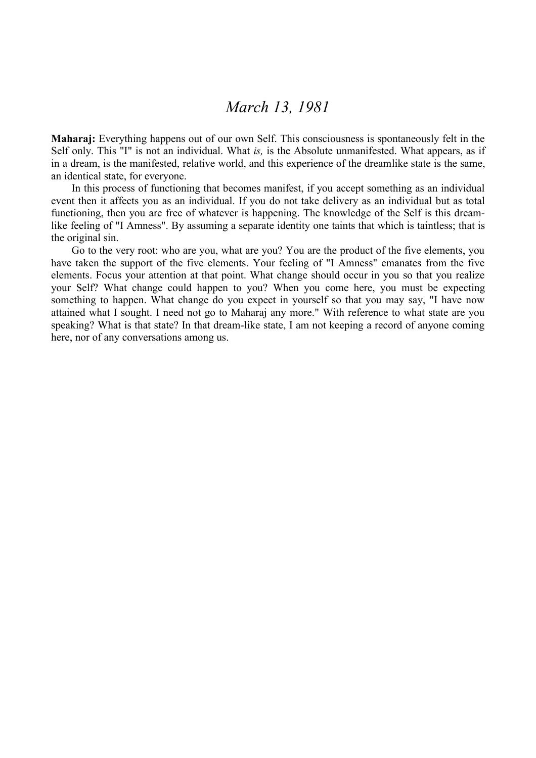# *March 13, 1981*

**Maharaj:** Everything happens out of our own Self. This consciousness is spontaneously felt in the Self only. This "I" is not an individual. What *is,* is the Absolute unmanifested. What appears, as if in a dream, is the manifested, relative world, and this experience of the dreamlike state is the same, an identical state, for everyone.

In this process of functioning that becomes manifest, if you accept something as an individual event then it affects you as an individual. If you do not take delivery as an individual but as total functioning, then you are free of whatever is happening. The knowledge of the Self is this dream-like feeling of "I Amness". By assuming a separate identity one taints that which is taintless; that is the original sin.

Go to the very root: who are you, what are you? You are the product of the five elements, you have taken the support of the five elements. Your feeling of "I Amness" emanates from the five elements. Focus your attention at that point. What change should occur in you so that you realize your Self? What change could happen to you? When you come here, you must be expecting something to happen. What change do you expect in yourself so that you may say, "I have now attained what I sought. I need not go to Maharaj any more." With reference to what state are you speaking? What is that state? In that dream-like state, I am not keeping a record of anyone coming here, nor of any conversations among us.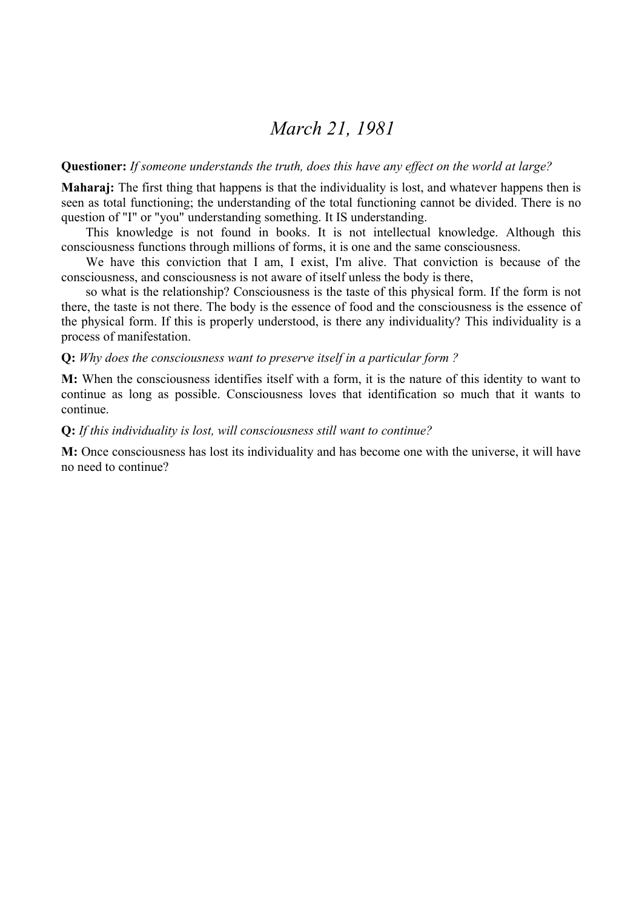# *March 21, 1981*

**Questioner:** *If someone understands the truth, does this have any effect on the world at large?*

**Maharaj:** The first thing that happens is that the individuality is lost, and whatever happens then is seen as total functioning; the understanding of the total functioning cannot be divided. There is no question of "I" or "you" understanding something. It IS understanding.

This knowledge is not found in books. It is not intellectual knowledge. Although this consciousness functions through millions of forms, it is one and the same consciousness.

We have this conviction that I am, I exist, I'm alive. That conviction is because of the consciousness, and consciousness is not aware of itself unless the body is there,

so what is the relationship? Consciousness is the taste of this physical form. If the form is not there, the taste is not there. The body is the essence of food and the consciousness is the essence of the physical form. If this is properly understood, is there any individuality? This individuality is a process of manifestation.

**Q:** *Why does the consciousness want to preserve itself in a particular form ?*

**M:** When the consciousness identifies itself with a form, it is the nature of this identity to want to continue as long as possible. Consciousness loves that identification so much that it wants to continue.

**Q:** *If this individuality is lost, will consciousness still want to continue?*

**M:** Once consciousness has lost its individuality and has become one with the universe, it will have no need to continue?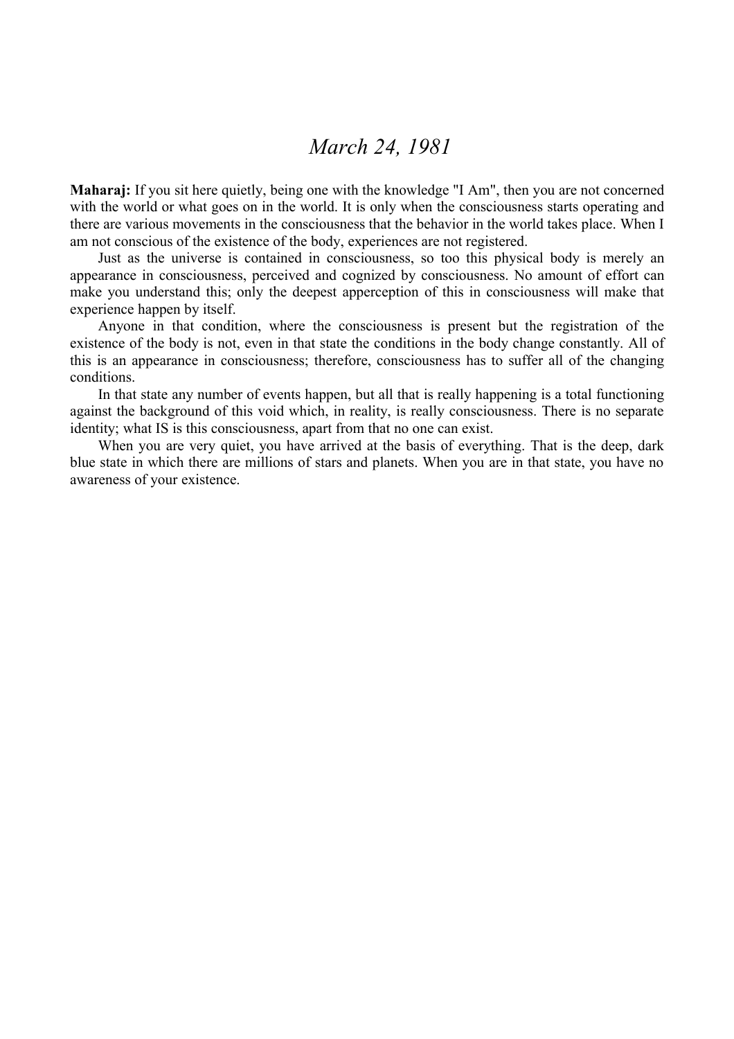# *March 24, 1981*

**Maharaj:** If you sit here quietly, being one with the knowledge "I Am", then you are not concerned with the world or what goes on in the world. It is only when the consciousness starts operating and there are various movements in the consciousness that the behavior in the world takes place. When I am not conscious of the existence of the body, experiences are not registered.

Just as the universe is contained in consciousness, so too this physical body is merely an appearance in consciousness, perceived and cognized by consciousness. No amount of effort can make you understand this; only the deepest apperception of this in consciousness will make that experience happen by itself.

Anyone in that condition, where the consciousness is present but the registration of the existence of the body is not, even in that state the conditions in the body change constantly. All of this is an appearance in consciousness; therefore, consciousness has to suffer all of the changing conditions.

In that state any number of events happen, but all that is really happening is a total functioning against the background of this void which, in reality, is really consciousness. There is no separate identity; what IS is this consciousness, apart from that no one can exist.

When you are very quiet, you have arrived at the basis of everything. That is the deep, dark blue state in which there are millions of stars and planets. When you are in that state, you have no awareness of your existence.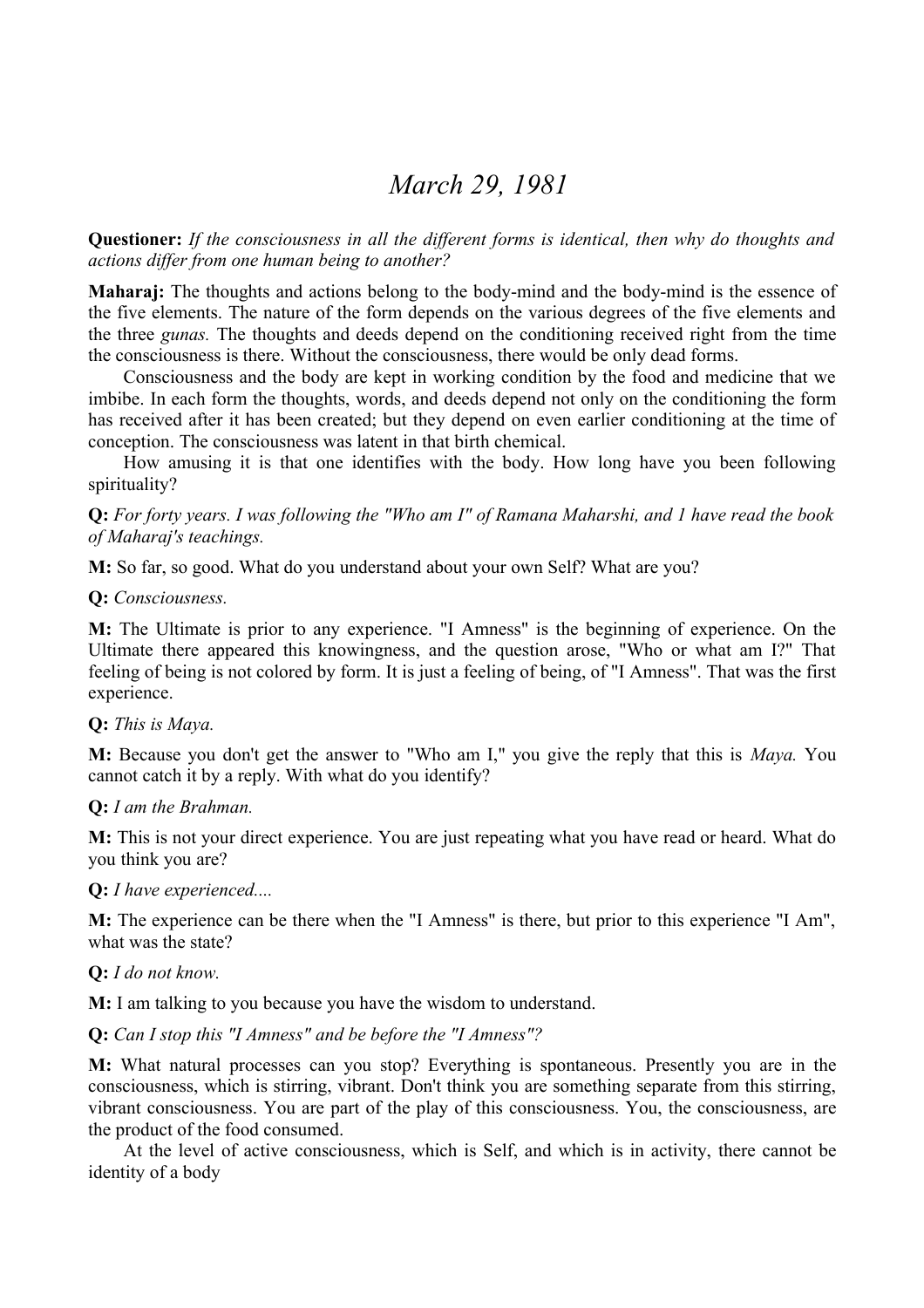# *March 29, 1981*

**Questioner:** *If the consciousness in all the different forms is identical, then why do thoughts and actions differ from one human being to another?*

**Maharaj:** The thoughts and actions belong to the body-mind and the body-mind is the essence of the five elements. The nature of the form depends on the various degrees of the five elements and the three *gunas.* The thoughts and deeds depend on the conditioning received right from the time the consciousness is there. Without the consciousness, there would be only dead forms.

Consciousness and the body are kept in working condition by the food and medicine that we imbibe. In each form the thoughts, words, and deeds depend not only on the conditioning the form has received after it has been created; but they depend on even earlier conditioning at the time of conception. The consciousness was latent in that birth chemical.

How amusing it is that one identifies with the body. How long have you been following spirituality?

**Q:** *For forty years. I was following the "Who am I" of Ramana Maharshi, and 1 have read the book of Maharaj's teachings.*

**M:** So far, so good. What do you understand about your own Self? What are you?

**Q:** *Consciousness.*

**M:** The Ultimate is prior to any experience. "I Amness" is the beginning of experience. On the Ultimate there appeared this knowingness, and the question arose, "Who or what am I?" That feeling of being is not colored by form. It is just a feeling of being, of "I Amness". That was the first experience.

**Q:** *This is Maya.*

**M:** Because you don't get the answer to "Who am I," you give the reply that this is *Maya.* You cannot catch it by a reply. With what do you identify?

**Q:** *I am the Brahman.*

**M:** This is not your direct experience. You are just repeating what you have read or heard. What do you think you are?

**Q:** *I have experienced....*

**M:** The experience can be there when the "I Amness" is there, but prior to this experience "I Am", what was the state?

**Q:** *I do not know.*

**M:** I am talking to you because you have the wisdom to understand.

**Q:** *Can I stop this "I Amness" and be before the "I Amness"?*

**M:** What natural processes can you stop? Everything is spontaneous. Presently you are in the consciousness, which is stirring, vibrant. Don't think you are something separate from this stirring, vibrant consciousness. You are part of the play of this consciousness. You, the consciousness, are the product of the food consumed.

At the level of active consciousness, which is Self, and which is in activity, there cannot be identity of a body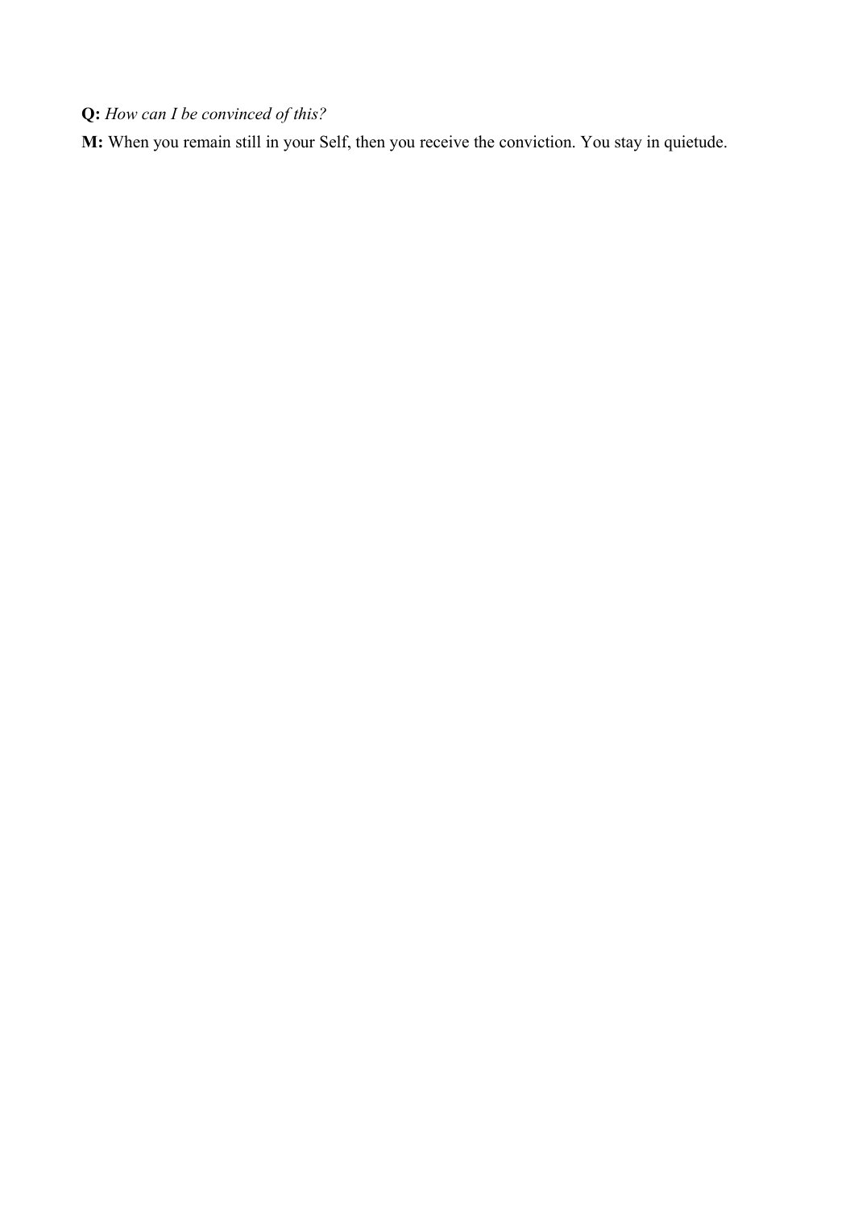**Q:** *How can I be convinced of this?*

**M:** When you remain still in your Self, then you receive the conviction. You stay in quietude.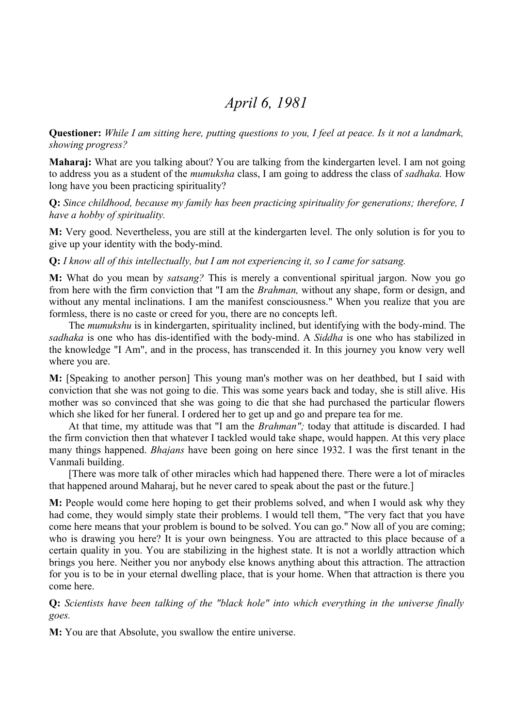# *April 6, 1981*

**Questioner:** *While I am sitting here, putting questions to you, I feel at peace. Is it not a landmark, showing progress?*

**Maharaj:** What are you talking about? You are talking from the kindergarten level. I am not going to address you as a student of the *mumuksha* class, I am going to address the class of *sadhaka.* How long have you been practicing spirituality?

**Q:** *Since childhood, because my family has been practicing spirituality for generations; therefore, I have a hobby of spirituality.*

**M:** Very good. Nevertheless, you are still at the kindergarten level. The only solution is for you to give up your identity with the body-mind.

**Q:** *I know all of this intellectually, but I am not experiencing it, so I came for satsang.*

**M:** What do you mean by *satsang?* This is merely a conventional spiritual jargon. Now you go from here with the firm conviction that "I am the *Brahman,* without any shape, form or design, and without any mental inclinations. I am the manifest consciousness." When you realize that you are formless, there is no caste or creed for you, there are no concepts left.

The *mumukshu* is in kindergarten, spirituality inclined, but identifying with the body-mind. The *sadhaka* is one who has dis-identified with the body-mind. A *Siddha* is one who has stabilized in the knowledge "I Am", and in the process, has transcended it. In this journey you know very well where you are.

**M:** [Speaking to another person] This young man's mother was on her deathbed, but I said with conviction that she was not going to die. This was some years back and today, she is still alive. His mother was so convinced that she was going to die that she had purchased the particular flowers which she liked for her funeral. I ordered her to get up and go and prepare tea for me.

At that time, my attitude was that "I am the *Brahman";* today that attitude is discarded. I had the firm conviction then that whatever I tackled would take shape, would happen. At this very place many things happened. *Bhajans* have been going on here since 1932. I was the first tenant in the Vanmali building.

[There was more talk of other miracles which had happened there. There were a lot of miracles that happened around Maharaj, but he never cared to speak about the past or the future.]

**M:** People would come here hoping to get their problems solved, and when I would ask why they had come, they would simply state their problems. I would tell them, "The very fact that you have come here means that your problem is bound to be solved. You can go." Now all of you are coming; who is drawing you here? It is your own beingness. You are attracted to this place because of a certain quality in you. You are stabilizing in the highest state. It is not a worldly attraction which brings you here. Neither you nor anybody else knows anything about this attraction. The attraction for you is to be in your eternal dwelling place, that is your home. When that attraction is there you come here.

**Q:** *Scientists have been talking of the "black hole" into which everything in the universe finally goes.*

**M:** You are that Absolute, you swallow the entire universe.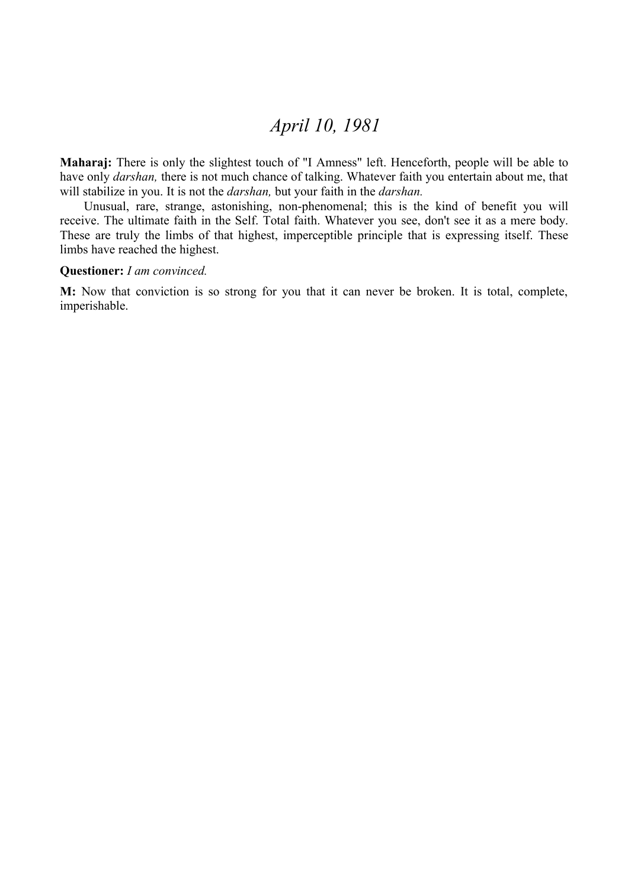# *April 10, 1981*

**Maharaj:** There is only the slightest touch of "I Amness" left. Henceforth, people will be able to have only *darshan,* there is not much chance of talking. Whatever faith you entertain about me, that will stabilize in you. It is not the *darshan,* but your faith in the *darshan.*

Unusual, rare, strange, astonishing, non-phenomenal; this is the kind of benefit you will receive. The ultimate faith in the Self. Total faith. Whatever you see, don't see it as a mere body. These are truly the limbs of that highest, imperceptible principle that is expressing itself. These limbs have reached the highest.

**Questioner:** *I am convinced.*

**M:** Now that conviction is so strong for you that it can never be broken. It is total, complete, imperishable.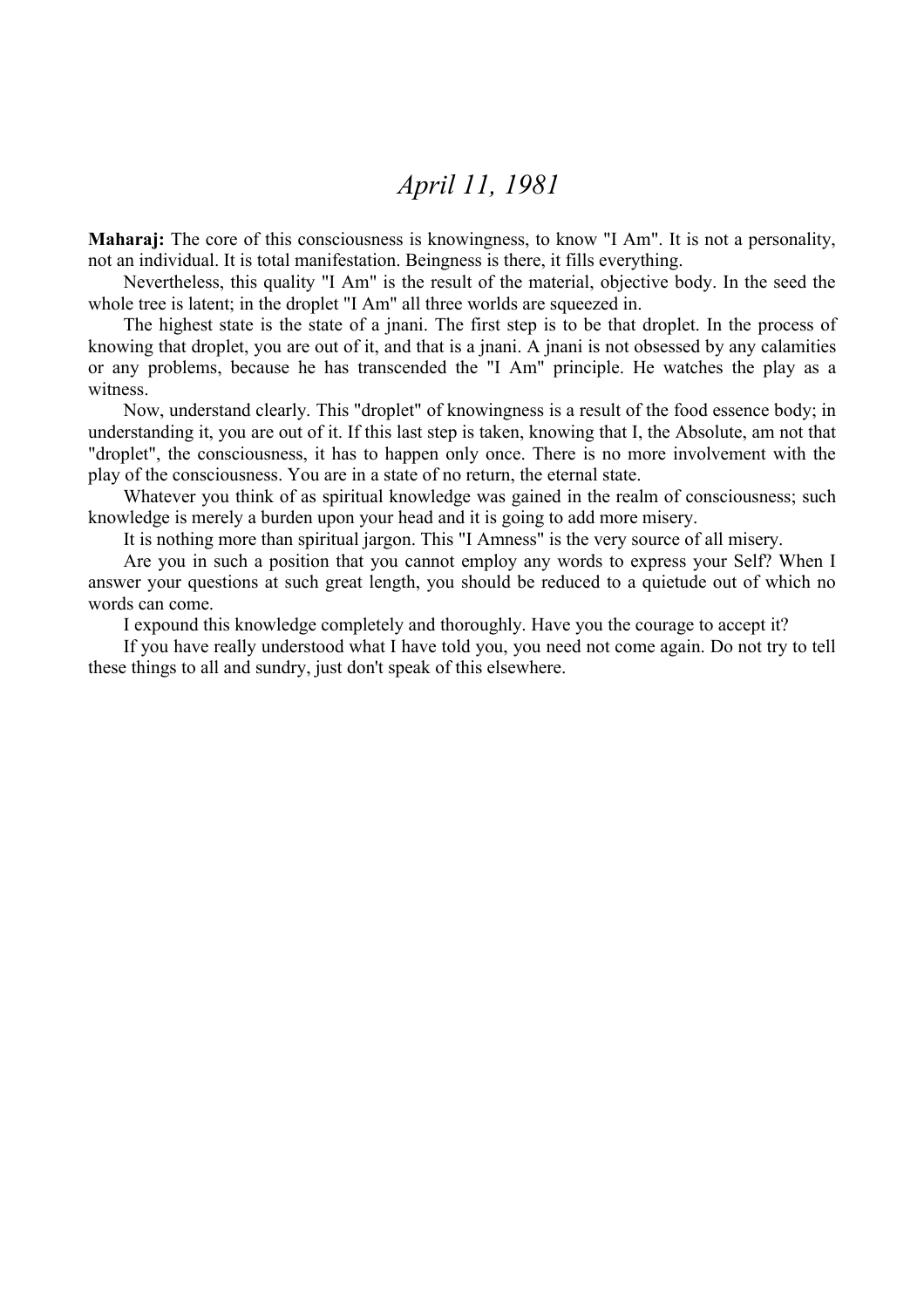# *April 11, 1981*

**Maharaj:** The core of this consciousness is knowingness, to know "I Am". It is not a personality, not an individual. It is total manifestation. Beingness is there, it fills everything.

Nevertheless, this quality "I Am" is the result of the material, objective body. In the seed the whole tree is latent; in the droplet "I Am" all three worlds are squeezed in.

The highest state is the state of a jnani. The first step is to be that droplet. In the process of knowing that droplet, you are out of it, and that is a jnani. A jnani is not obsessed by any calamities or any problems, because he has transcended the "I Am" principle. He watches the play as a witness.

Now, understand clearly. This "droplet" of knowingness is a result of the food essence body; in understanding it, you are out of it. If this last step is taken, knowing that I, the Absolute, am not that "droplet", the consciousness, it has to happen only once. There is no more involvement with the play of the consciousness. You are in a state of no return, the eternal state.

Whatever you think of as spiritual knowledge was gained in the realm of consciousness; such knowledge is merely a burden upon your head and it is going to add more misery.

It is nothing more than spiritual jargon. This "I Amness" is the very source of all misery.

Are you in such a position that you cannot employ any words to express your Self? When I answer your questions at such great length, you should be reduced to a quietude out of which no words can come.

I expound this knowledge completely and thoroughly. Have you the courage to accept it?

If you have really understood what I have told you, you need not come again. Do not try to tell these things to all and sundry, just don't speak of this elsewhere.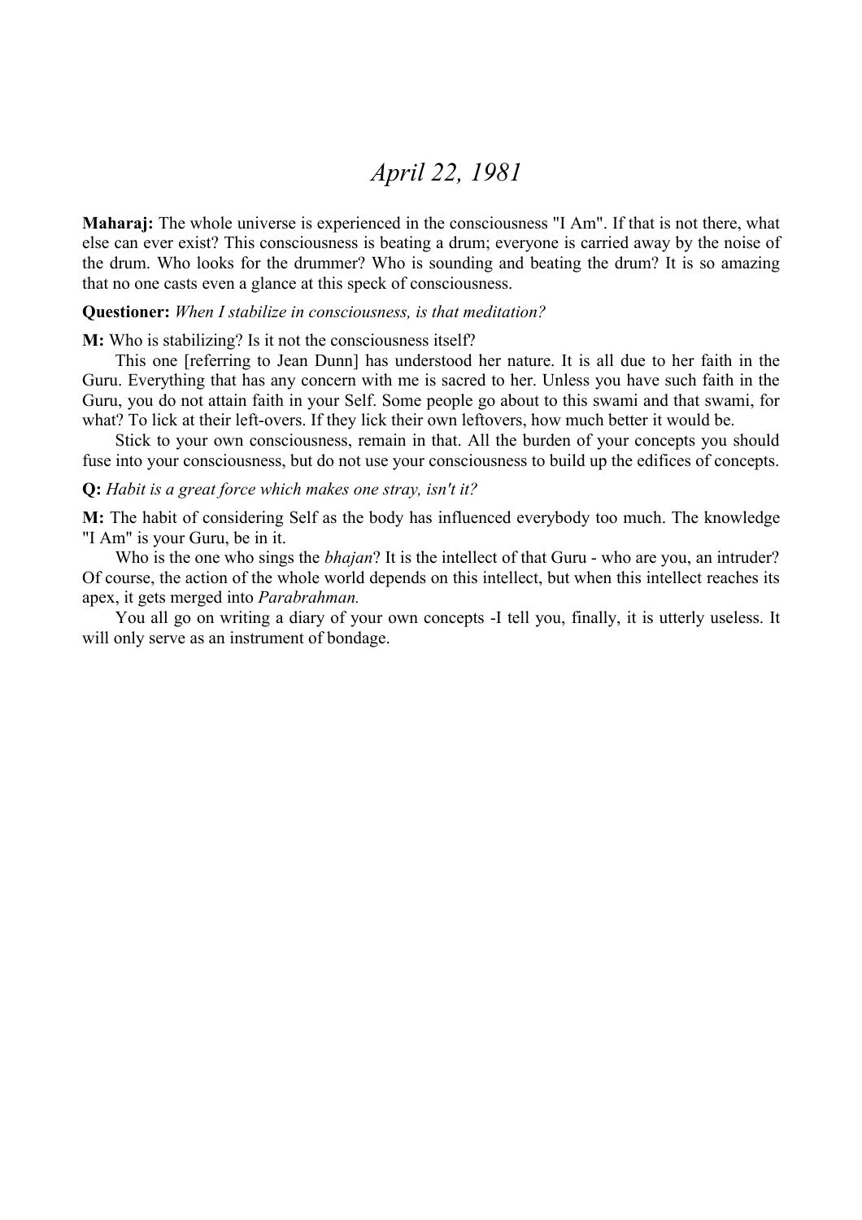# *April 22, 1981*

**Maharaj:** The whole universe is experienced in the consciousness "I Am". If that is not there, what else can ever exist? This consciousness is beating a drum; everyone is carried away by the noise of the drum. Who looks for the drummer? Who is sounding and beating the drum? It is so amazing that no one casts even a glance at this speck of consciousness.

**Questioner:** *When I stabilize in consciousness, is that meditation?*

**M:** Who is stabilizing? Is it not the consciousness itself?

This one [referring to Jean Dunn] has understood her nature. It is all due to her faith in the Guru. Everything that has any concern with me is sacred to her. Unless you have such faith in the Guru, you do not attain faith in your Self. Some people go about to this swami and that swami, for what? To lick at their left-overs. If they lick their own leftovers, how much better it would be.

Stick to your own consciousness, remain in that. All the burden of your concepts you should fuse into your consciousness, but do not use your consciousness to build up the edifices of concepts.

**Q:** *Habit is a great force which makes one stray, isn't it?*

**M:** The habit of considering Self as the body has influenced everybody too much. The knowledge "I Am" is your Guru, be in it.

Who is the one who sings the *bhajan*? It is the intellect of that Guru - who are you, an intruder? Of course, the action of the whole world depends on this intellect, but when this intellect reaches its apex, it gets merged into *Parabrahman.*

You all go on writing a diary of your own concepts -I tell you, finally, it is utterly useless. It will only serve as an instrument of bondage.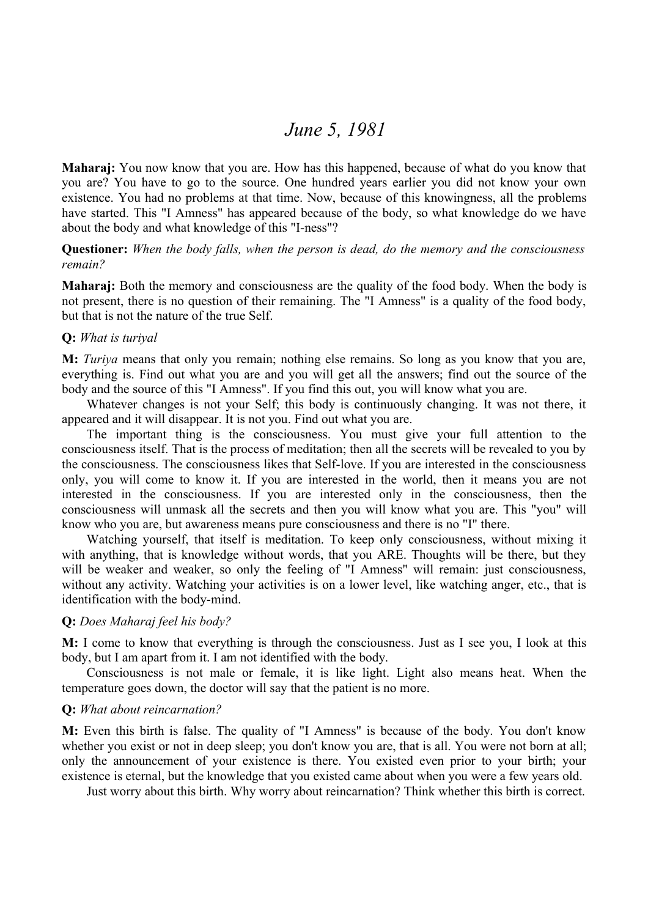## *June 5, 1981*

**Maharaj:** You now know that you are. How has this happened, because of what do you know that you are? You have to go to the source. One hundred years earlier you did not know your own existence. You had no problems at that time. Now, because of this knowingness, all the problems have started. This "I Amness" has appeared because of the body, so what knowledge do we have about the body and what knowledge of this "I-ness"?

**Questioner:** *When the body falls, when the person is dead, do the memory and the consciousness remain?*

**Maharaj:** Both the memory and consciousness are the quality of the food body. When the body is not present, there is no question of their remaining. The "I Amness" is a quality of the food body, but that is not the nature of the true Self.

**Q:** *What is turiyal*

**M:** *Turiya* means that only you remain; nothing else remains. So long as you know that you are, everything is. Find out what you are and you will get all the answers; find out the source of the body and the source of this "I Amness". If you find this out, you will know what you are.

Whatever changes is not your Self; this body is continuously changing. It was not there, it appeared and it will disappear. It is not you. Find out what you are.

The important thing is the consciousness. You must give your full attention to the consciousness itself. That is the process of meditation; then all the secrets will be revealed to you by the consciousness. The consciousness likes that Self-love. If you are interested in the consciousness only, you will come to know it. If you are interested in the world, then it means you are not interested in the consciousness. If you are interested only in the consciousness, then the consciousness will unmask all the secrets and then you will know what you are. This "you" will know who you are, but awareness means pure consciousness and there is no "I" there.

Watching yourself, that itself is meditation. To keep only consciousness, without mixing it with anything, that is knowledge without words, that you ARE. Thoughts will be there, but they will be weaker and weaker, so only the feeling of "I Amness" will remain: just consciousness, without any activity. Watching your activities is on a lower level, like watching anger, etc., that is identification with the body-mind.

**Q:** *Does Maharaj feel his body?*

**M:** I come to know that everything is through the consciousness. Just as I see you, I look at this body, but I am apart from it. I am not identified with the body.

Consciousness is not male or female, it is like light. Light also means heat. When the temperature goes down, the doctor will say that the patient is no more.

**Q:** *What about reincarnation?*

**M:** Even this birth is false. The quality of "I Amness" is because of the body. You don't know whether you exist or not in deep sleep; you don't know you are, that is all. You were not born at all; only the announcement of your existence is there. You existed even prior to your birth; your existence is eternal, but the knowledge that you existed came about when you were a few years old.

Just worry about this birth. Why worry about reincarnation? Think whether this birth is correct.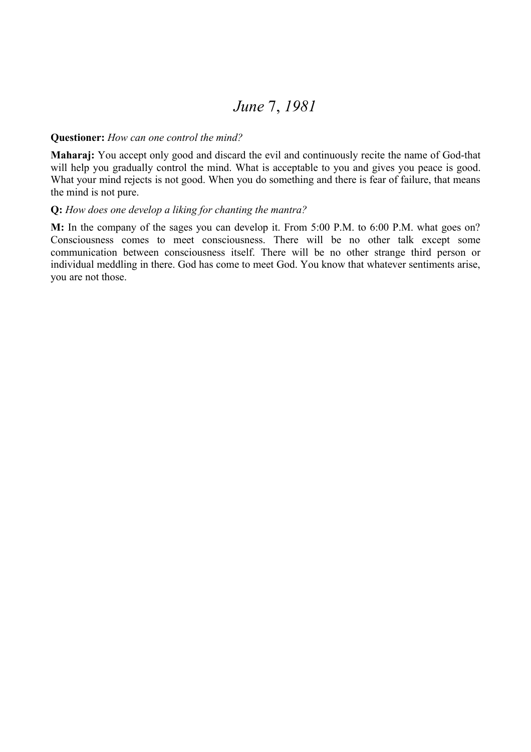# *June 7, 1981*

**Questioner:** *How can one control the mind?*

**Maharaj:** You accept only good and discard the evil and continuously recite the name of God-that will help you gradually control the mind. What is acceptable to you and gives you peace is good. What your mind rejects is not good. When you do something and there is fear of failure, that means the mind is not pure.

**Q:** *How does one develop a liking for chanting the mantra?*

**M:** In the company of the sages you can develop it. From 5:00 P.M. to 6:00 P.M. what goes on? Consciousness comes to meet consciousness. There will be no other talk except some communication between consciousness itself. There will be no other strange third person or individual meddling in there. God has come to meet God. You know that whatever sentiments arise, you are not those.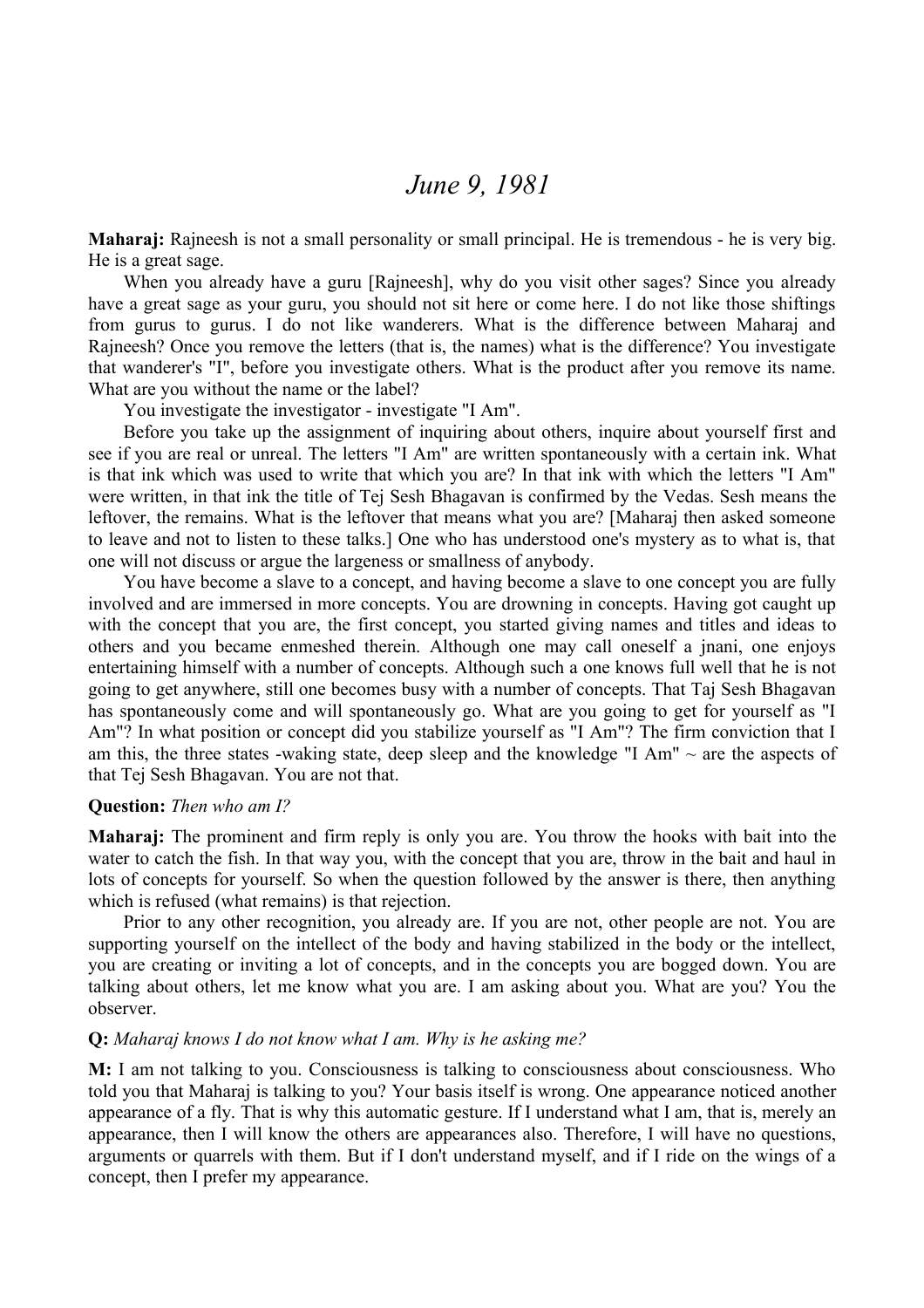# *June 9, 1981*

**Maharaj:** Rajneesh is not a small personality or small principal. He is tremendous - he is very big. He is a great sage.

When you already have a guru [Rajneesh], why do you visit other sages? Since you already have a great sage as your guru, you should not sit here or come here. I do not like those shiftings from gurus to gurus. I do not like wanderers. What is the difference between Maharaj and Rajneesh? Once you remove the letters (that is, the names) what is the difference? You investigate that wanderer's "I", before you investigate others. What is the product after you remove its name. What are you without the name or the label?

You investigate the investigator - investigate "I Am".

Before you take up the assignment of inquiring about others, inquire about yourself first and see if you are real or unreal. The letters "I Am" are written spontaneously with a certain ink. What is that ink which was used to write that which you are? In that ink with which the letters "I Am" were written, in that ink the title of Tej Sesh Bhagavan is confirmed by the Vedas. Sesh means the leftover, the remains. What is the leftover that means what you are? [Maharaj then asked someone to leave and not to listen to these talks.] One who has understood one's mystery as to what is, that one will not discuss or argue the largeness or smallness of anybody.

You have become a slave to a concept, and having become a slave to one concept you are fully involved and are immersed in more concepts. You are drowning in concepts. Having got caught up with the concept that you are, the first concept, you started giving names and titles and ideas to others and you became enmeshed therein. Although one may call oneself a jnani, one enjoys entertaining himself with a number of concepts. Although such a one knows full well that he is not going to get anywhere, still one becomes busy with a number of concepts. That Taj Sesh Bhagavan has spontaneously come and will spontaneously go. What are you going to get for yourself as "I Am"? In what position or concept did you stabilize yourself as "I Am"? The firm conviction that I am this, the three states -waking state, deep sleep and the knowledge "I Am" ~ are the aspects of that Tej Sesh Bhagavan. You are not that.

**Question:** *Then who am I?*

**Maharaj:** The prominent and firm reply is only you are. You throw the hooks with bait into the water to catch the fish. In that way you, with the concept that you are, throw in the bait and haul in lots of concepts for yourself. So when the question followed by the answer is there, then anything which is refused (what remains) is that rejection.

Prior to any other recognition, you already are. If you are not, other people are not. You are supporting yourself on the intellect of the body and having stabilized in the body or the intellect, you are creating or inviting a lot of concepts, and in the concepts you are bogged down. You are talking about others, let me know what you are. I am asking about you. What are you? You the observer.

**Q:** *Maharaj knows I do not know what I am. Why is he asking me?*

**M:** I am not talking to you. Consciousness is talking to consciousness about consciousness. Who told you that Maharaj is talking to you? Your basis itself is wrong. One appearance noticed another appearance of a fly. That is why this automatic gesture. If I understand what I am, that is, merely an appearance, then I will know the others are appearances also. Therefore, I will have no questions, arguments or quarrels with them. But if I don't understand myself, and if I ride on the wings of a concept, then I prefer my appearance.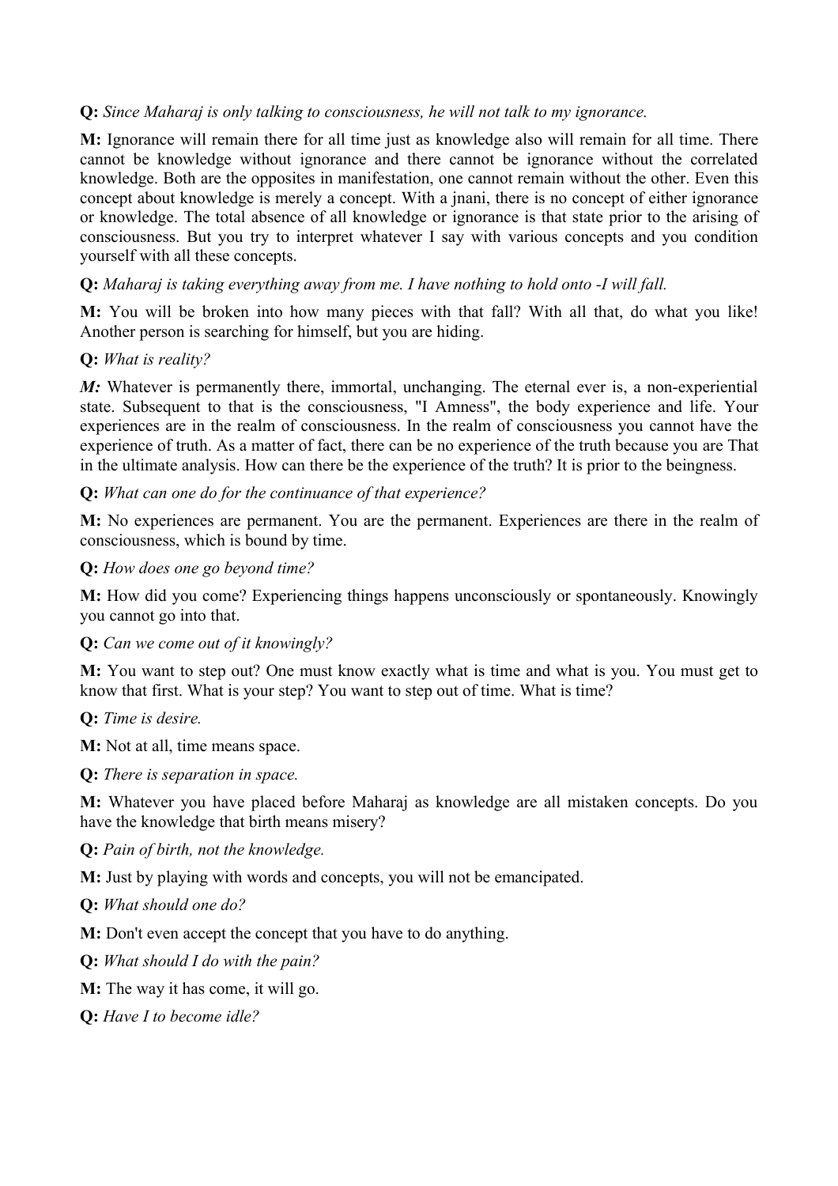**Q:** *Since Maharaj is only talking to consciousness, he will not talk to my ignorance.*

**M:** Ignorance will remain there for all time just as knowledge also will remain for all time. There cannot be knowledge without ignorance and there cannot be ignorance without the correlated knowledge. Both are the opposites in manifestation, one cannot remain without the other. Even this concept about knowledge is merely a concept. With a jnani, there is no concept of either ignorance or knowledge. The total absence of all knowledge or ignorance is that state prior to the arising of consciousness. But you try to interpret whatever I say with various concepts and you condition yourself with all these concepts.

**Q:** *Maharaj is taking everything away from me. I have nothing to hold onto -I will fall.*

**M:** You will be broken into how many pieces with that fall? With all that, do what you like! Another person is searching for himself, but you are hiding.

**Q:** *What is reality?*

***M:*** Whatever is permanently there, immortal, unchanging. The eternal ever is, a non-experiential state. Subsequent to that is the consciousness, "I Amness", the body experience and life. Your experiences are in the realm of consciousness. In the realm of consciousness you cannot have the experience of truth. As a matter of fact, there can be no experience of the truth because you are That in the ultimate analysis. How can there be the experience of the truth? It is prior to the beingness.

**Q:** *What can one do for the continuance of that experience?*

**M:** No experiences are permanent. You are the permanent. Experiences are there in the realm of consciousness, which is bound by time.

**Q:** *How does one go beyond time?*

**M:** How did you come? Experiencing things happens unconsciously or spontaneously. Knowingly you cannot go into that.

**Q:** *Can we come out of it knowingly?*

**M:** You want to step out? One must know exactly what is time and what is you. You must get to know that first. What is your step? You want to step out of time. What is time?

**Q:** *Time is desire.*

**M:** Not at all, time means space.

**Q:** *There is separation in space.*

**M:** Whatever you have placed before Maharaj as knowledge are all mistaken concepts. Do you have the knowledge that birth means misery?

**Q:** *Pain of birth, not the knowledge.*

**M:** Just by playing with words and concepts, you will not be emancipated.

**Q:** *What should one do?*

**M:** Don't even accept the concept that you have to do anything.

**Q:** *What should I do with the pain?*

**M:** The way it has come, it will go.

**Q:** *Have I to become idle?*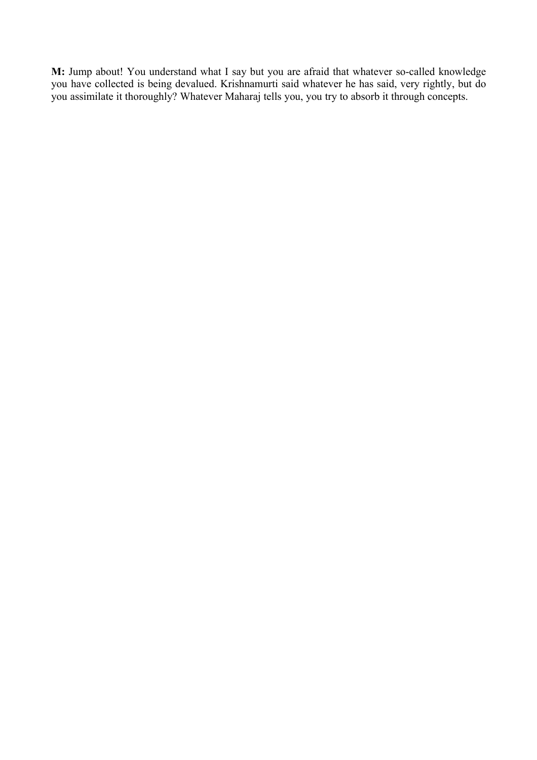**M:** Jump about! You understand what I say but you are afraid that whatever so-called knowledge you have collected is being devalued. Krishnamurti said whatever he has said, very rightly, but do you assimilate it thoroughly? Whatever Maharaj tells you, you try to absorb it through concepts.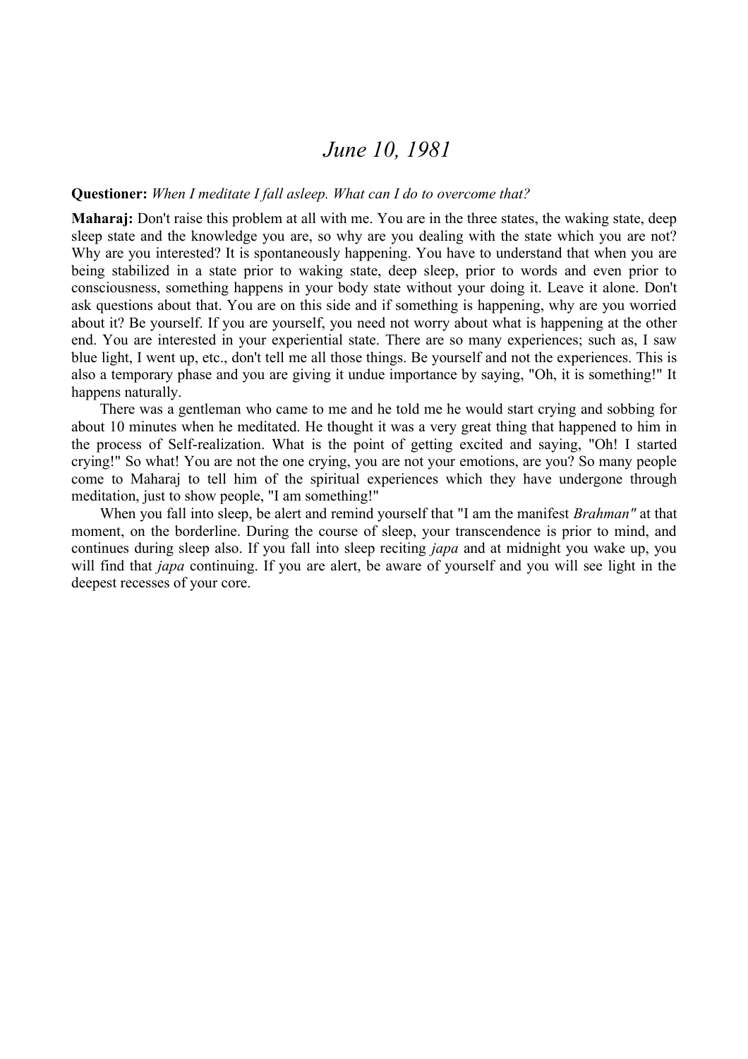# *June 10, 1981*

**Questioner:** *When I meditate I fall asleep. What can I do to overcome that?*

**Maharaj:** Don't raise this problem at all with me. You are in the three states, the waking state, deep sleep state and the knowledge you are, so why are you dealing with the state which you are not? Why are you interested? It is spontaneously happening. You have to understand that when you are being stabilized in a state prior to waking state, deep sleep, prior to words and even prior to consciousness, something happens in your body state without your doing it. Leave it alone. Don't ask questions about that. You are on this side and if something is happening, why are you worried about it? Be yourself. If you are yourself, you need not worry about what is happening at the other end. You are interested in your experiential state. There are so many experiences; such as, I saw blue light, I went up, etc., don't tell me all those things. Be yourself and not the experiences. This is also a temporary phase and you are giving it undue importance by saying, "Oh, it is something!" It happens naturally.

There was a gentleman who came to me and he told me he would start crying and sobbing for about 10 minutes when he meditated. He thought it was a very great thing that happened to him in the process of Self-realization. What is the point of getting excited and saying, "Oh! I started crying!" So what! You are not the one crying, you are not your emotions, are you? So many people come to Maharaj to tell him of the spiritual experiences which they have undergone through meditation, just to show people, "I am something!"

When you fall into sleep, be alert and remind yourself that "I am the manifest *Brahman"* at that moment, on the borderline. During the course of sleep, your transcendence is prior to mind, and continues during sleep also. If you fall into sleep reciting *japa* and at midnight you wake up, you will find that *japa* continuing. If you are alert, be aware of yourself and you will see light in the deepest recesses of your core.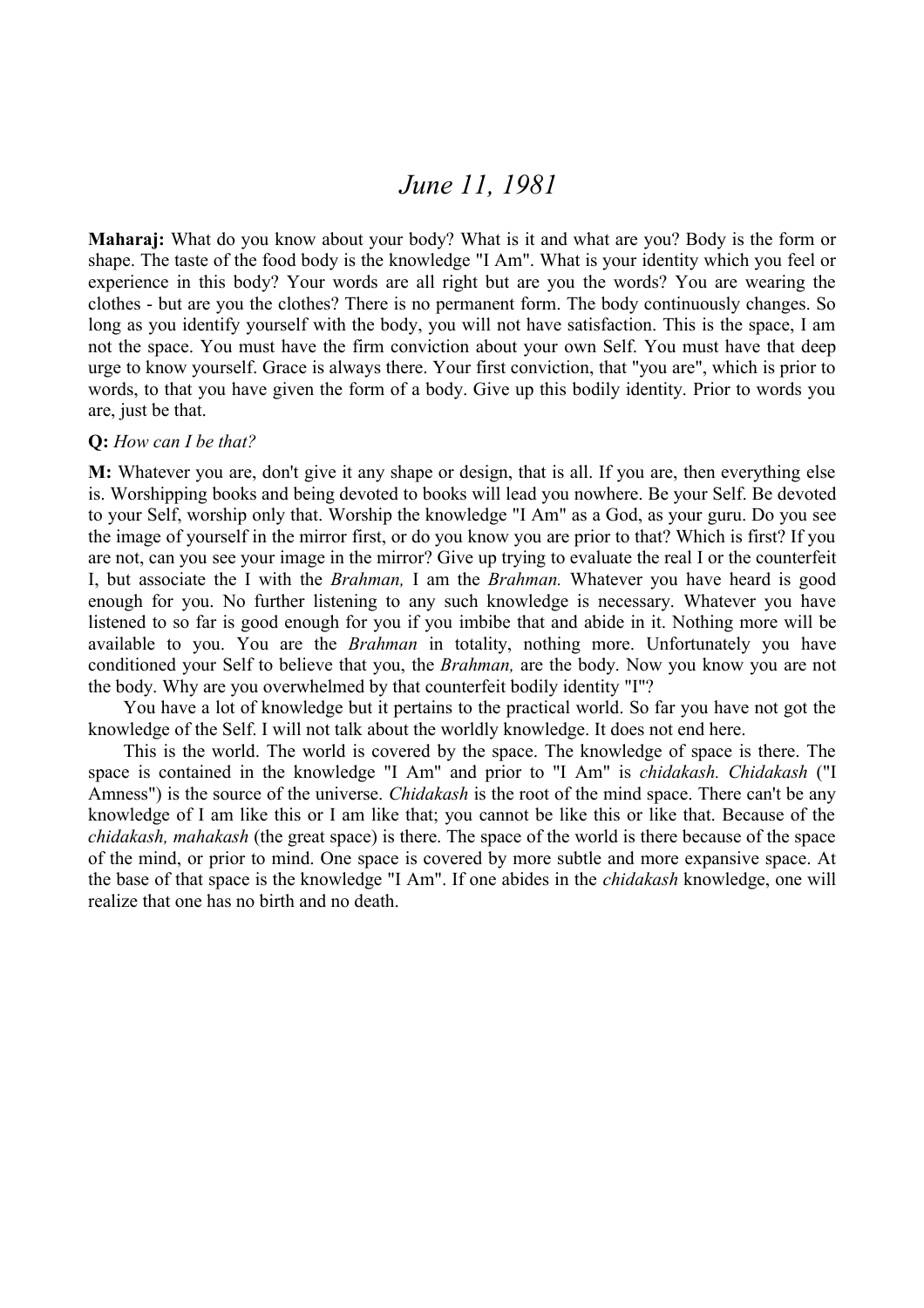# *June 11, 1981*

**Maharaj:** What do you know about your body? What is it and what are you? Body is the form or shape. The taste of the food body is the knowledge "I Am". What is your identity which you feel or experience in this body? Your words are all right but are you the words? You are wearing the clothes - but are you the clothes? There is no permanent form. The body continuously changes. So long as you identify yourself with the body, you will not have satisfaction. This is the space, I am not the space. You must have the firm conviction about your own Self. You must have that deep urge to know yourself. Grace is always there. Your first conviction, that "you are", which is prior to words, to that you have given the form of a body. Give up this bodily identity. Prior to words you are, just be that.

**Q:** *How can I be that?*

**M:** Whatever you are, don't give it any shape or design, that is all. If you are, then everything else is. Worshipping books and being devoted to books will lead you nowhere. Be your Self. Be devoted to your Self, worship only that. Worship the knowledge "I Am" as a God, as your guru. Do you see the image of yourself in the mirror first, or do you know you are prior to that? Which is first? If you are not, can you see your image in the mirror? Give up trying to evaluate the real I or the counterfeit I, but associate the I with the *Brahman,* I am the *Brahman.* Whatever you have heard is good enough for you. No further listening to any such knowledge is necessary. Whatever you have listened to so far is good enough for you if you imbibe that and abide in it. Nothing more will be available to you. You are the *Brahman* in totality, nothing more. Unfortunately you have conditioned your Self to believe that you, the *Brahman,* are the body. Now you know you are not the body. Why are you overwhelmed by that counterfeit bodily identity "I"?

You have a lot of knowledge but it pertains to the practical world. So far you have not got the knowledge of the Self. I will not talk about the worldly knowledge. It does not end here.

This is the world. The world is covered by the space. The knowledge of space is there. The space is contained in the knowledge "I Am" and prior to "I Am" is *chidakash. Chidakash* ("I Amness") is the source of the universe. *Chidakash* is the root of the mind space. There can't be any knowledge of I am like this or I am like that; you cannot be like this or like that. Because of the *chidakash, mahakash* (the great space) is there. The space of the world is there because of the space of the mind, or prior to mind. One space is covered by more subtle and more expansive space. At the base of that space is the knowledge "I Am". If one abides in the *chidakash* knowledge, one will realize that one has no birth and no death.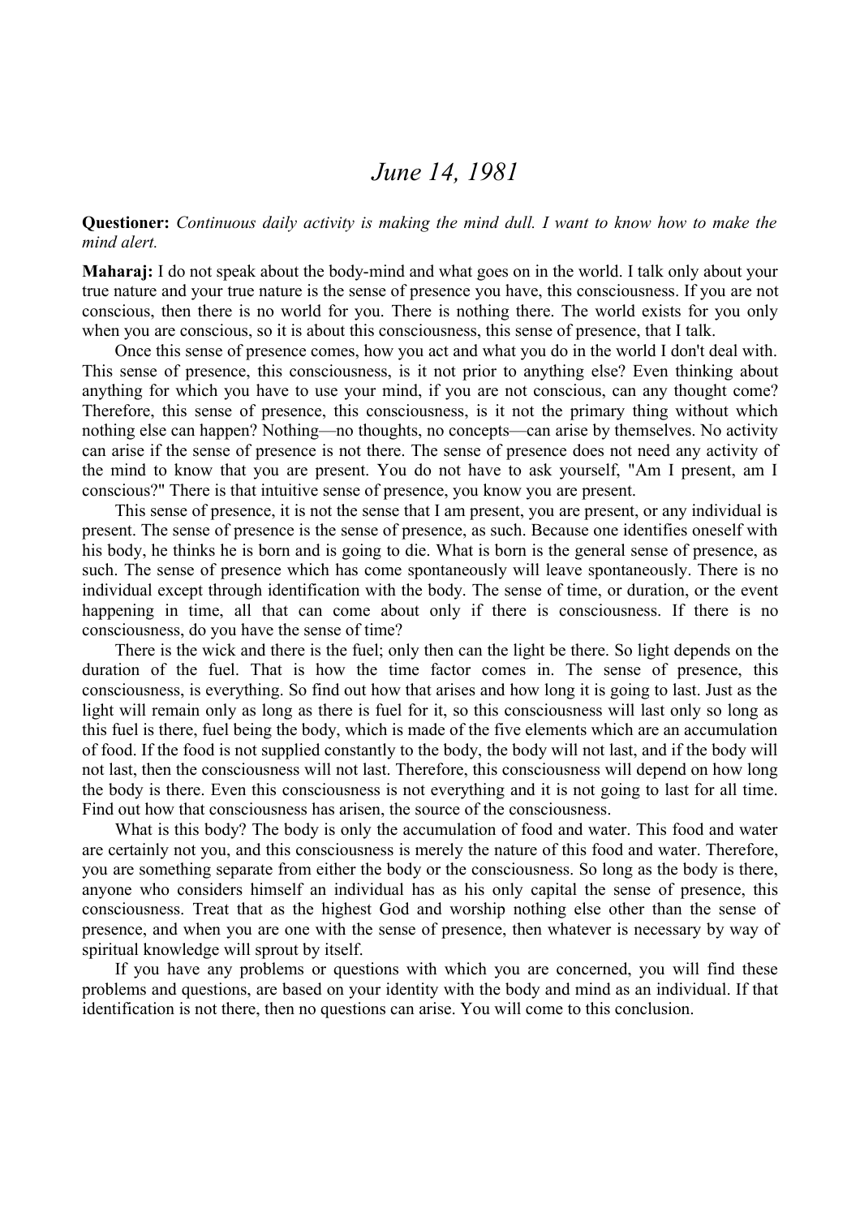# *June 14, 1981*

**Questioner:** *Continuous daily activity is making the mind dull. I want to know how to make the mind alert.*

**Maharaj:** I do not speak about the body-mind and what goes on in the world. I talk only about your true nature and your true nature is the sense of presence you have, this consciousness. If you are not conscious, then there is no world for you. There is nothing there. The world exists for you only when you are conscious, so it is about this consciousness, this sense of presence, that I talk.

Once this sense of presence comes, how you act and what you do in the world I don't deal with. This sense of presence, this consciousness, is it not prior to anything else? Even thinking about anything for which you have to use your mind, if you are not conscious, can any thought come? Therefore, this sense of presence, this consciousness, is it not the primary thing without which nothing else can happen? Nothing—no thoughts, no concepts—can arise by themselves. No activity can arise if the sense of presence is not there. The sense of presence does not need any activity of the mind to know that you are present. You do not have to ask yourself, "Am I present, am I conscious?" There is that intuitive sense of presence, you know you are present.

This sense of presence, it is not the sense that I am present, you are present, or any individual is present. The sense of presence is the sense of presence, as such. Because one identifies oneself with his body, he thinks he is born and is going to die. What is born is the general sense of presence, as such. The sense of presence which has come spontaneously will leave spontaneously. There is no individual except through identification with the body. The sense of time, or duration, or the event happening in time, all that can come about only if there is consciousness. If there is no consciousness, do you have the sense of time?

There is the wick and there is the fuel; only then can the light be there. So light depends on the duration of the fuel. That is how the time factor comes in. The sense of presence, this consciousness, is everything. So find out how that arises and how long it is going to last. Just as the light will remain only as long as there is fuel for it, so this consciousness will last only so long as this fuel is there, fuel being the body, which is made of the five elements which are an accumulation of food. If the food is not supplied constantly to the body, the body will not last, and if the body will not last, then the consciousness will not last. Therefore, this consciousness will depend on how long the body is there. Even this consciousness is not everything and it is not going to last for all time. Find out how that consciousness has arisen, the source of the consciousness.

What is this body? The body is only the accumulation of food and water. This food and water are certainly not you, and this consciousness is merely the nature of this food and water. Therefore, you are something separate from either the body or the consciousness. So long as the body is there, anyone who considers himself an individual has as his only capital the sense of presence, this consciousness. Treat that as the highest God and worship nothing else other than the sense of presence, and when you are one with the sense of presence, then whatever is necessary by way of spiritual knowledge will sprout by itself.

If you have any problems or questions with which you are concerned, you will find these problems and questions, are based on your identity with the body and mind as an individual. If that identification is not there, then no questions can arise. You will come to this conclusion.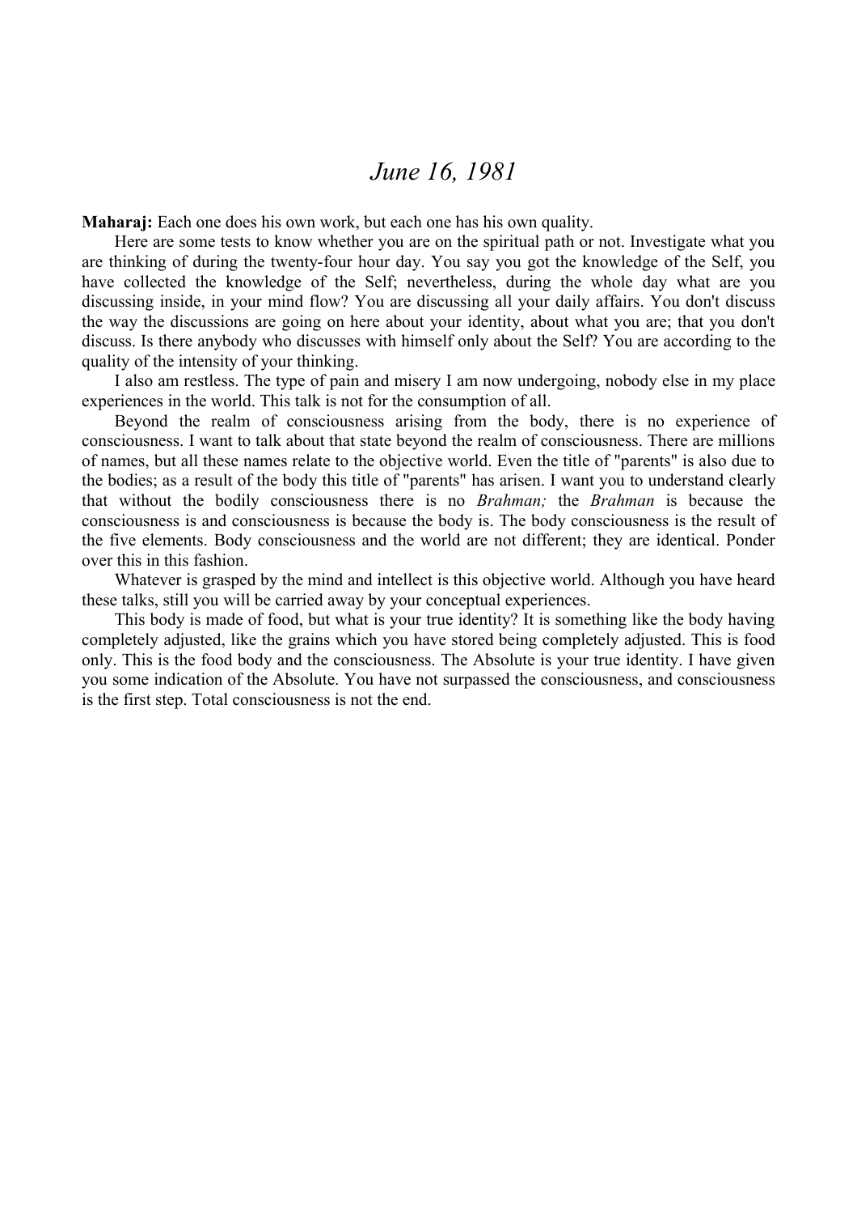# *June 16, 1981*

**Maharaj:** Each one does his own work, but each one has his own quality.

Here are some tests to know whether you are on the spiritual path or not. Investigate what you are thinking of during the twenty-four hour day. You say you got the knowledge of the Self, you have collected the knowledge of the Self; nevertheless, during the whole day what are you discussing inside, in your mind flow? You are discussing all your daily affairs. You don't discuss the way the discussions are going on here about your identity, about what you are; that you don't discuss. Is there anybody who discusses with himself only about the Self? You are according to the quality of the intensity of your thinking.

I also am restless. The type of pain and misery I am now undergoing, nobody else in my place experiences in the world. This talk is not for the consumption of all.

Beyond the realm of consciousness arising from the body, there is no experience of consciousness. I want to talk about that state beyond the realm of consciousness. There are millions of names, but all these names relate to the objective world. Even the title of "parents" is also due to the bodies; as a result of the body this title of "parents" has arisen. I want you to understand clearly that without the bodily consciousness there is no *Brahman;* the *Brahman* is because the consciousness is and consciousness is because the body is. The body consciousness is the result of the five elements. Body consciousness and the world are not different; they are identical. Ponder over this in this fashion.

Whatever is grasped by the mind and intellect is this objective world. Although you have heard these talks, still you will be carried away by your conceptual experiences.

This body is made of food, but what is your true identity? It is something like the body having completely adjusted, like the grains which you have stored being completely adjusted. This is food only. This is the food body and the consciousness. The Absolute is your true identity. I have given you some indication of the Absolute. You have not surpassed the consciousness, and consciousness is the first step. Total consciousness is not the end.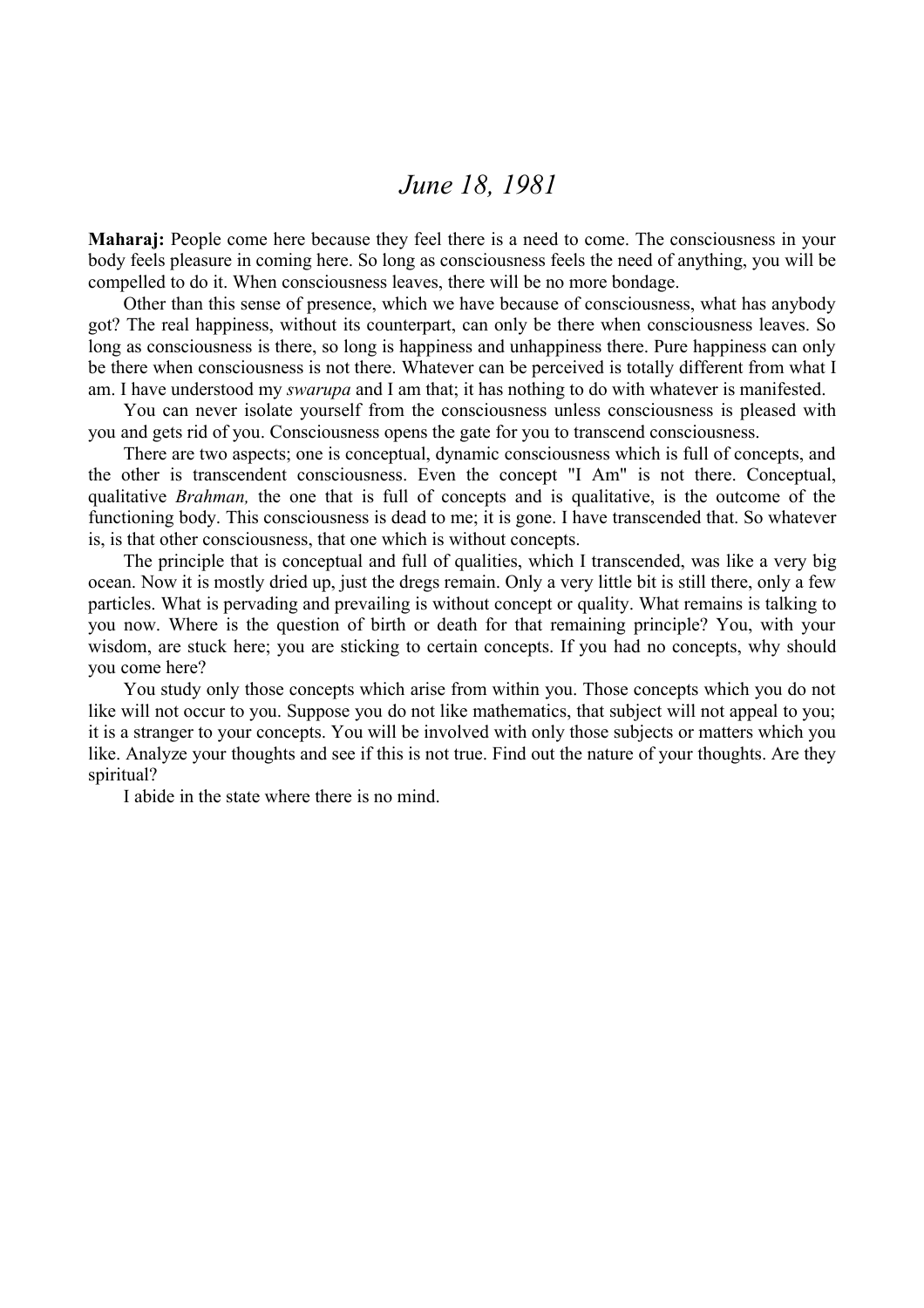# *June 18, 1981*

**Maharaj:** People come here because they feel there is a need to come. The consciousness in your body feels pleasure in coming here. So long as consciousness feels the need of anything, you will be compelled to do it. When consciousness leaves, there will be no more bondage.

Other than this sense of presence, which we have because of consciousness, what has anybody got? The real happiness, without its counterpart, can only be there when consciousness leaves. So long as consciousness is there, so long is happiness and unhappiness there. Pure happiness can only be there when consciousness is not there. Whatever can be perceived is totally different from what I am. I have understood my *swarupa* and I am that; it has nothing to do with whatever is manifested.

You can never isolate yourself from the consciousness unless consciousness is pleased with you and gets rid of you. Consciousness opens the gate for you to transcend consciousness.

There are two aspects; one is conceptual, dynamic consciousness which is full of concepts, and the other is transcendent consciousness. Even the concept "I Am" is not there. Conceptual, qualitative *Brahman,* the one that is full of concepts and is qualitative, is the outcome of the functioning body. This consciousness is dead to me; it is gone. I have transcended that. So whatever is, is that other consciousness, that one which is without concepts.

The principle that is conceptual and full of qualities, which I transcended, was like a very big ocean. Now it is mostly dried up, just the dregs remain. Only a very little bit is still there, only a few particles. What is pervading and prevailing is without concept or quality. What remains is talking to you now. Where is the question of birth or death for that remaining principle? You, with your wisdom, are stuck here; you are sticking to certain concepts. If you had no concepts, why should you come here?

You study only those concepts which arise from within you. Those concepts which you do not like will not occur to you. Suppose you do not like mathematics, that subject will not appeal to you; it is a stranger to your concepts. You will be involved with only those subjects or matters which you like. Analyze your thoughts and see if this is not true. Find out the nature of your thoughts. Are they spiritual?

I abide in the state where there is no mind.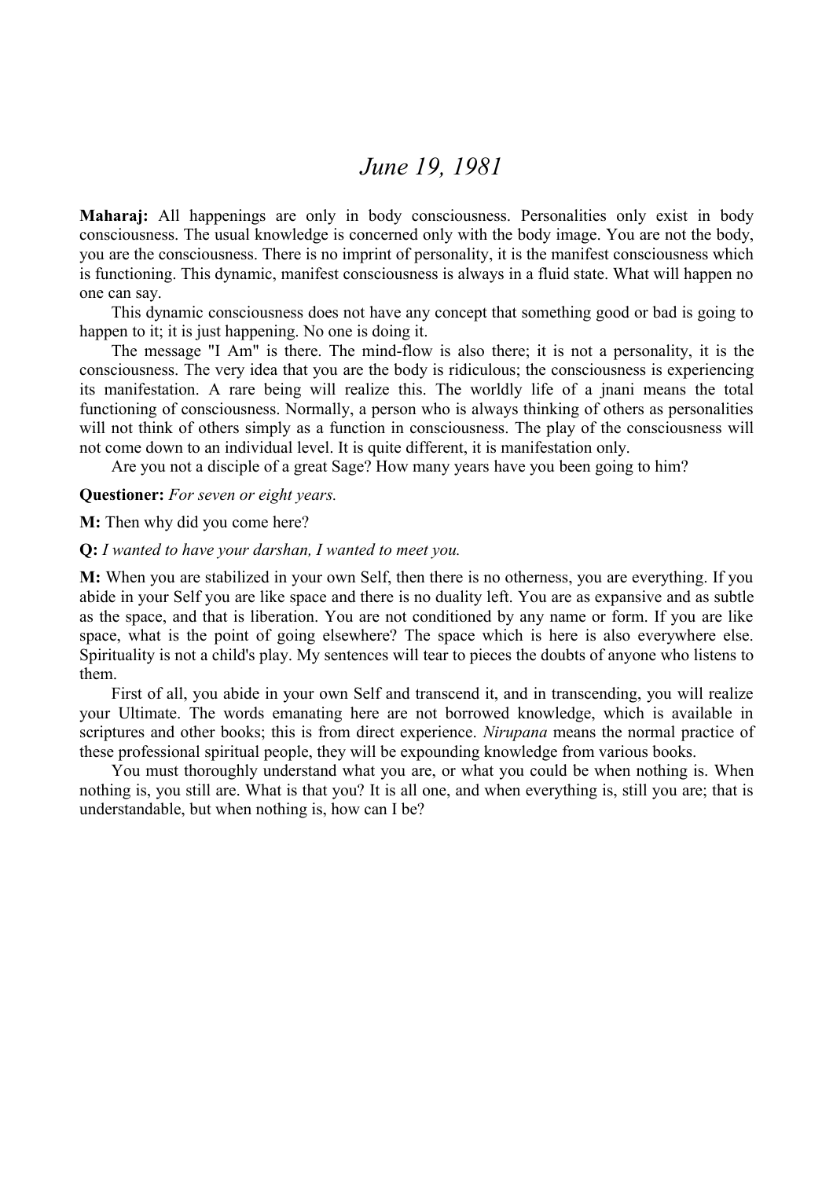# *June 19, 1981*

**Maharaj:** All happenings are only in body consciousness. Personalities only exist in body consciousness. The usual knowledge is concerned only with the body image. You are not the body, you are the consciousness. There is no imprint of personality, it is the manifest consciousness which is functioning. This dynamic, manifest consciousness is always in a fluid state. What will happen no one can say.

This dynamic consciousness does not have any concept that something good or bad is going to happen to it; it is just happening. No one is doing it.

The message "I Am" is there. The mind-flow is also there; it is not a personality, it is the consciousness. The very idea that you are the body is ridiculous; the consciousness is experiencing its manifestation. A rare being will realize this. The worldly life of a jnani means the total functioning of consciousness. Normally, a person who is always thinking of others as personalities will not think of others simply as a function in consciousness. The play of the consciousness will not come down to an individual level. It is quite different, it is manifestation only.

Are you not a disciple of a great Sage? How many years have you been going to him?

**Questioner:** *For seven or eight years.*

**M:** Then why did you come here?

**Q:** *I wanted to have your darshan, I wanted to meet you.*

**M:** When you are stabilized in your own Self, then there is no otherness, you are everything. If you abide in your Self you are like space and there is no duality left. You are as expansive and as subtle as the space, and that is liberation. You are not conditioned by any name or form. If you are like space, what is the point of going elsewhere? The space which is here is also everywhere else. Spirituality is not a child's play. My sentences will tear to pieces the doubts of anyone who listens to them.

First of all, you abide in your own Self and transcend it, and in transcending, you will realize your Ultimate. The words emanating here are not borrowed knowledge, which is available in scriptures and other books; this is from direct experience. *Nirupana* means the normal practice of these professional spiritual people, they will be expounding knowledge from various books.

You must thoroughly understand what you are, or what you could be when nothing is. When nothing is, you still are. What is that you? It is all one, and when everything is, still you are; that is understandable, but when nothing is, how can I be?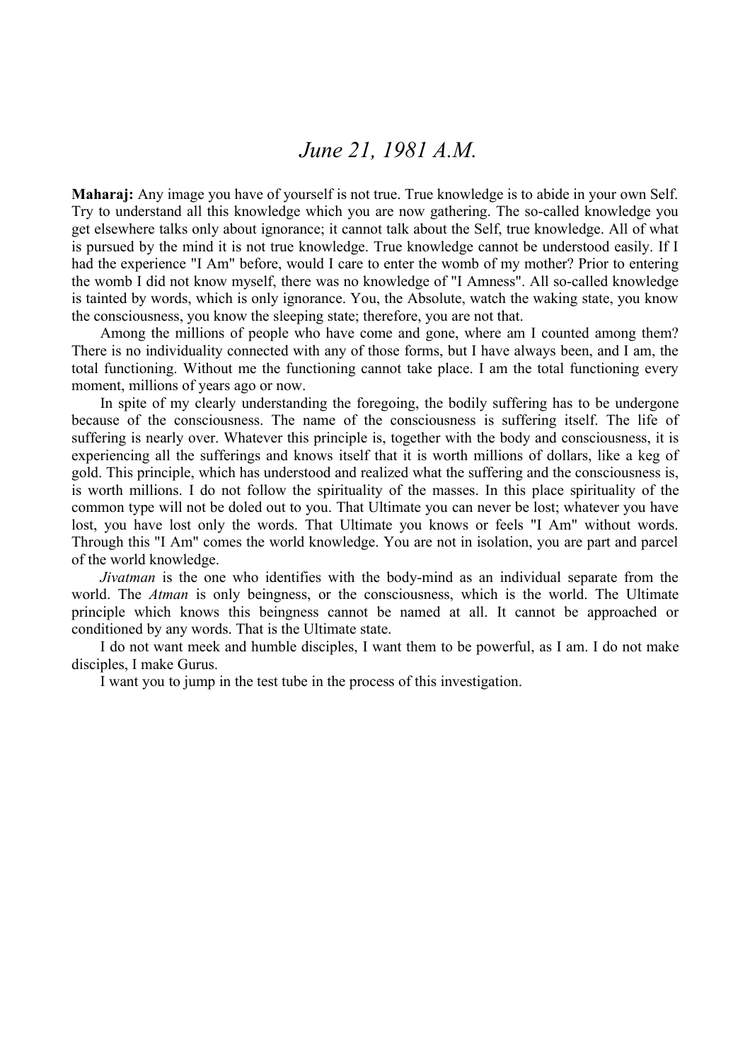# *June 21, 1981 A.M.*

**Maharaj:** Any image you have of yourself is not true. True knowledge is to abide in your own Self. Try to understand all this knowledge which you are now gathering. The so-called knowledge you get elsewhere talks only about ignorance; it cannot talk about the Self, true knowledge. All of what is pursued by the mind it is not true knowledge. True knowledge cannot be understood easily. If I had the experience "I Am" before, would I care to enter the womb of my mother? Prior to entering the womb I did not know myself, there was no knowledge of "I Amness". All so-called knowledge is tainted by words, which is only ignorance. You, the Absolute, watch the waking state, you know the consciousness, you know the sleeping state; therefore, you are not that.

Among the millions of people who have come and gone, where am I counted among them? There is no individuality connected with any of those forms, but I have always been, and I am, the total functioning. Without me the functioning cannot take place. I am the total functioning every moment, millions of years ago or now.

In spite of my clearly understanding the foregoing, the bodily suffering has to be undergone because of the consciousness. The name of the consciousness is suffering itself. The life of suffering is nearly over. Whatever this principle is, together with the body and consciousness, it is experiencing all the sufferings and knows itself that it is worth millions of dollars, like a keg of gold. This principle, which has understood and realized what the suffering and the consciousness is, is worth millions. I do not follow the spirituality of the masses. In this place spirituality of the common type will not be doled out to you. That Ultimate you can never be lost; whatever you have lost, you have lost only the words. That Ultimate you knows or feels "I Am" without words. Through this "I Am" comes the world knowledge. You are not in isolation, you are part and parcel of the world knowledge.

*Jivatman* is the one who identifies with the body-mind as an individual separate from the world. The *Atman* is only beingness, or the consciousness, which is the world. The Ultimate principle which knows this beingness cannot be named at all. It cannot be approached or conditioned by any words. That is the Ultimate state.

I do not want meek and humble disciples, I want them to be powerful, as I am. I do not make disciples, I make Gurus.

I want you to jump in the test tube in the process of this investigation.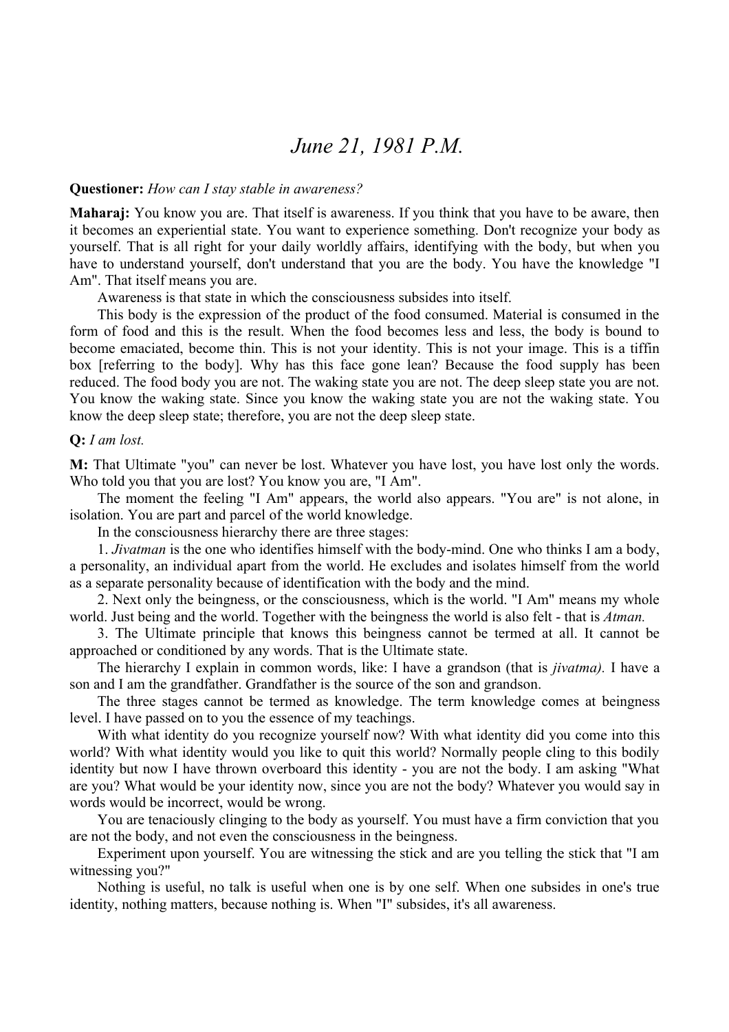# *June 21, 1981 P.M.*

**Questioner:** *How can I stay stable in awareness?*

**Maharaj:** You know you are. That itself is awareness. If you think that you have to be aware, then it becomes an experiential state. You want to experience something. Don't recognize your body as yourself. That is all right for your daily worldly affairs, identifying with the body, but when you have to understand yourself, don't understand that you are the body. You have the knowledge "I Am". That itself means you are.

Awareness is that state in which the consciousness subsides into itself.

This body is the expression of the product of the food consumed. Material is consumed in the form of food and this is the result. When the food becomes less and less, the body is bound to become emaciated, become thin. This is not your identity. This is not your image. This is a tiffin box [referring to the body]. Why has this face gone lean? Because the food supply has been reduced. The food body you are not. The waking state you are not. The deep sleep state you are not. You know the waking state. Since you know the waking state you are not the waking state. You know the deep sleep state; therefore, you are not the deep sleep state.

**Q:** *I am lost.*

**M:** That Ultimate "you" can never be lost. Whatever you have lost, you have lost only the words. Who told you that you are lost? You know you are, "I Am".

The moment the feeling "I Am" appears, the world also appears. "You are" is not alone, in isolation. You are part and parcel of the world knowledge.

In the consciousness hierarchy there are three stages:

1. *Jivatman* is the one who identifies himself with the body-mind. One who thinks I am a body, a personality, an individual apart from the world. He excludes and isolates himself from the world as a separate personality because of identification with the body and the mind.

2. Next only the beingness, or the consciousness, which is the world. "I Am" means my whole world. Just being and the world. Together with the beingness the world is also felt - that is *Atman.*

3. The Ultimate principle that knows this beingness cannot be termed at all. It cannot be approached or conditioned by any words. That is the Ultimate state.

The hierarchy I explain in common words, like: I have a grandson (that is *jivatma).* I have a son and I am the grandfather. Grandfather is the source of the son and grandson.

The three stages cannot be termed as knowledge. The term knowledge comes at beingness level. I have passed on to you the essence of my teachings.

With what identity do you recognize yourself now? With what identity did you come into this world? With what identity would you like to quit this world? Normally people cling to this bodily identity but now I have thrown overboard this identity - you are not the body. I am asking "What are you? What would be your identity now, since you are not the body? Whatever you would say in words would be incorrect, would be wrong.

You are tenaciously clinging to the body as yourself. You must have a firm conviction that you are not the body, and not even the consciousness in the beingness.

Experiment upon yourself. You are witnessing the stick and are you telling the stick that "I am witnessing you?"

Nothing is useful, no talk is useful when one is by one self. When one subsides in one's true identity, nothing matters, because nothing is. When "I" subsides, it's all awareness.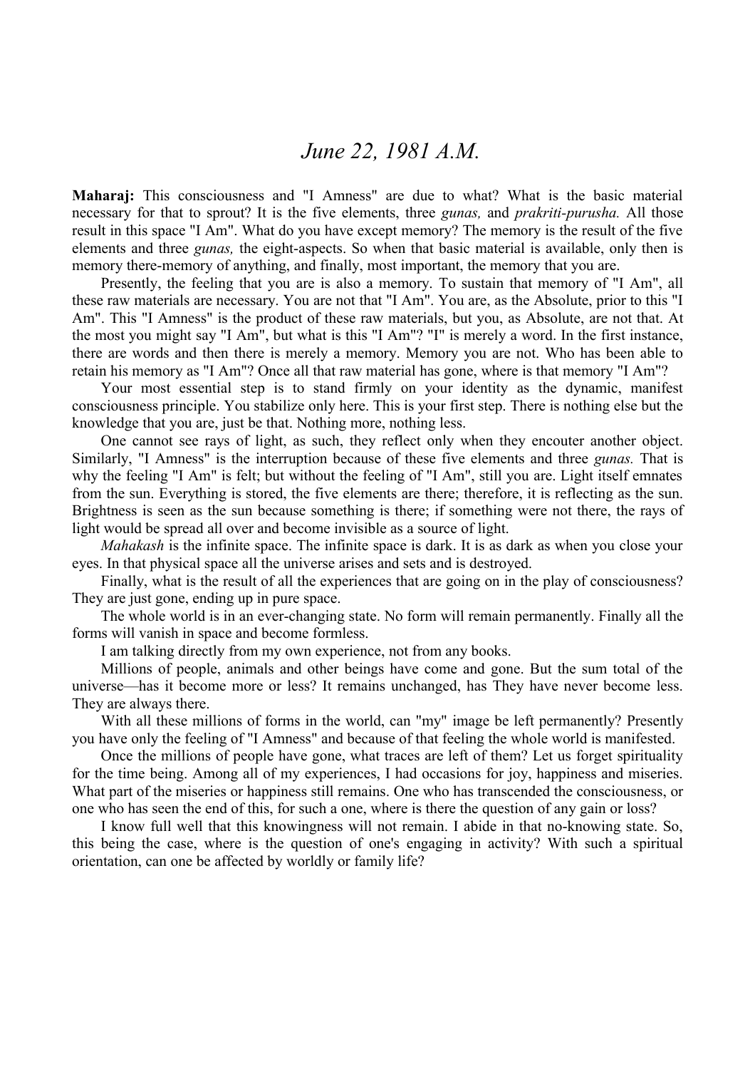# *June 22, 1981 A.M.*

**Maharaj:** This consciousness and "I Amness" are due to what? What is the basic material necessary for that to sprout? It is the five elements, three *gunas,* and *prakriti-purusha.* All those result in this space "I Am". What do you have except memory? The memory is the result of the five elements and three *gunas,* the eight-aspects. So when that basic material is available, only then is memory there-memory of anything, and finally, most important, the memory that you are.

Presently, the feeling that you are is also a memory. To sustain that memory of "I Am", all these raw materials are necessary. You are not that "I Am". You are, as the Absolute, prior to this "I Am". This "I Amness" is the product of these raw materials, but you, as Absolute, are not that. At the most you might say "I Am", but what is this "I Am"? "I" is merely a word. In the first instance, there are words and then there is merely a memory. Memory you are not. Who has been able to retain his memory as "I Am"? Once all that raw material has gone, where is that memory "I Am"?

Your most essential step is to stand firmly on your identity as the dynamic, manifest consciousness principle. You stabilize only here. This is your first step. There is nothing else but the knowledge that you are, just be that. Nothing more, nothing less.

One cannot see rays of light, as such, they reflect only when they encouter another object. Similarly, "I Amness" is the interruption because of these five elements and three *gunas.* That is why the feeling "I Am" is felt; but without the feeling of "I Am", still you are. Light itself emnates from the sun. Everything is stored, the five elements are there; therefore, it is reflecting as the sun. Brightness is seen as the sun because something is there; if something were not there, the rays of light would be spread all over and become invisible as a source of light.

*Mahakash* is the infinite space. The infinite space is dark. It is as dark as when you close your eyes. In that physical space all the universe arises and sets and is destroyed.

Finally, what is the result of all the experiences that are going on in the play of consciousness? They are just gone, ending up in pure space.

The whole world is in an ever-changing state. No form will remain permanently. Finally all the forms will vanish in space and become formless.

I am talking directly from my own experience, not from any books.

Millions of people, animals and other beings have come and gone. But the sum total of the universe—has it become more or less? It remains unchanged, has They have never become less. They are always there.

With all these millions of forms in the world, can "my" image be left permanently? Presently you have only the feeling of "I Amness" and because of that feeling the whole world is manifested.

Once the millions of people have gone, what traces are left of them? Let us forget spirituality for the time being. Among all of my experiences, I had occasions for joy, happiness and miseries. What part of the miseries or happiness still remains. One who has transcended the consciousness, or one who has seen the end of this, for such a one, where is there the question of any gain or loss?

I know full well that this knowingness will not remain. I abide in that no-knowing state. So, this being the case, where is the question of one's engaging in activity? With such a spiritual orientation, can one be affected by worldly or family life?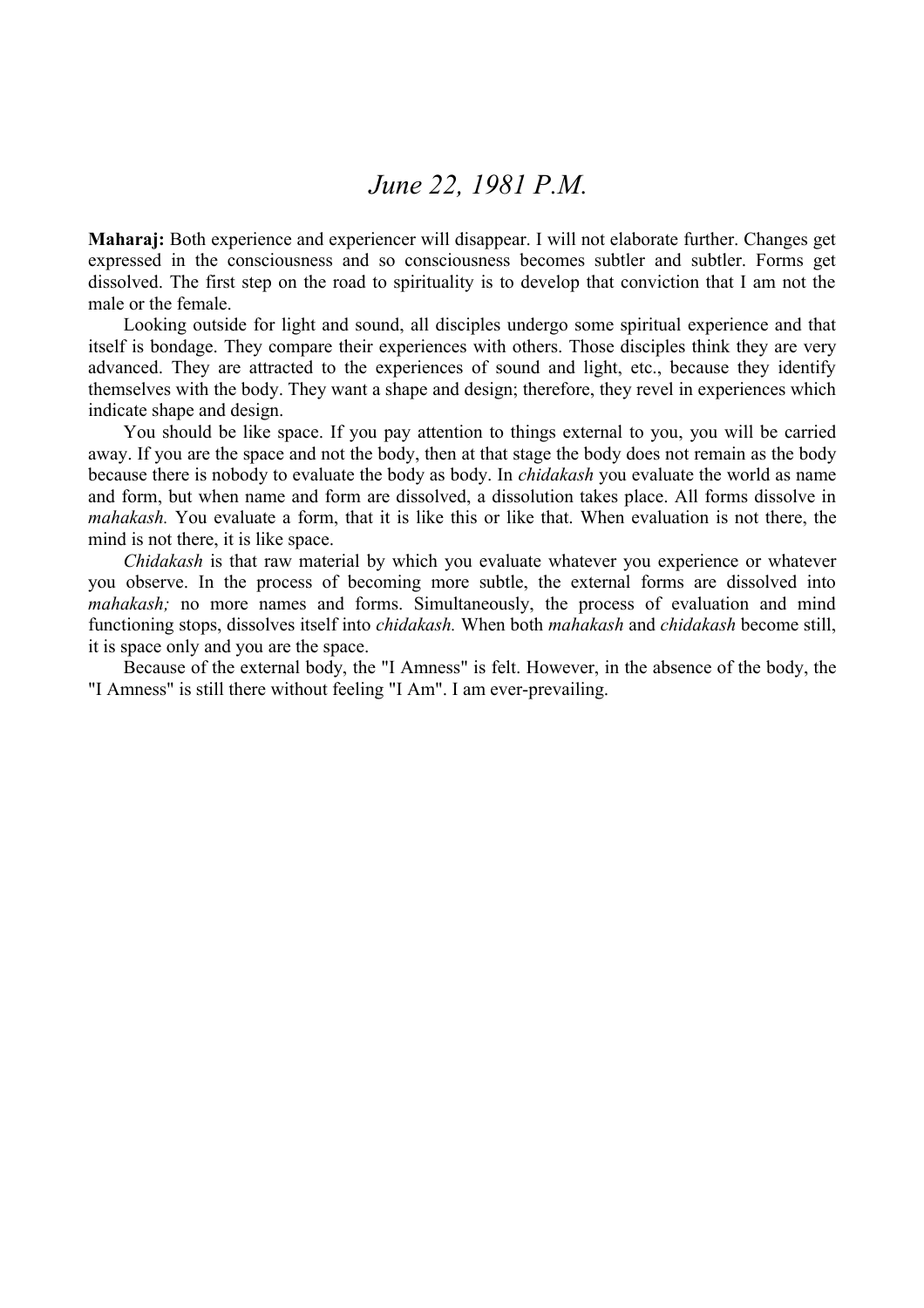# *June 22, 1981 P.M.*

**Maharaj:** Both experience and experiencer will disappear. I will not elaborate further. Changes get expressed in the consciousness and so consciousness becomes subtler and subtler. Forms get dissolved. The first step on the road to spirituality is to develop that conviction that I am not the male or the female.

Looking outside for light and sound, all disciples undergo some spiritual experience and that itself is bondage. They compare their experiences with others. Those disciples think they are very advanced. They are attracted to the experiences of sound and light, etc., because they identify themselves with the body. They want a shape and design; therefore, they revel in experiences which indicate shape and design.

You should be like space. If you pay attention to things external to you, you will be carried away. If you are the space and not the body, then at that stage the body does not remain as the body because there is nobody to evaluate the body as body. In *chidakash* you evaluate the world as name and form, but when name and form are dissolved, a dissolution takes place. All forms dissolve in *mahakash.* You evaluate a form, that it is like this or like that. When evaluation is not there, the mind is not there, it is like space.

*Chidakash* is that raw material by which you evaluate whatever you experience or whatever you observe. In the process of becoming more subtle, the external forms are dissolved into *mahakash;* no more names and forms. Simultaneously, the process of evaluation and mind functioning stops, dissolves itself into *chidakash.* When both *mahakash* and *chidakash* become still, it is space only and you are the space.

Because of the external body, the "I Amness" is felt. However, in the absence of the body, the "I Amness" is still there without feeling "I Am". I am ever-prevailing.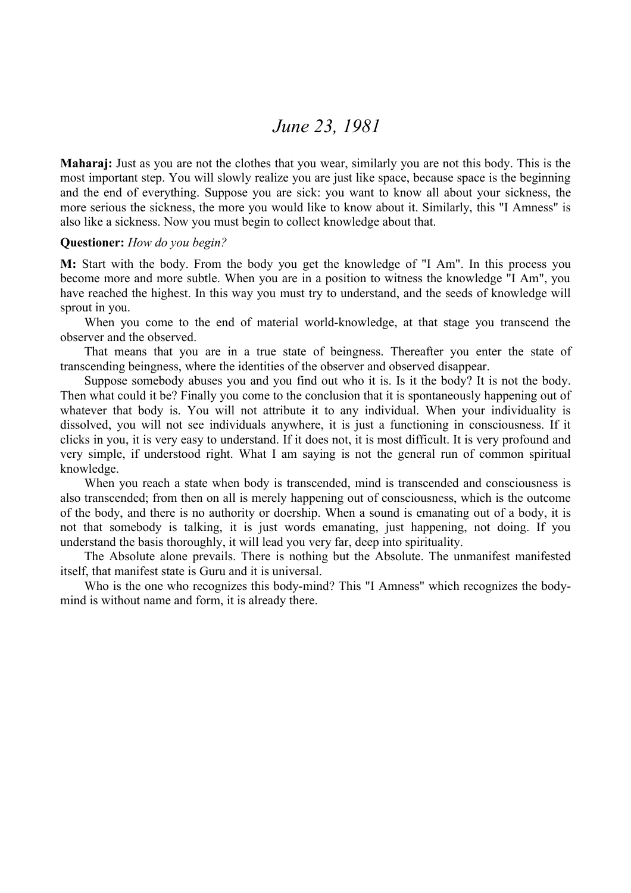# *June 23, 1981*

**Maharaj:** Just as you are not the clothes that you wear, similarly you are not this body. This is the most important step. You will slowly realize you are just like space, because space is the beginning and the end of everything. Suppose you are sick: you want to know all about your sickness, the more serious the sickness, the more you would like to know about it. Similarly, this "I Amness" is also like a sickness. Now you must begin to collect knowledge about that.

**Questioner:** *How do you begin?*

**M:** Start with the body. From the body you get the knowledge of "I Am". In this process you become more and more subtle. When you are in a position to witness the knowledge "I Am", you have reached the highest. In this way you must try to understand, and the seeds of knowledge will sprout in you.

When you come to the end of material world-knowledge, at that stage you transcend the observer and the observed.

That means that you are in a true state of beingness. Thereafter you enter the state of transcending beingness, where the identities of the observer and observed disappear.

Suppose somebody abuses you and you find out who it is. Is it the body? It is not the body. Then what could it be? Finally you come to the conclusion that it is spontaneously happening out of whatever that body is. You will not attribute it to any individual. When your individuality is dissolved, you will not see individuals anywhere, it is just a functioning in consciousness. If it clicks in you, it is very easy to understand. If it does not, it is most difficult. It is very profound and very simple, if understood right. What I am saying is not the general run of common spiritual knowledge.

When you reach a state when body is transcended, mind is transcended and consciousness is also transcended; from then on all is merely happening out of consciousness, which is the outcome of the body, and there is no authority or doership. When a sound is emanating out of a body, it is not that somebody is talking, it is just words emanating, just happening, not doing. If you understand the basis thoroughly, it will lead you very far, deep into spirituality.

The Absolute alone prevails. There is nothing but the Absolute. The unmanifest manifested itself, that manifest state is Guru and it is universal.

Who is the one who recognizes this body-mind? This "I Amness" which recognizes the body-mind is without name and form, it is already there.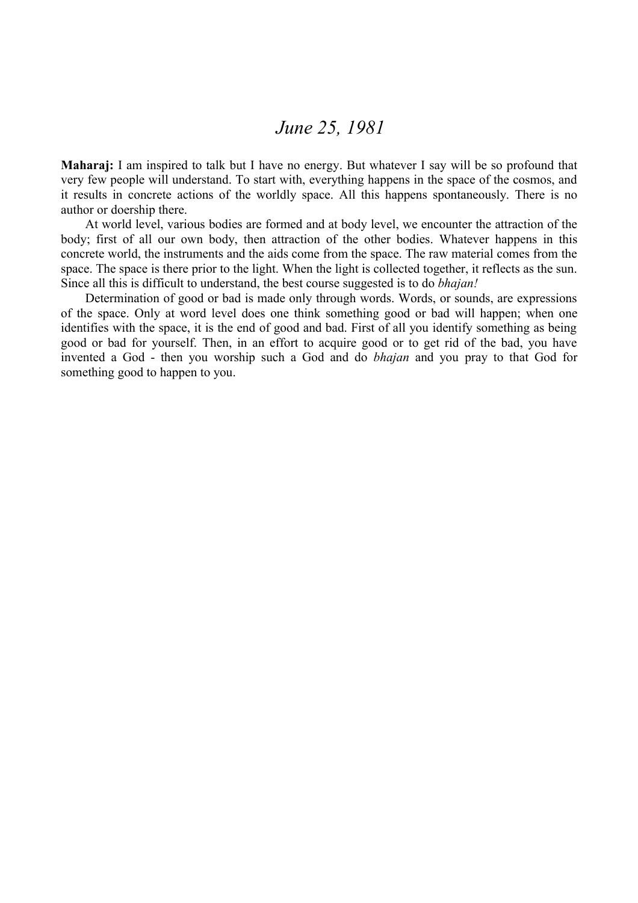# *June 25, 1981*

**Maharaj:** I am inspired to talk but I have no energy. But whatever I say will be so profound that very few people will understand. To start with, everything happens in the space of the cosmos, and it results in concrete actions of the worldly space. All this happens spontaneously. There is no author or doership there.

At world level, various bodies are formed and at body level, we encounter the attraction of the body; first of all our own body, then attraction of the other bodies. Whatever happens in this concrete world, the instruments and the aids come from the space. The raw material comes from the space. The space is there prior to the light. When the light is collected together, it reflects as the sun. Since all this is difficult to understand, the best course suggested is to do *bhajan!*

Determination of good or bad is made only through words. Words, or sounds, are expressions of the space. Only at word level does one think something good or bad will happen; when one identifies with the space, it is the end of good and bad. First of all you identify something as being good or bad for yourself. Then, in an effort to acquire good or to get rid of the bad, you have invented a God - then you worship such a God and do *bhajan* and you pray to that God for something good to happen to you.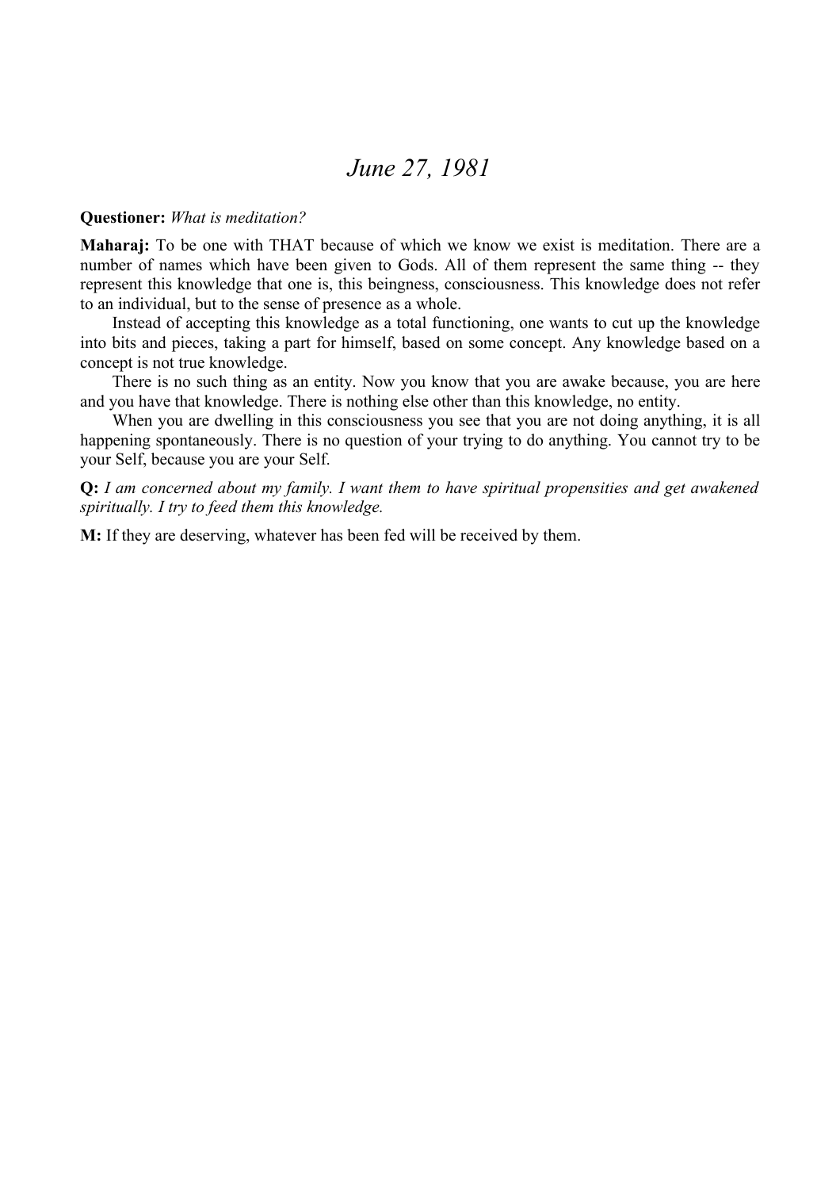# *June 27, 1981*

**Questioner:** *What is meditation?*

**Maharaj:** To be one with THAT because of which we know we exist is meditation. There are a number of names which have been given to Gods. All of them represent the same thing -- they represent this knowledge that one is, this beingness, consciousness. This knowledge does not refer to an individual, but to the sense of presence as a whole.

Instead of accepting this knowledge as a total functioning, one wants to cut up the knowledge into bits and pieces, taking a part for himself, based on some concept. Any knowledge based on a concept is not true knowledge.

There is no such thing as an entity. Now you know that you are awake because, you are here and you have that knowledge. There is nothing else other than this knowledge, no entity.

When you are dwelling in this consciousness you see that you are not doing anything, it is all happening spontaneously. There is no question of your trying to do anything. You cannot try to be your Self, because you are your Self.

**Q:** *I am concerned about my family. I want them to have spiritual propensities and get awakened spiritually. I try to feed them this knowledge.*

**M:** If they are deserving, whatever has been fed will be received by them.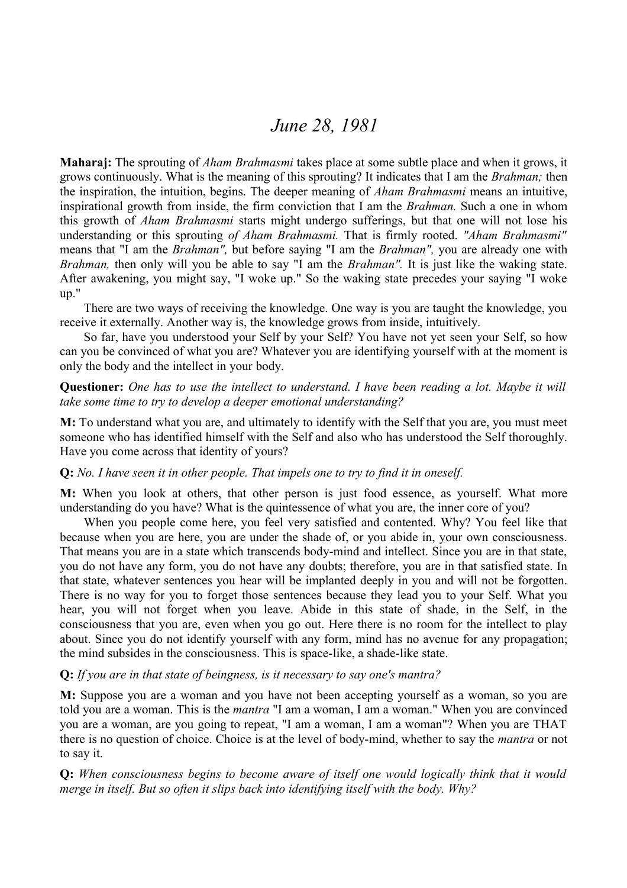# *June 28, 1981*

**Maharaj:** The sprouting of *Aham Brahmasmi* takes place at some subtle place and when it grows, it grows continuously. What is the meaning of this sprouting? It indicates that I am the *Brahman;* then the inspiration, the intuition, begins. The deeper meaning of *Aham Brahmasmi* means an intuitive, inspirational growth from inside, the firm conviction that I am the *Brahman.* Such a one in whom this growth of *Aham Brahmasmi* starts might undergo sufferings, but that one will not lose his understanding or this sprouting *of Aham Brahmasmi.* That is firmly rooted. *"Aham Brahmasmi"* means that "I am the *Brahman",* but before saying "I am the *Brahman",* you are already one with *Brahman,* then only will you be able to say "I am the *Brahman".* It is just like the waking state. After awakening, you might say, "I woke up." So the waking state precedes your saying "I woke up."

There are two ways of receiving the knowledge. One way is you are taught the knowledge, you receive it externally. Another way is, the knowledge grows from inside, intuitively.

So far, have you understood your Self by your Self? You have not yet seen your Self, so how can you be convinced of what you are? Whatever you are identifying yourself with at the moment is only the body and the intellect in your body.

**Questioner:** *One has to use the intellect to understand. I have been reading a lot. Maybe it will take some time to try to develop a deeper emotional understanding?*

**M:** To understand what you are, and ultimately to identify with the Self that you are, you must meet someone who has identified himself with the Self and also who has understood the Self thoroughly. Have you come across that identity of yours?

**Q:** *No. I have seen it in other people. That impels one to try to find it in oneself.*

**M:** When you look at others, that other person is just food essence, as yourself. What more understanding do you have? What is the quintessence of what you are, the inner core of you?

When you people come here, you feel very satisfied and contented. Why? You feel like that because when you are here, you are under the shade of, or you abide in, your own consciousness. That means you are in a state which transcends body-mind and intellect. Since you are in that state, you do not have any form, you do not have any doubts; therefore, you are in that satisfied state. In that state, whatever sentences you hear will be implanted deeply in you and will not be forgotten. There is no way for you to forget those sentences because they lead you to your Self. What you hear, you will not forget when you leave. Abide in this state of shade, in the Self, in the consciousness that you are, even when you go out. Here there is no room for the intellect to play about. Since you do not identify yourself with any form, mind has no avenue for any propagation; the mind subsides in the consciousness. This is space-like, a shade-like state.

**Q:** *If you are in that state of beingness, is it necessary to say one's mantra?*

**M:** Suppose you are a woman and you have not been accepting yourself as a woman, so you are told you are a woman. This is the *mantra* "I am a woman, I am a woman." When you are convinced you are a woman, are you going to repeat, "I am a woman, I am a woman"? When you are THAT there is no question of choice. Choice is at the level of body-mind, whether to say the *mantra* or not to say it.

**Q:** *When consciousness begins to become aware of itself one would logically think that it would merge in itself. But so often it slips back into identifying itself with the body. Why?*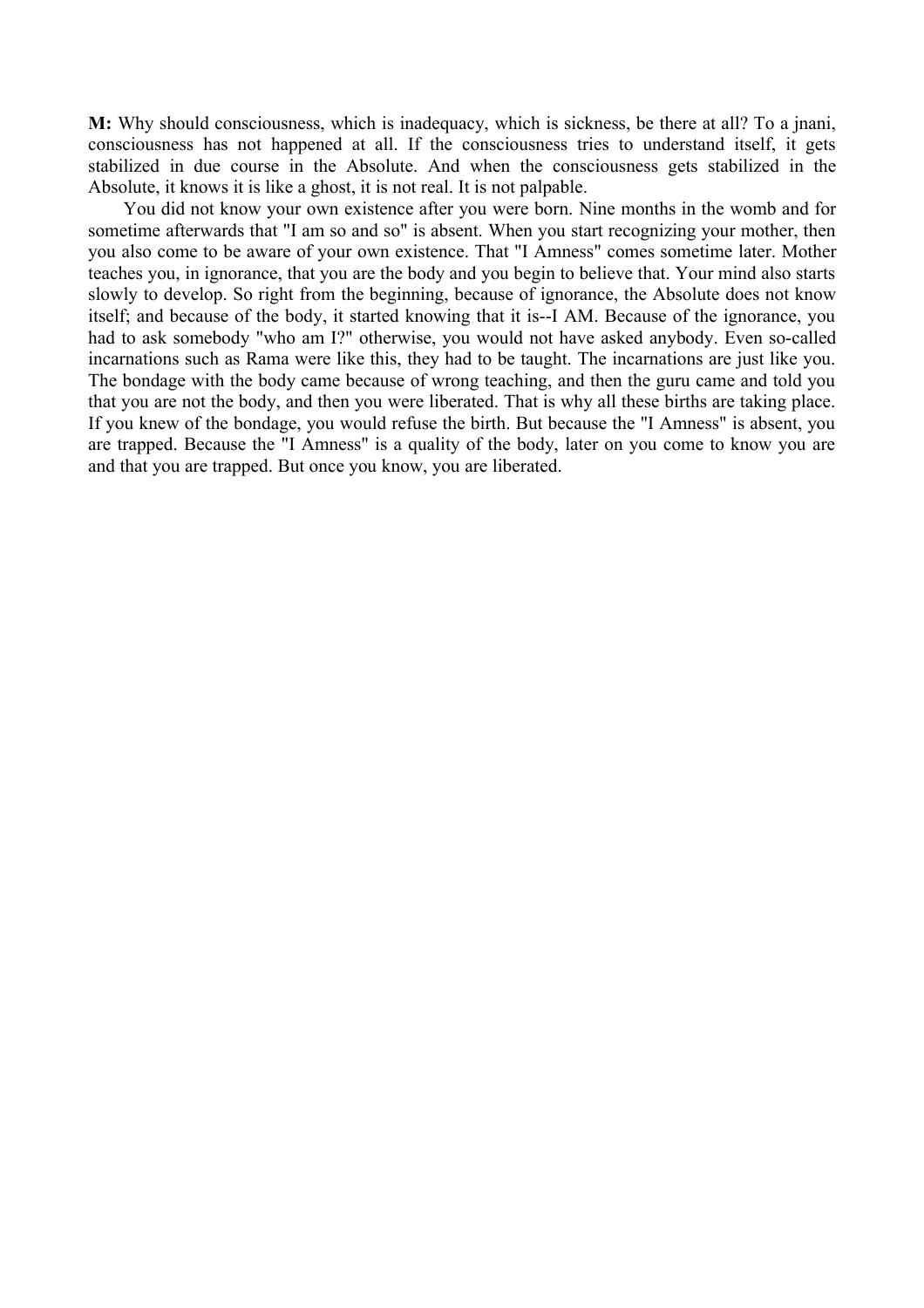**M:** Why should consciousness, which is inadequacy, which is sickness, be there at all? To a jnani, consciousness has not happened at all. If the consciousness tries to understand itself, it gets stabilized in due course in the Absolute. And when the consciousness gets stabilized in the Absolute, it knows it is like a ghost, it is not real. It is not palpable.

You did not know your own existence after you were born. Nine months in the womb and for sometime afterwards that "I am so and so" is absent. When you start recognizing your mother, then you also come to be aware of your own existence. That "I Amness" comes sometime later. Mother teaches you, in ignorance, that you are the body and you begin to believe that. Your mind also starts slowly to develop. So right from the beginning, because of ignorance, the Absolute does not know itself; and because of the body, it started knowing that it is--I AM. Because of the ignorance, you had to ask somebody "who am I?" otherwise, you would not have asked anybody. Even so-called incarnations such as Rama were like this, they had to be taught. The incarnations are just like you. The bondage with the body came because of wrong teaching, and then the guru came and told you that you are not the body, and then you were liberated. That is why all these births are taking place. If you knew of the bondage, you would refuse the birth. But because the "I Amness" is absent, you are trapped. Because the "I Amness" is a quality of the body, later on you come to know you are and that you are trapped. But once you know, you are liberated.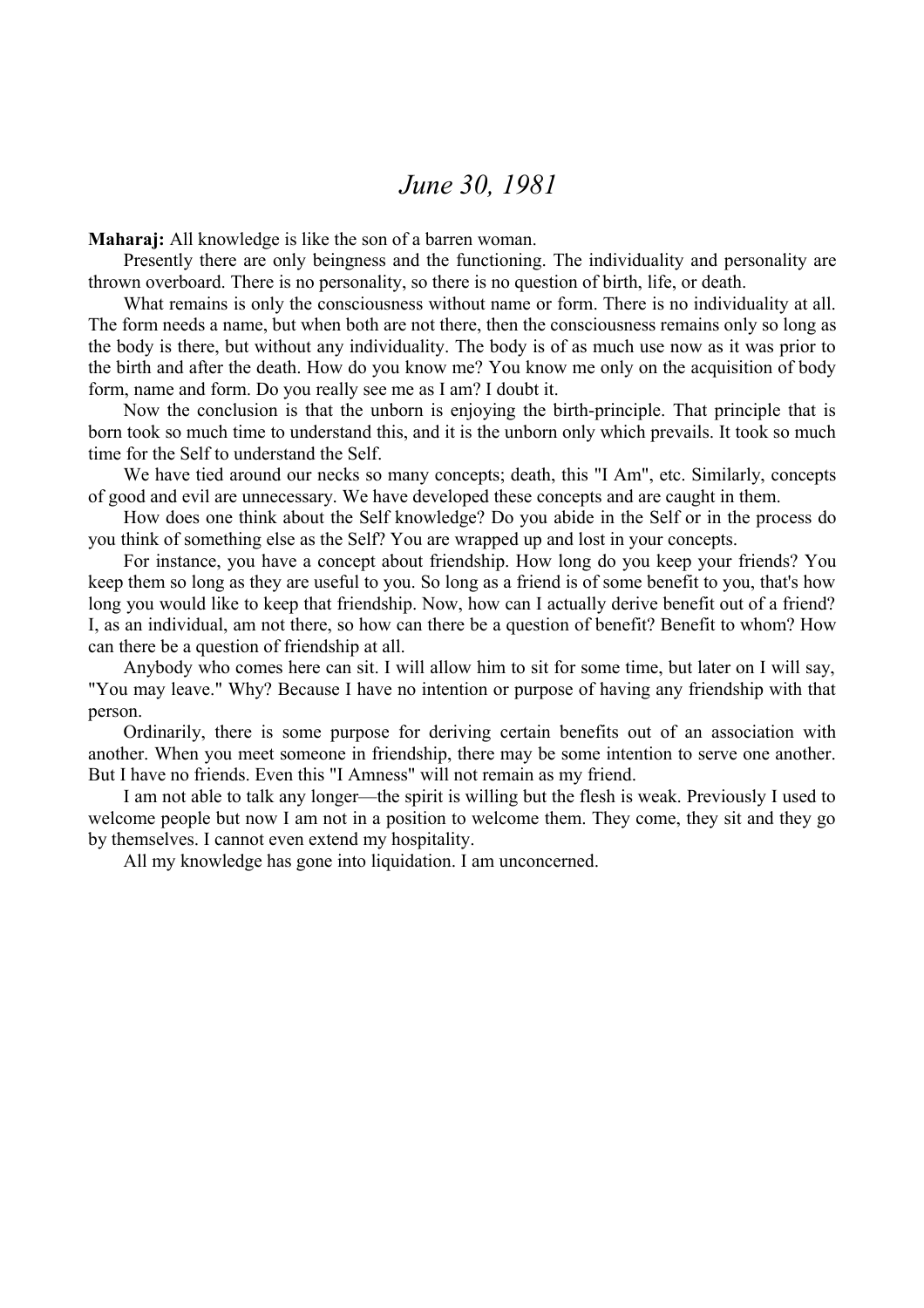# *June 30, 1981*

**Maharaj:** All knowledge is like the son of a barren woman.

Presently there are only beingness and the functioning. The individuality and personality are thrown overboard. There is no personality, so there is no question of birth, life, or death.

What remains is only the consciousness without name or form. There is no individuality at all. The form needs a name, but when both are not there, then the consciousness remains only so long as the body is there, but without any individuality. The body is of as much use now as it was prior to the birth and after the death. How do you know me? You know me only on the acquisition of body form, name and form. Do you really see me as I am? I doubt it.

Now the conclusion is that the unborn is enjoying the birth-principle. That principle that is born took so much time to understand this, and it is the unborn only which prevails. It took so much time for the Self to understand the Self.

We have tied around our necks so many concepts; death, this "I Am", etc. Similarly, concepts of good and evil are unnecessary. We have developed these concepts and are caught in them.

How does one think about the Self knowledge? Do you abide in the Self or in the process do you think of something else as the Self? You are wrapped up and lost in your concepts.

For instance, you have a concept about friendship. How long do you keep your friends? You keep them so long as they are useful to you. So long as a friend is of some benefit to you, that's how long you would like to keep that friendship. Now, how can I actually derive benefit out of a friend? I, as an individual, am not there, so how can there be a question of benefit? Benefit to whom? How can there be a question of friendship at all.

Anybody who comes here can sit. I will allow him to sit for some time, but later on I will say, "You may leave." Why? Because I have no intention or purpose of having any friendship with that person.

Ordinarily, there is some purpose for deriving certain benefits out of an association with another. When you meet someone in friendship, there may be some intention to serve one another. But I have no friends. Even this "I Amness" will not remain as my friend.

I am not able to talk any longer—the spirit is willing but the flesh is weak. Previously I used to welcome people but now I am not in a position to welcome them. They come, they sit and they go by themselves. I cannot even extend my hospitality.

All my knowledge has gone into liquidation. I am unconcerned.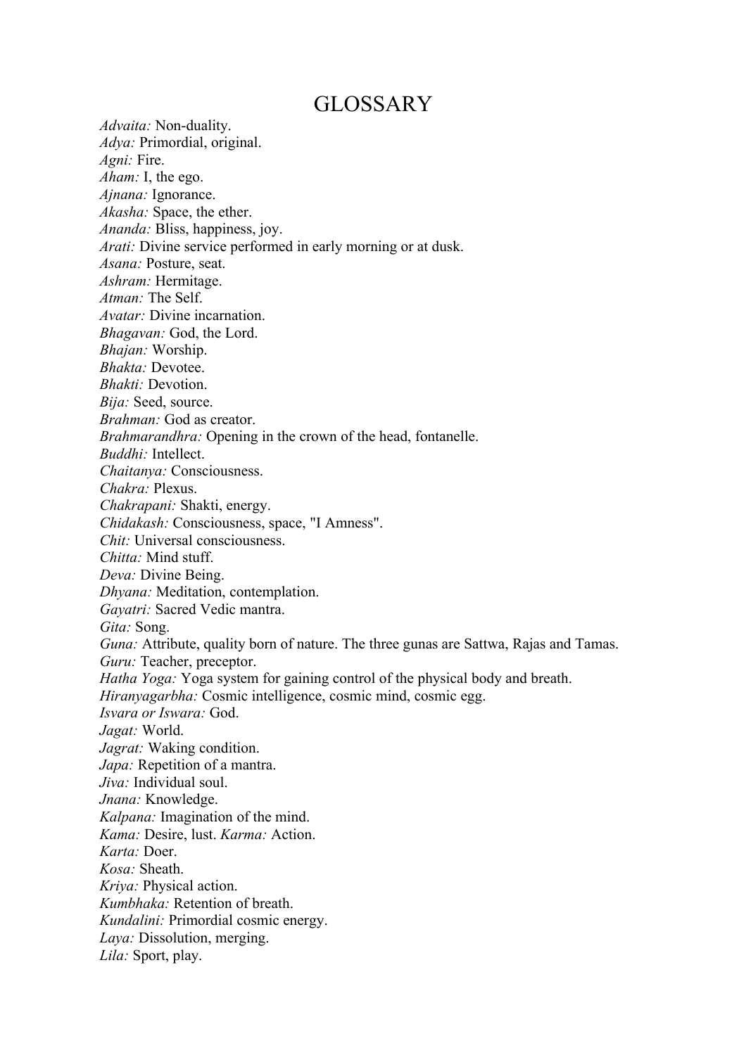# GLOSSARY

*Advaita:* Non-duality.
*Adya:* Primordial, original.
*Agni:* Fire.
*Aham:* I, the ego.
*Ajnana:* Ignorance.
*Akasha:* Space, the ether.
*Ananda:* Bliss, happiness, joy.
*Arati:* Divine service performed in early morning or at dusk.
*Asana:* Posture, seat.
*Ashram:* Hermitage.
*Atman:* The Self.
*Avatar:* Divine incarnation.
*Bhagavan:* God, the Lord.
*Bhajan:* Worship.
*Bhakta:* Devotee.
*Bhakti:* Devotion.
*Bija:* Seed, source.
*Brahman:* God as creator.
*Brahmarandhra:* Opening in the crown of the head, fontanelle.
*Buddhi:* Intellect.
*Chaitanya:* Consciousness.
*Chakra:* Plexus.
*Chakrapani:* Shakti, energy.
*Chidakash:* Consciousness, space, "I Amness".
*Chit:* Universal consciousness.
*Chitta:* Mind stuff.
*Deva:* Divine Being.
*Dhyana:* Meditation, contemplation.
*Gayatri:* Sacred Vedic mantra.
*Gita:* Song.
*Guna:* Attribute, quality born of nature. The three gunas are Sattwa, Rajas and Tamas.
*Guru:* Teacher, preceptor.
*Hatha Yoga:* Yoga system for gaining control of the physical body and breath.
*Hiranyagarbha:* Cosmic intelligence, cosmic mind, cosmic egg.
*Isvara or Iswara:* God.
*Jagat:* World.
*Jagrat:* Waking condition.
*Japa:* Repetition of a mantra.
*Jiva:* Individual soul.
*Jnana:* Knowledge.
*Kalpana:* Imagination of the mind.
*Kama:* Desire, lust. *Karma:* Action.
*Karta:* Doer.
*Kosa:* Sheath.
*Kriya:* Physical action.
*Kumbhaka:* Retention of breath.
*Kundalini:* Primordial cosmic energy.
*Laya:* Dissolution, merging.
*Lila:* Sport, play.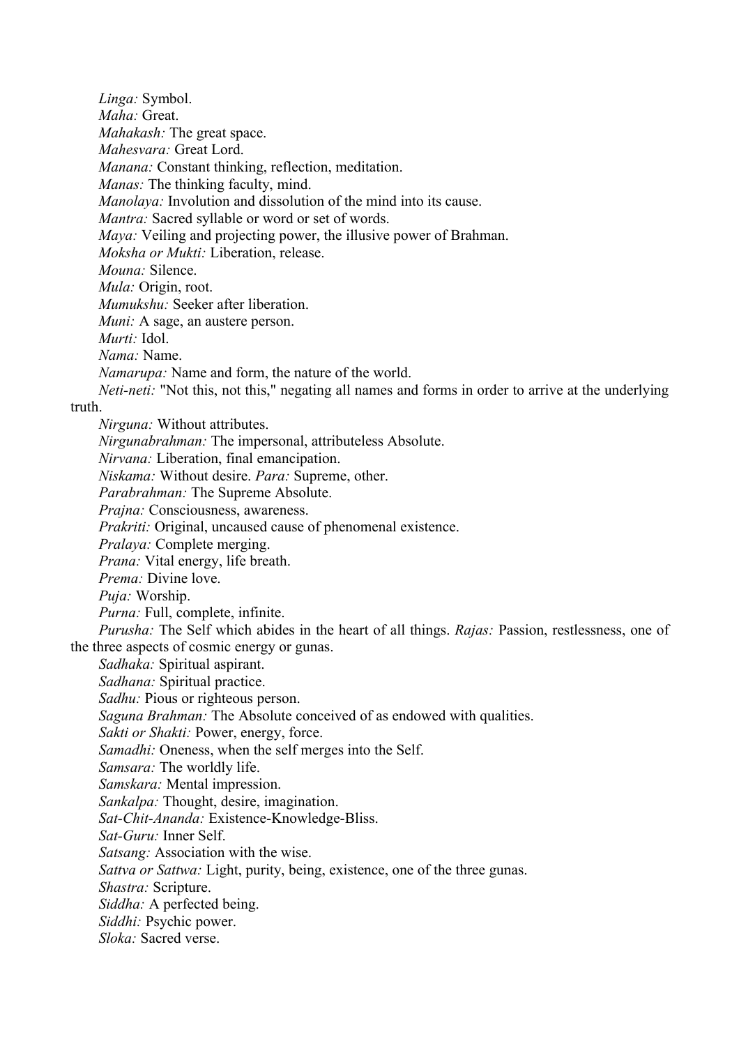*Linga:* Symbol.

*Maha:* Great.

*Mahakash:* The great space.

*Mahesvara:* Great Lord.

*Manana:* Constant thinking, reflection, meditation.

*Manas:* The thinking faculty, mind.

*Manolaya:* Involution and dissolution of the mind into its cause.

*Mantra:* Sacred syllable or word or set of words.

*Maya:* Veiling and projecting power, the illusive power of Brahman.

*Moksha or Mukti:* Liberation, release.

*Mouna:* Silence.

*Mula:* Origin, root.

*Mumukshu:* Seeker after liberation.

*Muni:* A sage, an austere person.

*Murti:* Idol.

*Nama:* Name.

*Namarupa:* Name and form, the nature of the world.

*Neti-neti:* "Not this, not this," negating all names and forms in order to arrive at the underlying truth.

*Nirguna:* Without attributes.

*Nirgunabrahman:* The impersonal, attributeless Absolute.

*Nirvana:* Liberation, final emancipation.

*Niskama:* Without desire. *Para:* Supreme, other.

*Parabrahman:* The Supreme Absolute.

*Prajna:* Consciousness, awareness.

*Prakriti:* Original, uncaused cause of phenomenal existence.

*Pralaya:* Complete merging.

*Prana:* Vital energy, life breath.

*Prema:* Divine love.

*Puja:* Worship.

*Purna:* Full, complete, infinite.

*Purusha:* The Self which abides in the heart of all things. *Rajas:* Passion, restlessness, one of the three aspects of cosmic energy or gunas.

*Sadhaka:* Spiritual aspirant.

*Sadhana:* Spiritual practice.

*Sadhu:* Pious or righteous person.

*Saguna Brahman:* The Absolute conceived of as endowed with qualities.

*Sakti or Shakti:* Power, energy, force.

*Samadhi:* Oneness, when the self merges into the Self.

*Samsara:* The worldly life.

*Samskara:* Mental impression.

*Sankalpa:* Thought, desire, imagination.

*Sat-Chit-Ananda:* Existence-Knowledge-Bliss.

*Sat-Guru:* Inner Self.

*Satsang:* Association with the wise.

*Sattva or Sattwa:* Light, purity, being, existence, one of the three gunas.

*Shastra:* Scripture.

*Siddha:* A perfected being.

*Siddhi:* Psychic power.

*Sloka:* Sacred verse.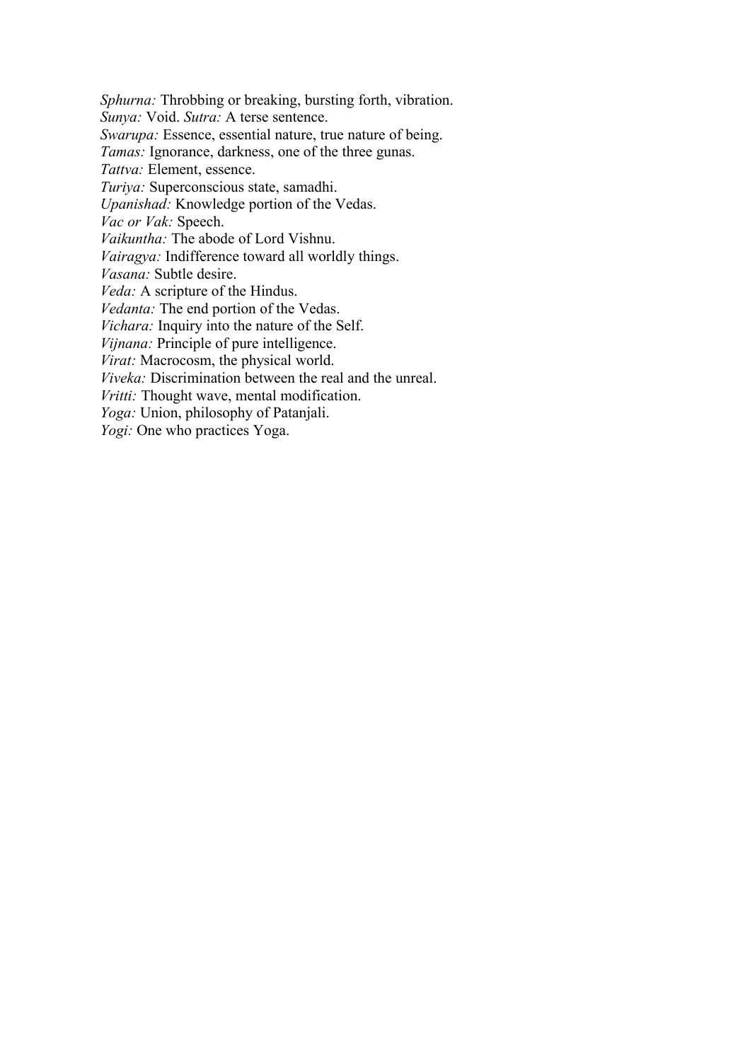*Sphurna:* Throbbing or breaking, bursting forth, vibration.
*Sunya:* Void. *Sutra:* A terse sentence.
*Swarupa:* Essence, essential nature, true nature of being.
*Tamas:* Ignorance, darkness, one of the three gunas.
*Tattva:* Element, essence.
*Turiya:* Superconscious state, samadhi.
*Upanishad:* Knowledge portion of the Vedas.
*Vac or Vak:* Speech.
*Vaikuntha:* The abode of Lord Vishnu.
*Vairagya:* Indifference toward all worldly things.
*Vasana:* Subtle desire.
*Veda:* A scripture of the Hindus.
*Vedanta:* The end portion of the Vedas.
*Vichara:* Inquiry into the nature of the Self.
*Vijnana:* Principle of pure intelligence.
*Virat:* Macrocosm, the physical world.
*Viveka:* Discrimination between the real and the unreal.
*Vritti:* Thought wave, mental modification.
*Yoga:* Union, philosophy of Patanjali.
*Yogi:* One who practices Yoga.